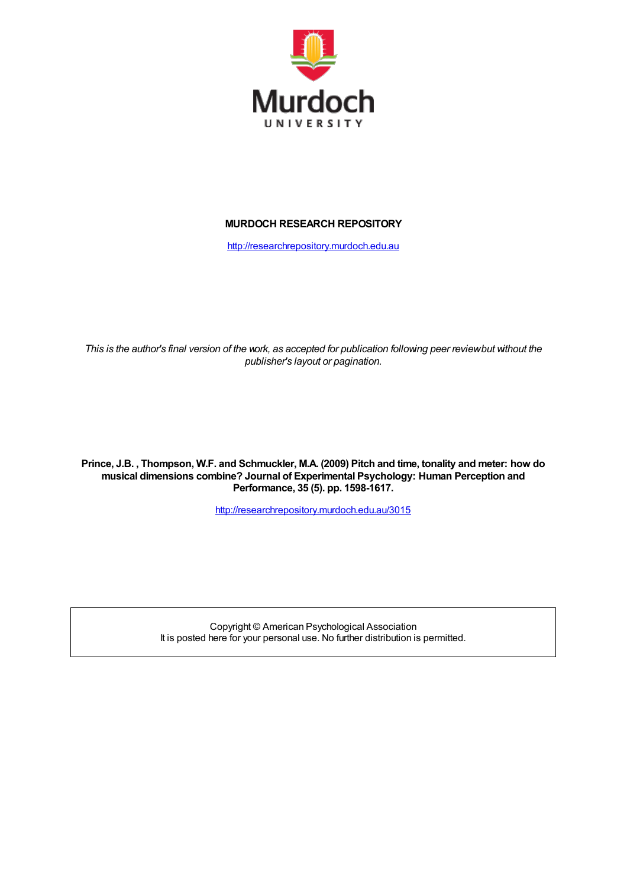Murdoch

UNIVERSITY

**MURDOCH RESEARCH REPOSITORY**

http://researchrepository.murdoch.edu.au

*This is the author's final version of the work, as accepted for publication following peer review but without the publisher's layout or pagination.*

**Prince, J.B. , Thompson, W.F. and Schmuckler, M.A. (2009) Pitch and time, tonality and meter: how do musical dimensions combine? Journal of Experimental Psychology: Human Perception and Performance, 35 (5). pp. 1598-1617.**

http://researchrepository.murdoch.edu.au/3015

Copyright © American Psychological Association
It is posted here for your personal use. No further distribution is permitted.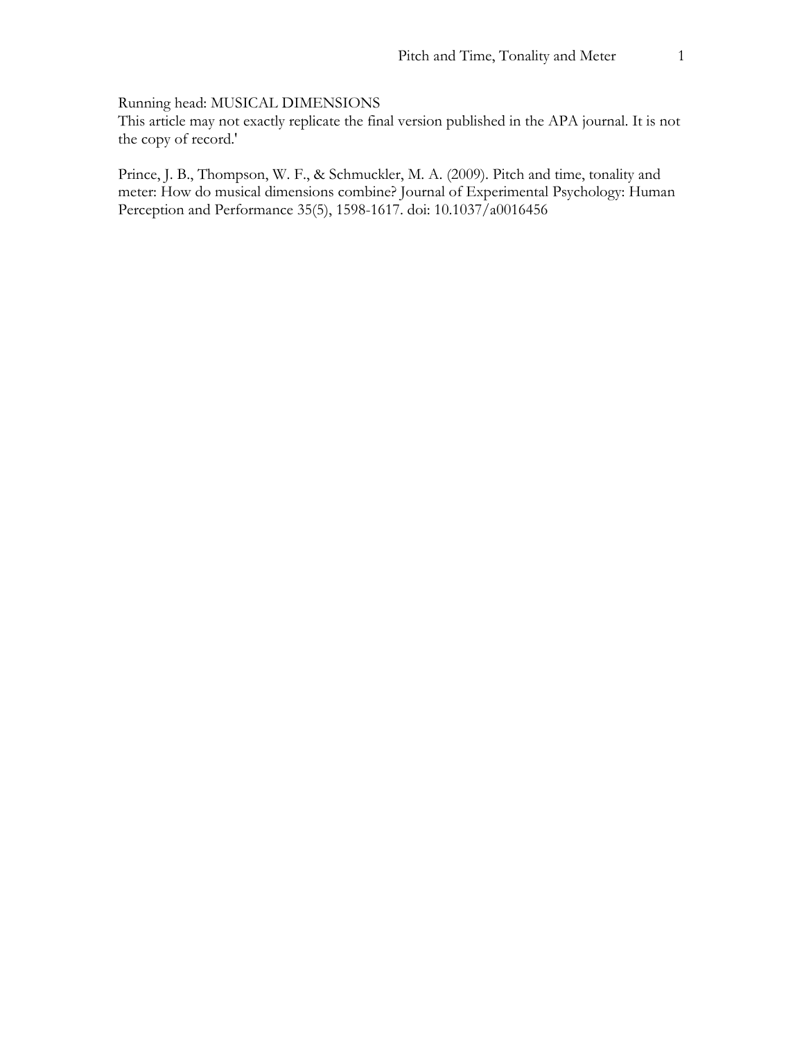Running head: MUSICAL DIMENSIONS

This article may not exactly replicate the final version published in the APA journal. It is not the copy of record.'

Prince, J. B., Thompson, W. F., & Schmuckler, M. A. (2009). Pitch and time, tonality and meter: How do musical dimensions combine? Journal of Experimental Psychology: Human Perception and Performance 35(5), 1598-1617. doi: 10.1037/a0016456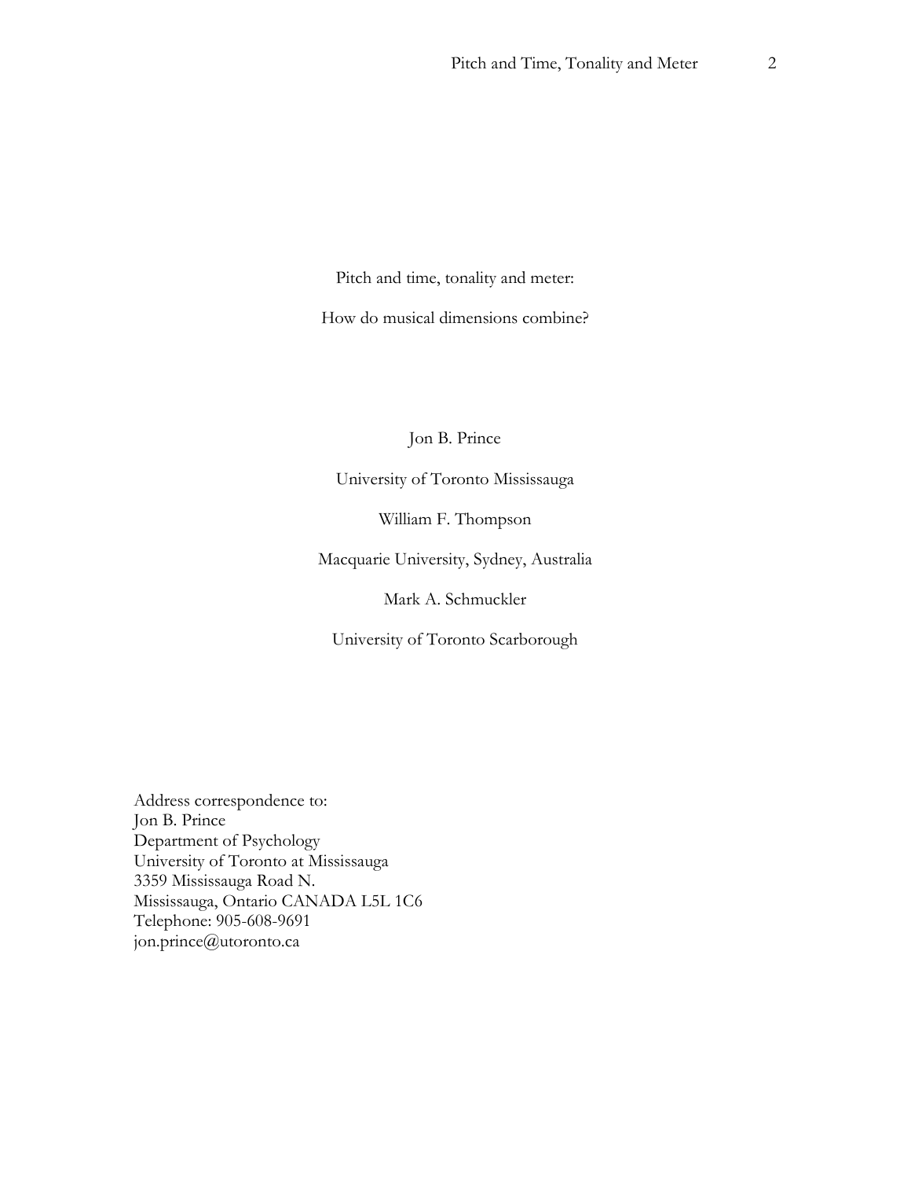# Pitch and time, tonality and meter:

# How do musical dimensions combine?

Jon B. Prince

University of Toronto Mississauga

William F. Thompson

Macquarie University, Sydney, Australia

Mark A. Schmuckler

University of Toronto Scarborough

Address correspondence to:
Jon B. Prince
Department of Psychology
University of Toronto at Mississauga
3359 Mississauga Road N.
Mississauga, Ontario CANADA L5L 1C6
Telephone: 905-608-9691
jon.prince@utoronto.ca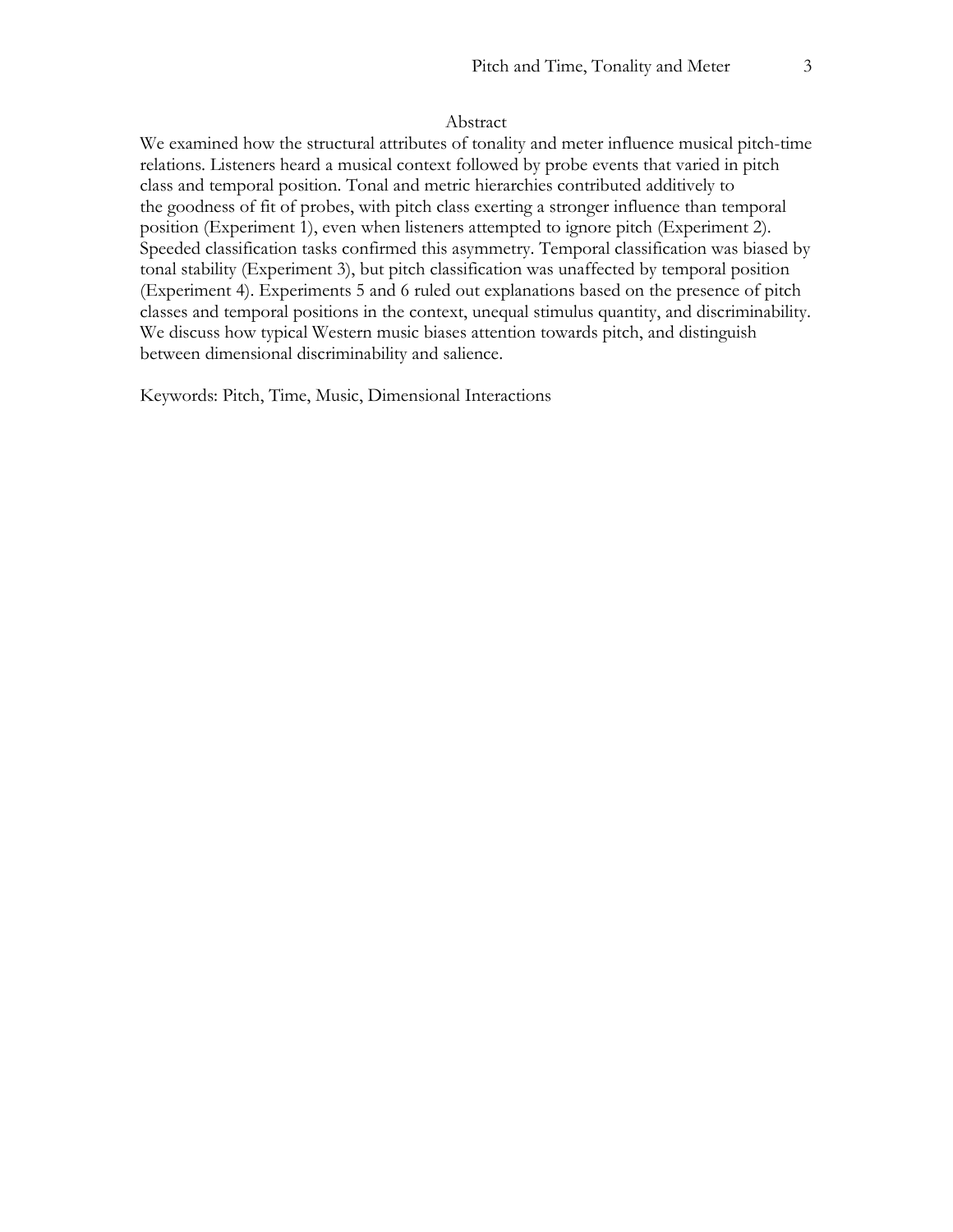## Abstract

We examined how the structural attributes of tonality and meter influence musical pitch-time relations. Listeners heard a musical context followed by probe events that varied in pitch class and temporal position. Tonal and metric hierarchies contributed additively to the goodness of fit of probes, with pitch class exerting a stronger influence than temporal position (Experiment 1), even when listeners attempted to ignore pitch (Experiment 2). Speeded classification tasks confirmed this asymmetry. Temporal classification was biased by tonal stability (Experiment 3), but pitch classification was unaffected by temporal position (Experiment 4). Experiments 5 and 6 ruled out explanations based on the presence of pitch classes and temporal positions in the context, unequal stimulus quantity, and discriminability. We discuss how typical Western music biases attention towards pitch, and distinguish between dimensional discriminability and salience.

Keywords: Pitch, Time, Music, Dimensional Interactions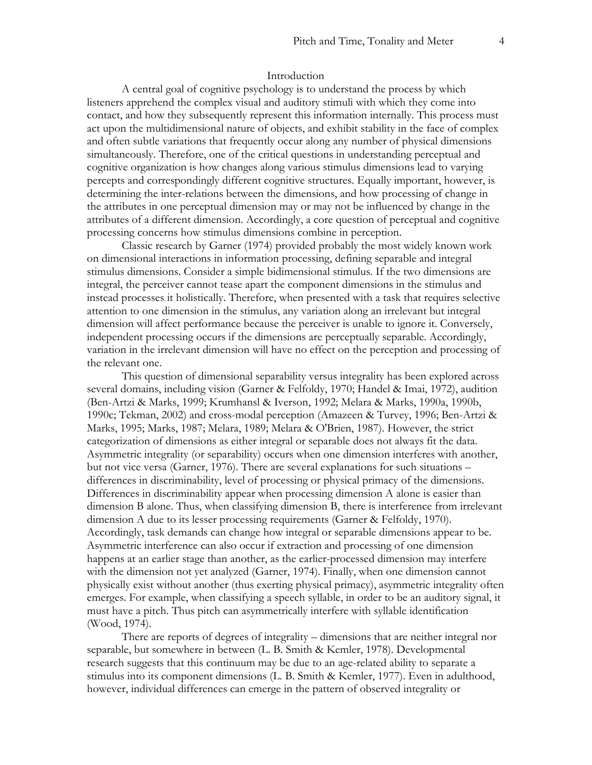## Introduction

A central goal of cognitive psychology is to understand the process by which listeners apprehend the complex visual and auditory stimuli with which they come into contact, and how they subsequently represent this information internally. This process must act upon the multidimensional nature of objects, and exhibit stability in the face of complex and often subtle variations that frequently occur along any number of physical dimensions simultaneously. Therefore, one of the critical questions in understanding perceptual and cognitive organization is how changes along various stimulus dimensions lead to varying percepts and correspondingly different cognitive structures. Equally important, however, is determining the inter-relations between the dimensions, and how processing of change in the attributes in one perceptual dimension may or may not be influenced by change in the attributes of a different dimension. Accordingly, a core question of perceptual and cognitive processing concerns how stimulus dimensions combine in perception.

Classic research by Garner (1974) provided probably the most widely known work on dimensional interactions in information processing, defining separable and integral stimulus dimensions. Consider a simple bidimensional stimulus. If the two dimensions are integral, the perceiver cannot tease apart the component dimensions in the stimulus and instead processes it holistically. Therefore, when presented with a task that requires selective attention to one dimension in the stimulus, any variation along an irrelevant but integral dimension will affect performance because the perceiver is unable to ignore it. Conversely, independent processing occurs if the dimensions are perceptually separable. Accordingly, variation in the irrelevant dimension will have no effect on the perception and processing of the relevant one.

This question of dimensional separability versus integrality has been explored across several domains, including vision (Garner & Felfoldy, 1970; Handel & Imai, 1972), audition (Ben-Artzi & Marks, 1999; Krumhansl & Iverson, 1992; Melara & Marks, 1990a, 1990b, 1990c; Tekman, 2002) and cross-modal perception (Amazeen & Turvey, 1996; Ben-Artzi & Marks, 1995; Marks, 1987; Melara, 1989; Melara & O'Brien, 1987). However, the strict categorization of dimensions as either integral or separable does not always fit the data. Asymmetric integrality (or separability) occurs when one dimension interferes with another, but not vice versa (Garner, 1976). There are several explanations for such situations – differences in discriminability, level of processing or physical primacy of the dimensions. Differences in discriminability appear when processing dimension A alone is easier than dimension B alone. Thus, when classifying dimension B, there is interference from irrelevant dimension A due to its lesser processing requirements (Garner & Felfoldy, 1970). Accordingly, task demands can change how integral or separable dimensions appear to be. Asymmetric interference can also occur if extraction and processing of one dimension happens at an earlier stage than another, as the earlier-processed dimension may interfere with the dimension not yet analyzed (Garner, 1974). Finally, when one dimension cannot physically exist without another (thus exerting physical primacy), asymmetric integrality often emerges. For example, when classifying a speech syllable, in order to be an auditory signal, it must have a pitch. Thus pitch can asymmetrically interfere with syllable identification (Wood, 1974).

There are reports of degrees of integrality – dimensions that are neither integral nor separable, but somewhere in between (L. B. Smith & Kemler, 1978). Developmental research suggests that this continuum may be due to an age-related ability to separate a stimulus into its component dimensions (L. B. Smith & Kemler, 1977). Even in adulthood, however, individual differences can emerge in the pattern of observed integrality or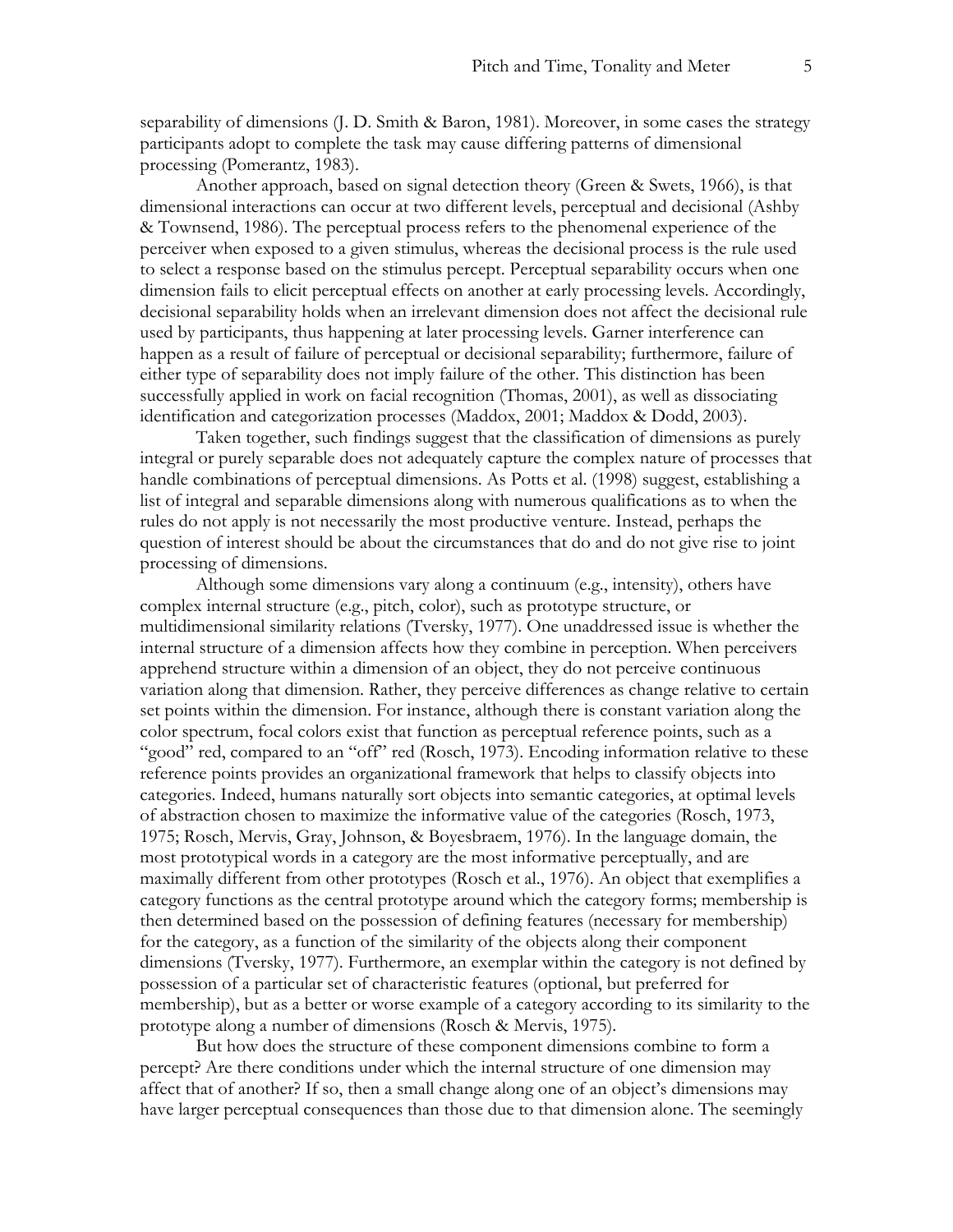separability of dimensions (J. D. Smith & Baron, 1981). Moreover, in some cases the strategy participants adopt to complete the task may cause differing patterns of dimensional processing (Pomerantz, 1983).

Another approach, based on signal detection theory (Green & Swets, 1966), is that dimensional interactions can occur at two different levels, perceptual and decisional (Ashby & Townsend, 1986). The perceptual process refers to the phenomenal experience of the perceiver when exposed to a given stimulus, whereas the decisional process is the rule used to select a response based on the stimulus percept. Perceptual separability occurs when one dimension fails to elicit perceptual effects on another at early processing levels. Accordingly, decisional separability holds when an irrelevant dimension does not affect the decisional rule used by participants, thus happening at later processing levels. Garner interference can happen as a result of failure of perceptual or decisional separability; furthermore, failure of either type of separability does not imply failure of the other. This distinction has been successfully applied in work on facial recognition (Thomas, 2001), as well as dissociating identification and categorization processes (Maddox, 2001; Maddox & Dodd, 2003).

Taken together, such findings suggest that the classification of dimensions as purely integral or purely separable does not adequately capture the complex nature of processes that handle combinations of perceptual dimensions. As Potts et al. (1998) suggest, establishing a list of integral and separable dimensions along with numerous qualifications as to when the rules do not apply is not necessarily the most productive venture. Instead, perhaps the question of interest should be about the circumstances that do and do not give rise to joint processing of dimensions.

Although some dimensions vary along a continuum (e.g., intensity), others have complex internal structure (e.g., pitch, color), such as prototype structure, or multidimensional similarity relations (Tversky, 1977). One unaddressed issue is whether the internal structure of a dimension affects how they combine in perception. When perceivers apprehend structure within a dimension of an object, they do not perceive continuous variation along that dimension. Rather, they perceive differences as change relative to certain set points within the dimension. For instance, although there is constant variation along the color spectrum, focal colors exist that function as perceptual reference points, such as a "good" red, compared to an "off" red (Rosch, 1973). Encoding information relative to these reference points provides an organizational framework that helps to classify objects into categories. Indeed, humans naturally sort objects into semantic categories, at optimal levels of abstraction chosen to maximize the informative value of the categories (Rosch, 1973, 1975; Rosch, Mervis, Gray, Johnson, & Boyesbraem, 1976). In the language domain, the most prototypical words in a category are the most informative perceptually, and are maximally different from other prototypes (Rosch et al., 1976). An object that exemplifies a category functions as the central prototype around which the category forms; membership is then determined based on the possession of defining features (necessary for membership) for the category, as a function of the similarity of the objects along their component dimensions (Tversky, 1977). Furthermore, an exemplar within the category is not defined by possession of a particular set of characteristic features (optional, but preferred for membership), but as a better or worse example of a category according to its similarity to the prototype along a number of dimensions (Rosch & Mervis, 1975).

But how does the structure of these component dimensions combine to form a percept? Are there conditions under which the internal structure of one dimension may affect that of another? If so, then a small change along one of an object's dimensions may have larger perceptual consequences than those due to that dimension alone. The seemingly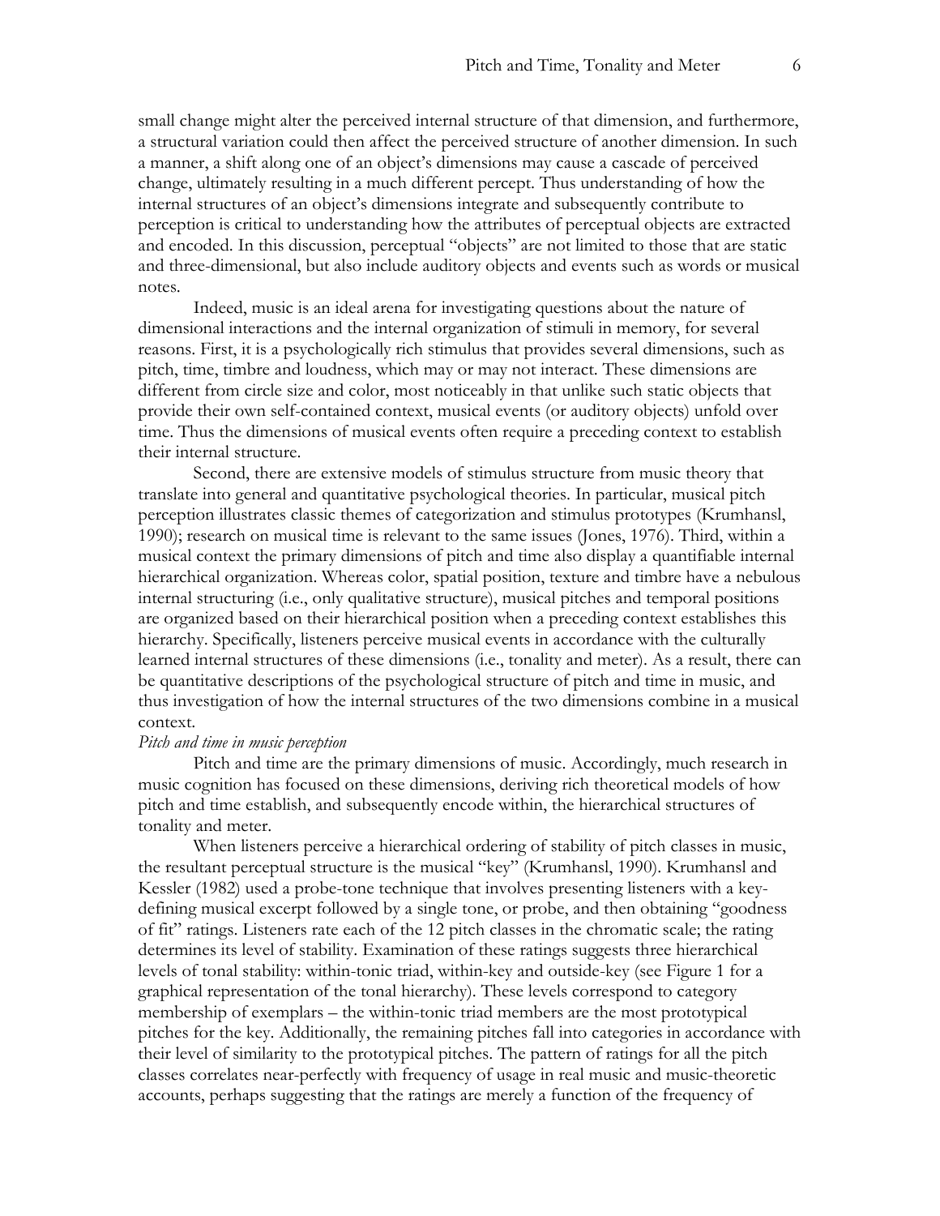small change might alter the perceived internal structure of that dimension, and furthermore, a structural variation could then affect the perceived structure of another dimension. In such a manner, a shift along one of an object's dimensions may cause a cascade of perceived change, ultimately resulting in a much different percept. Thus understanding of how the internal structures of an object's dimensions integrate and subsequently contribute to perception is critical to understanding how the attributes of perceptual objects are extracted and encoded. In this discussion, perceptual "objects" are not limited to those that are static and three-dimensional, but also include auditory objects and events such as words or musical notes.

Indeed, music is an ideal arena for investigating questions about the nature of dimensional interactions and the internal organization of stimuli in memory, for several reasons. First, it is a psychologically rich stimulus that provides several dimensions, such as pitch, time, timbre and loudness, which may or may not interact. These dimensions are different from circle size and color, most noticeably in that unlike such static objects that provide their own self-contained context, musical events (or auditory objects) unfold over time. Thus the dimensions of musical events often require a preceding context to establish their internal structure.

Second, there are extensive models of stimulus structure from music theory that translate into general and quantitative psychological theories. In particular, musical pitch perception illustrates classic themes of categorization and stimulus prototypes (Krumhansl, 1990); research on musical time is relevant to the same issues (Jones, 1976). Third, within a musical context the primary dimensions of pitch and time also display a quantifiable internal hierarchical organization. Whereas color, spatial position, texture and timbre have a nebulous internal structuring (i.e., only qualitative structure), musical pitches and temporal positions are organized based on their hierarchical position when a preceding context establishes this hierarchy. Specifically, listeners perceive musical events in accordance with the culturally learned internal structures of these dimensions (i.e., tonality and meter). As a result, there can be quantitative descriptions of the psychological structure of pitch and time in music, and thus investigation of how the internal structures of the two dimensions combine in a musical context.

*Pitch and time in music perception*

Pitch and time are the primary dimensions of music. Accordingly, much research in music cognition has focused on these dimensions, deriving rich theoretical models of how pitch and time establish, and subsequently encode within, the hierarchical structures of tonality and meter.

When listeners perceive a hierarchical ordering of stability of pitch classes in music, the resultant perceptual structure is the musical "key" (Krumhansl, 1990). Krumhansl and Kessler (1982) used a probe-tone technique that involves presenting listeners with a key-defining musical excerpt followed by a single tone, or probe, and then obtaining "goodness of fit" ratings. Listeners rate each of the 12 pitch classes in the chromatic scale; the rating determines its level of stability. Examination of these ratings suggests three hierarchical levels of tonal stability: within-tonic triad, within-key and outside-key (see Figure 1 for a graphical representation of the tonal hierarchy). These levels correspond to category membership of exemplars – the within-tonic triad members are the most prototypical pitches for the key. Additionally, the remaining pitches fall into categories in accordance with their level of similarity to the prototypical pitches. The pattern of ratings for all the pitch classes correlates near-perfectly with frequency of usage in real music and music-theoretic accounts, perhaps suggesting that the ratings are merely a function of the frequency of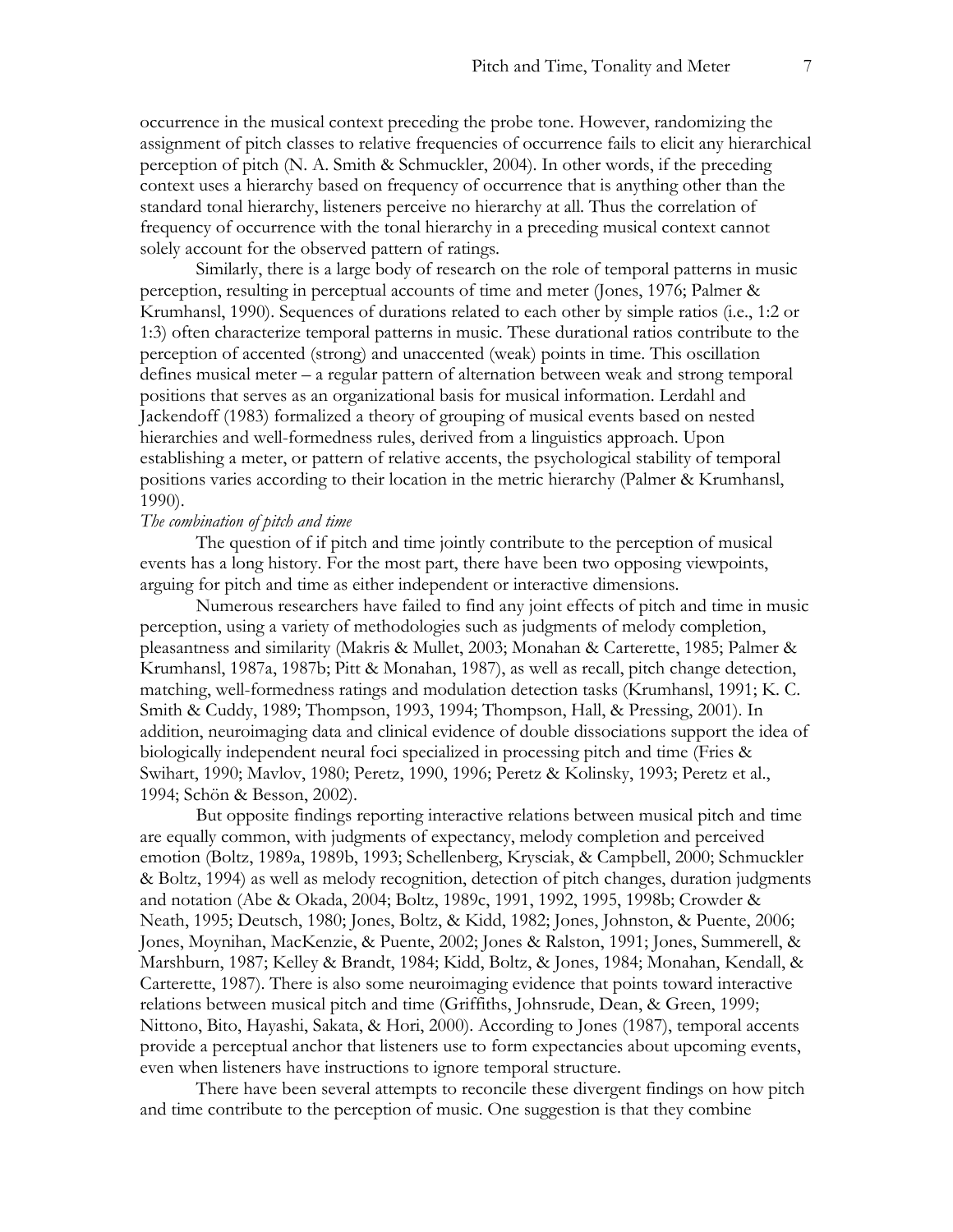occurrence in the musical context preceding the probe tone. However, randomizing the assignment of pitch classes to relative frequencies of occurrence fails to elicit any hierarchical perception of pitch (N. A. Smith & Schmuckler, 2004). In other words, if the preceding context uses a hierarchy based on frequency of occurrence that is anything other than the standard tonal hierarchy, listeners perceive no hierarchy at all. Thus the correlation of frequency of occurrence with the tonal hierarchy in a preceding musical context cannot solely account for the observed pattern of ratings.

Similarly, there is a large body of research on the role of temporal patterns in music perception, resulting in perceptual accounts of time and meter (Jones, 1976; Palmer & Krumhansl, 1990). Sequences of durations related to each other by simple ratios (i.e., 1:2 or 1:3) often characterize temporal patterns in music. These durational ratios contribute to the perception of accented (strong) and unaccented (weak) points in time. This oscillation defines musical meter – a regular pattern of alternation between weak and strong temporal positions that serves as an organizational basis for musical information. Lerdahl and Jackendoff (1983) formalized a theory of grouping of musical events based on nested hierarchies and well-formedness rules, derived from a linguistics approach. Upon establishing a meter, or pattern of relative accents, the psychological stability of temporal positions varies according to their location in the metric hierarchy (Palmer & Krumhansl, 1990).

*The combination of pitch and time*

The question of if pitch and time jointly contribute to the perception of musical events has a long history. For the most part, there have been two opposing viewpoints, arguing for pitch and time as either independent or interactive dimensions.

Numerous researchers have failed to find any joint effects of pitch and time in music perception, using a variety of methodologies such as judgments of melody completion, pleasantness and similarity (Makris & Mullet, 2003; Monahan & Carterette, 1985; Palmer & Krumhansl, 1987a, 1987b; Pitt & Monahan, 1987), as well as recall, pitch change detection, matching, well-formedness ratings and modulation detection tasks (Krumhansl, 1991; K. C. Smith & Cuddy, 1989; Thompson, 1993, 1994; Thompson, Hall, & Pressing, 2001). In addition, neuroimaging data and clinical evidence of double dissociations support the idea of biologically independent neural foci specialized in processing pitch and time (Fries & Swihart, 1990; Mavlov, 1980; Peretz, 1990, 1996; Peretz & Kolinsky, 1993; Peretz et al., 1994; Schön & Besson, 2002).

But opposite findings reporting interactive relations between musical pitch and time are equally common, with judgments of expectancy, melody completion and perceived emotion (Boltz, 1989a, 1989b, 1993; Schellenberg, Krysciak, & Campbell, 2000; Schmuckler & Boltz, 1994) as well as melody recognition, detection of pitch changes, duration judgments and notation (Abe & Okada, 2004; Boltz, 1989c, 1991, 1992, 1995, 1998b; Crowder & Neath, 1995; Deutsch, 1980; Jones, Boltz, & Kidd, 1982; Jones, Johnston, & Puente, 2006; Jones, Moynihan, MacKenzie, & Puente, 2002; Jones & Ralston, 1991; Jones, Summerell, & Marshburn, 1987; Kelley & Brandt, 1984; Kidd, Boltz, & Jones, 1984; Monahan, Kendall, & Carterette, 1987). There is also some neuroimaging evidence that points toward interactive relations between musical pitch and time (Griffiths, Johnsrude, Dean, & Green, 1999; Nittono, Bito, Hayashi, Sakata, & Hori, 2000). According to Jones (1987), temporal accents provide a perceptual anchor that listeners use to form expectancies about upcoming events, even when listeners have instructions to ignore temporal structure.

There have been several attempts to reconcile these divergent findings on how pitch and time contribute to the perception of music. One suggestion is that they combine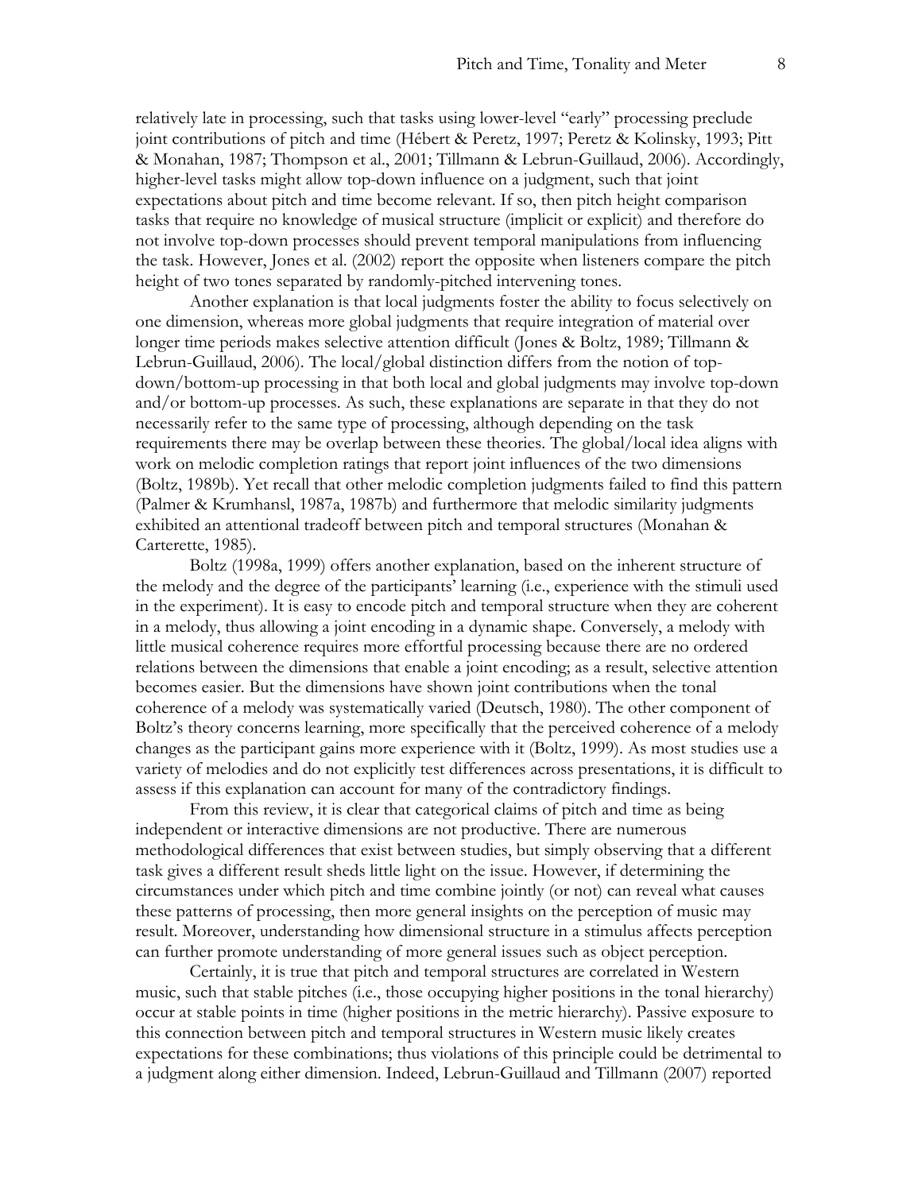relatively late in processing, such that tasks using lower-level "early" processing preclude joint contributions of pitch and time (Hébert & Peretz, 1997; Peretz & Kolinsky, 1993; Pitt & Monahan, 1987; Thompson et al., 2001; Tillmann & Lebrun-Guillaud, 2006). Accordingly, higher-level tasks might allow top-down influence on a judgment, such that joint expectations about pitch and time become relevant. If so, then pitch height comparison tasks that require no knowledge of musical structure (implicit or explicit) and therefore do not involve top-down processes should prevent temporal manipulations from influencing the task. However, Jones et al. (2002) report the opposite when listeners compare the pitch height of two tones separated by randomly-pitched intervening tones.

Another explanation is that local judgments foster the ability to focus selectively on one dimension, whereas more global judgments that require integration of material over longer time periods makes selective attention difficult (Jones & Boltz, 1989; Tillmann & Lebrun-Guillaud, 2006). The local/global distinction differs from the notion of top-down/bottom-up processing in that both local and global judgments may involve top-down and/or bottom-up processes. As such, these explanations are separate in that they do not necessarily refer to the same type of processing, although depending on the task requirements there may be overlap between these theories. The global/local idea aligns with work on melodic completion ratings that report joint influences of the two dimensions (Boltz, 1989b). Yet recall that other melodic completion judgments failed to find this pattern (Palmer & Krumhansl, 1987a, 1987b) and furthermore that melodic similarity judgments exhibited an attentional tradeoff between pitch and temporal structures (Monahan & Carterette, 1985).

Boltz (1998a, 1999) offers another explanation, based on the inherent structure of the melody and the degree of the participants' learning (i.e., experience with the stimuli used in the experiment). It is easy to encode pitch and temporal structure when they are coherent in a melody, thus allowing a joint encoding in a dynamic shape. Conversely, a melody with little musical coherence requires more effortful processing because there are no ordered relations between the dimensions that enable a joint encoding; as a result, selective attention becomes easier. But the dimensions have shown joint contributions when the tonal coherence of a melody was systematically varied (Deutsch, 1980). The other component of Boltz's theory concerns learning, more specifically that the perceived coherence of a melody changes as the participant gains more experience with it (Boltz, 1999). As most studies use a variety of melodies and do not explicitly test differences across presentations, it is difficult to assess if this explanation can account for many of the contradictory findings.

From this review, it is clear that categorical claims of pitch and time as being independent or interactive dimensions are not productive. There are numerous methodological differences that exist between studies, but simply observing that a different task gives a different result sheds little light on the issue. However, if determining the circumstances under which pitch and time combine jointly (or not) can reveal what causes these patterns of processing, then more general insights on the perception of music may result. Moreover, understanding how dimensional structure in a stimulus affects perception can further promote understanding of more general issues such as object perception.

Certainly, it is true that pitch and temporal structures are correlated in Western music, such that stable pitches (i.e., those occupying higher positions in the tonal hierarchy) occur at stable points in time (higher positions in the metric hierarchy). Passive exposure to this connection between pitch and temporal structures in Western music likely creates expectations for these combinations; thus violations of this principle could be detrimental to a judgment along either dimension. Indeed, Lebrun-Guillaud and Tillmann (2007) reported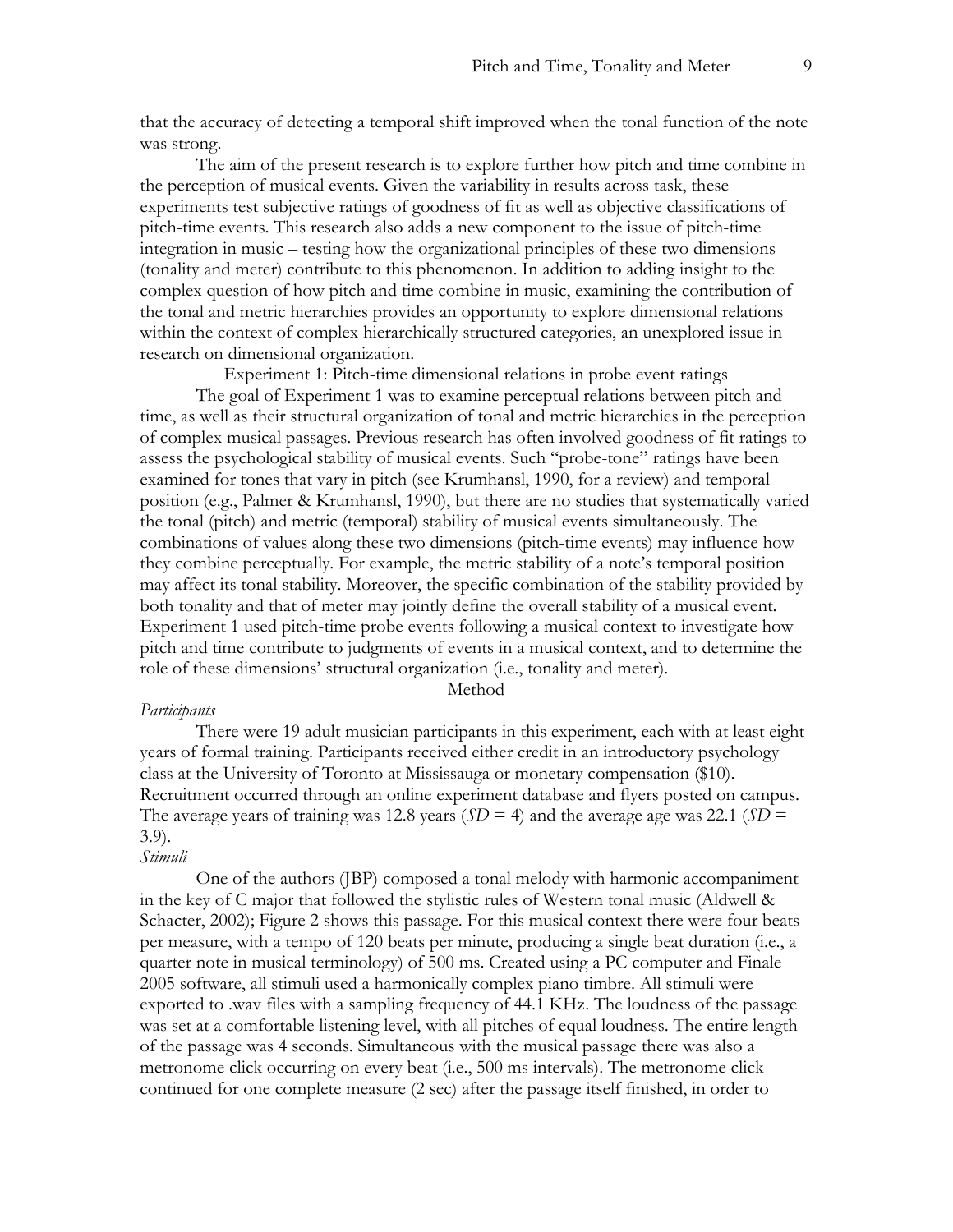that the accuracy of detecting a temporal shift improved when the tonal function of the note was strong.

The aim of the present research is to explore further how pitch and time combine in the perception of musical events. Given the variability in results across task, these experiments test subjective ratings of goodness of fit as well as objective classifications of pitch-time events. This research also adds a new component to the issue of pitch-time integration in music – testing how the organizational principles of these two dimensions (tonality and meter) contribute to this phenomenon. In addition to adding insight to the complex question of how pitch and time combine in music, examining the contribution of the tonal and metric hierarchies provides an opportunity to explore dimensional relations within the context of complex hierarchically structured categories, an unexplored issue in research on dimensional organization.

## Experiment 1: Pitch-time dimensional relations in probe event ratings

The goal of Experiment 1 was to examine perceptual relations between pitch and time, as well as their structural organization of tonal and metric hierarchies in the perception of complex musical passages. Previous research has often involved goodness of fit ratings to assess the psychological stability of musical events. Such "probe-tone" ratings have been examined for tones that vary in pitch (see Krumhansl, 1990, for a review) and temporal position (e.g., Palmer & Krumhansl, 1990), but there are no studies that systematically varied the tonal (pitch) and metric (temporal) stability of musical events simultaneously. The combinations of values along these two dimensions (pitch-time events) may influence how they combine perceptually. For example, the metric stability of a note's temporal position may affect its tonal stability. Moreover, the specific combination of the stability provided by both tonality and that of meter may jointly define the overall stability of a musical event. Experiment 1 used pitch-time probe events following a musical context to investigate how pitch and time contribute to judgments of events in a musical context, and to determine the role of these dimensions' structural organization (i.e., tonality and meter).

### Method

#### *Participants*

There were 19 adult musician participants in this experiment, each with at least eight years of formal training. Participants received either credit in an introductory psychology class at the University of Toronto at Mississauga or monetary compensation ($10). Recruitment occurred through an online experiment database and flyers posted on campus. The average years of training was 12.8 years ($SD = 4$) and the average age was 22.1 ($SD = 3.9$).

#### *Stimuli*

One of the authors (JBP) composed a tonal melody with harmonic accompaniment in the key of C major that followed the stylistic rules of Western tonal music (Aldwell & Schacter, 2002); Figure 2 shows this passage. For this musical context there were four beats per measure, with a tempo of 120 beats per minute, producing a single beat duration (i.e., a quarter note in musical terminology) of 500 ms. Created using a PC computer and Finale 2005 software, all stimuli used a harmonically complex piano timbre. All stimuli were exported to .wav files with a sampling frequency of 44.1 KHz. The loudness of the passage was set at a comfortable listening level, with all pitches of equal loudness. The entire length of the passage was 4 seconds. Simultaneous with the musical passage there was also a metronome click occurring on every beat (i.e., 500 ms intervals). The metronome click continued for one complete measure (2 sec) after the passage itself finished, in order to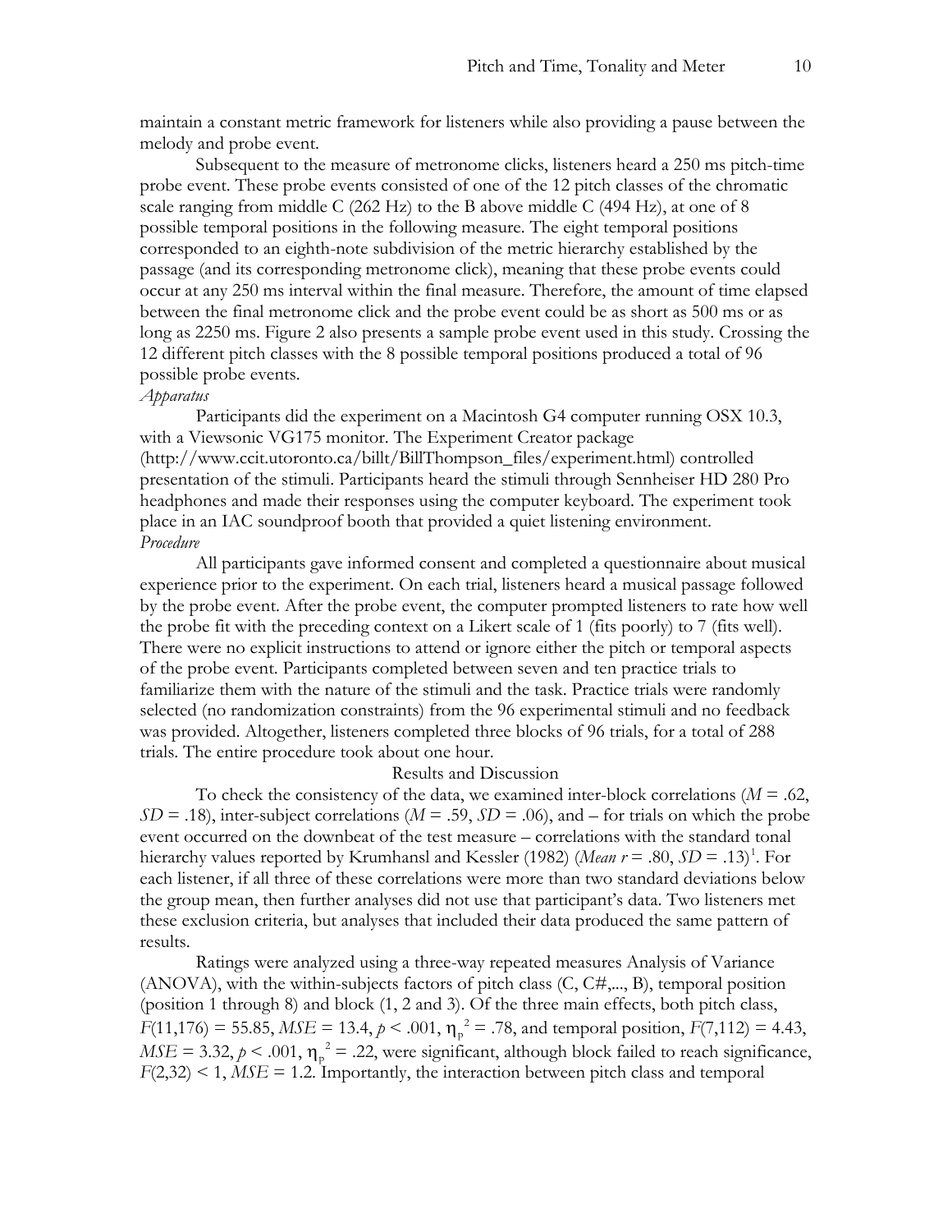maintain a constant metric framework for listeners while also providing a pause between the melody and probe event.

Subsequent to the measure of metronome clicks, listeners heard a 250 ms pitch-time probe event. These probe events consisted of one of the 12 pitch classes of the chromatic scale ranging from middle C (262 Hz) to the B above middle C (494 Hz), at one of 8 possible temporal positions in the following measure. The eight temporal positions corresponded to an eighth-note subdivision of the metric hierarchy established by the passage (and its corresponding metronome click), meaning that these probe events could occur at any 250 ms interval within the final measure. Therefore, the amount of time elapsed between the final metronome click and the probe event could be as short as 500 ms or as long as 2250 ms. Figure 2 also presents a sample probe event used in this study. Crossing the 12 different pitch classes with the 8 possible temporal positions produced a total of 96 possible probe events.

*Apparatus*

Participants did the experiment on a Macintosh G4 computer running OSX 10.3, with a Viewsonic VG175 monitor. The Experiment Creator package (http://www.ccit.utoronto.ca/billt/BillThompson_files/experiment.html) controlled presentation of the stimuli. Participants heard the stimuli through Sennheiser HD 280 Pro headphones and made their responses using the computer keyboard. The experiment took place in an IAC soundproof booth that provided a quiet listening environment.

*Procedure*

All participants gave informed consent and completed a questionnaire about musical experience prior to the experiment. On each trial, listeners heard a musical passage followed by the probe event. After the probe event, the computer prompted listeners to rate how well the probe fit with the preceding context on a Likert scale of 1 (fits poorly) to 7 (fits well). There were no explicit instructions to attend or ignore either the pitch or temporal aspects of the probe event. Participants completed between seven and ten practice trials to familiarize them with the nature of the stimuli and the task. Practice trials were randomly selected (no randomization constraints) from the 96 experimental stimuli and no feedback was provided. Altogether, listeners completed three blocks of 96 trials, for a total of 288 trials. The entire procedure took about one hour.

## Results and Discussion

To check the consistency of the data, we examined inter-block correlations ($M$ = .62, $SD$ = .18), inter-subject correlations ($M$ = .59, $SD$ = .06), and – for trials on which the probe event occurred on the downbeat of the test measure – correlations with the standard tonal hierarchy values reported by Krumhansl and Kessler (1982) (*Mean* $r$ = .80, $SD$ = .13)[1]. For each listener, if all three of these correlations were more than two standard deviations below the group mean, then further analyses did not use that participant's data. Two listeners met these exclusion criteria, but analyses that included their data produced the same pattern of results.

Ratings were analyzed using a three-way repeated measures Analysis of Variance (ANOVA), with the within-subjects factors of pitch class (C, C#,..., B), temporal position (position 1 through 8) and block (1, 2 and 3). Of the three main effects, both pitch class, $F(11,176) = 55.85$, $MSE = 13.4$, $p < .001$, $\eta_p^2 = .78$, and temporal position, $F(7,112) = 4.43$, $MSE = 3.32$, $p < .001$, $\eta_p^2 = .22$, were significant, although block failed to reach significance, $F(2,32) < 1$, $MSE = 1.2$. Importantly, the interaction between pitch class and temporal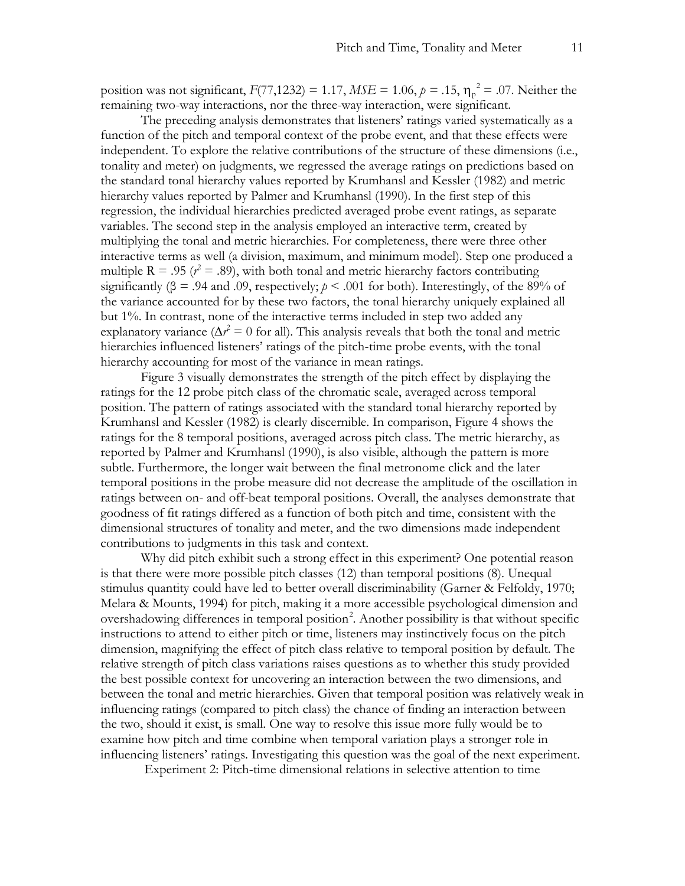position was not significant, $F(77,1232) = 1.17$, $MSE = 1.06$, $p = .15$, $\eta_p^2 = .07$. Neither the remaining two-way interactions, nor the three-way interaction, were significant.

The preceding analysis demonstrates that listeners' ratings varied systematically as a function of the pitch and temporal context of the probe event, and that these effects were independent. To explore the relative contributions of the structure of these dimensions (i.e., tonality and meter) on judgments, we regressed the average ratings on predictions based on the standard tonal hierarchy values reported by Krumhansl and Kessler (1982) and metric hierarchy values reported by Palmer and Krumhansl (1990). In the first step of this regression, the individual hierarchies predicted averaged probe event ratings, as separate variables. The second step in the analysis employed an interactive term, created by multiplying the tonal and metric hierarchies. For completeness, there were three other interactive terms as well (a division, maximum, and minimum model). Step one produced a multiple R = .95 ($r^2 = .89$), with both tonal and metric hierarchy factors contributing significantly ($\beta = .94$ and .09, respectively; $p < .001$ for both). Interestingly, of the 89% of the variance accounted for by these two factors, the tonal hierarchy uniquely explained all but 1%. In contrast, none of the interactive terms included in step two added any explanatory variance ($\Delta r^2 = 0$ for all). This analysis reveals that both the tonal and metric hierarchies influenced listeners' ratings of the pitch-time probe events, with the tonal hierarchy accounting for most of the variance in mean ratings.

Figure 3 visually demonstrates the strength of the pitch effect by displaying the ratings for the 12 probe pitch class of the chromatic scale, averaged across temporal position. The pattern of ratings associated with the standard tonal hierarchy reported by Krumhansl and Kessler (1982) is clearly discernible. In comparison, Figure 4 shows the ratings for the 8 temporal positions, averaged across pitch class. The metric hierarchy, as reported by Palmer and Krumhansl (1990), is also visible, although the pattern is more subtle. Furthermore, the longer wait between the final metronome click and the later temporal positions in the probe measure did not decrease the amplitude of the oscillation in ratings between on- and off-beat temporal positions. Overall, the analyses demonstrate that goodness of fit ratings differed as a function of both pitch and time, consistent with the dimensional structures of tonality and meter, and the two dimensions made independent contributions to judgments in this task and context.

Why did pitch exhibit such a strong effect in this experiment? One potential reason is that there were more possible pitch classes (12) than temporal positions (8). Unequal stimulus quantity could have led to better overall discriminability (Garner & Felfoldy, 1970; Melara & Mounts, 1994) for pitch, making it a more accessible psychological dimension and overshadowing differences in temporal position[2]. Another possibility is that without specific instructions to attend to either pitch or time, listeners may instinctively focus on the pitch dimension, magnifying the effect of pitch class relative to temporal position by default. The relative strength of pitch class variations raises questions as to whether this study provided the best possible context for uncovering an interaction between the two dimensions, and between the tonal and metric hierarchies. Given that temporal position was relatively weak in influencing ratings (compared to pitch class) the chance of finding an interaction between the two, should it exist, is small. One way to resolve this issue more fully would be to examine how pitch and time combine when temporal variation plays a stronger role in influencing listeners' ratings. Investigating this question was the goal of the next experiment.

## Experiment 2: Pitch-time dimensional relations in selective attention to time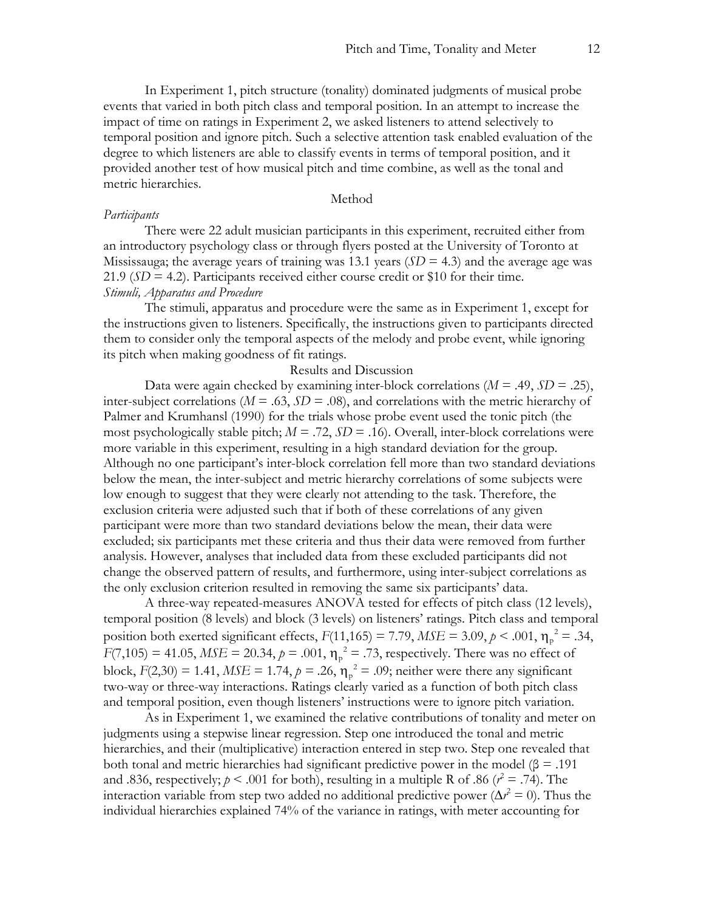In Experiment 1, pitch structure (tonality) dominated judgments of musical probe events that varied in both pitch class and temporal position. In an attempt to increase the impact of time on ratings in Experiment 2, we asked listeners to attend selectively to temporal position and ignore pitch. Such a selective attention task enabled evaluation of the degree to which listeners are able to classify events in terms of temporal position, and it provided another test of how musical pitch and time combine, as well as the tonal and metric hierarchies.

## Method

### *Participants*

There were 22 adult musician participants in this experiment, recruited either from an introductory psychology class or through flyers posted at the University of Toronto at Mississauga; the average years of training was 13.1 years ($SD$ = 4.3) and the average age was 21.9 ($SD$ = 4.2). Participants received either course credit or $10 for their time.

### *Stimuli, Apparatus and Procedure*

The stimuli, apparatus and procedure were the same as in Experiment 1, except for the instructions given to listeners. Specifically, the instructions given to participants directed them to consider only the temporal aspects of the melody and probe event, while ignoring its pitch when making goodness of fit ratings.

## Results and Discussion

Data were again checked by examining inter-block correlations ($M$ = .49, $SD$ = .25), inter-subject correlations ($M$ = .63, $SD$ = .08), and correlations with the metric hierarchy of Palmer and Krumhansl (1990) for the trials whose probe event used the tonic pitch (the most psychologically stable pitch; $M$ = .72, $SD$ = .16). Overall, inter-block correlations were more variable in this experiment, resulting in a high standard deviation for the group. Although no one participant's inter-block correlation fell more than two standard deviations below the mean, the inter-subject and metric hierarchy correlations of some subjects were low enough to suggest that they were clearly not attending to the task. Therefore, the exclusion criteria were adjusted such that if both of these correlations of any given participant were more than two standard deviations below the mean, their data were excluded; six participants met these criteria and thus their data were removed from further analysis. However, analyses that included data from these excluded participants did not change the observed pattern of results, and furthermore, using inter-subject correlations as the only exclusion criterion resulted in removing the same six participants' data.

A three-way repeated-measures ANOVA tested for effects of pitch class (12 levels), temporal position (8 levels) and block (3 levels) on listeners' ratings. Pitch class and temporal position both exerted significant effects, $F(11,165) = 7.79$, $MSE = 3.09$, $p < .001$, $\eta_p^2 = .34$, $F(7,105) = 41.05$, $MSE = 20.34$, $p = .001$, $\eta_p^2 = .73$, respectively. There was no effect of block, $F(2,30) = 1.41$, $MSE = 1.74$, $p = .26$, $\eta_p^2 = .09$; neither were there any significant two-way or three-way interactions. Ratings clearly varied as a function of both pitch class and temporal position, even though listeners' instructions were to ignore pitch variation.

As in Experiment 1, we examined the relative contributions of tonality and meter on judgments using a stepwise linear regression. Step one introduced the tonal and metric hierarchies, and their (multiplicative) interaction entered in step two. Step one revealed that both tonal and metric hierarchies had significant predictive power in the model ($\beta$ = .191 and .836, respectively; $p < .001$ for both), resulting in a multiple R of .86 ($r^2 = .74$). The interaction variable from step two added no additional predictive power ($\Delta r^2 = 0$). Thus the individual hierarchies explained 74% of the variance in ratings, with meter accounting for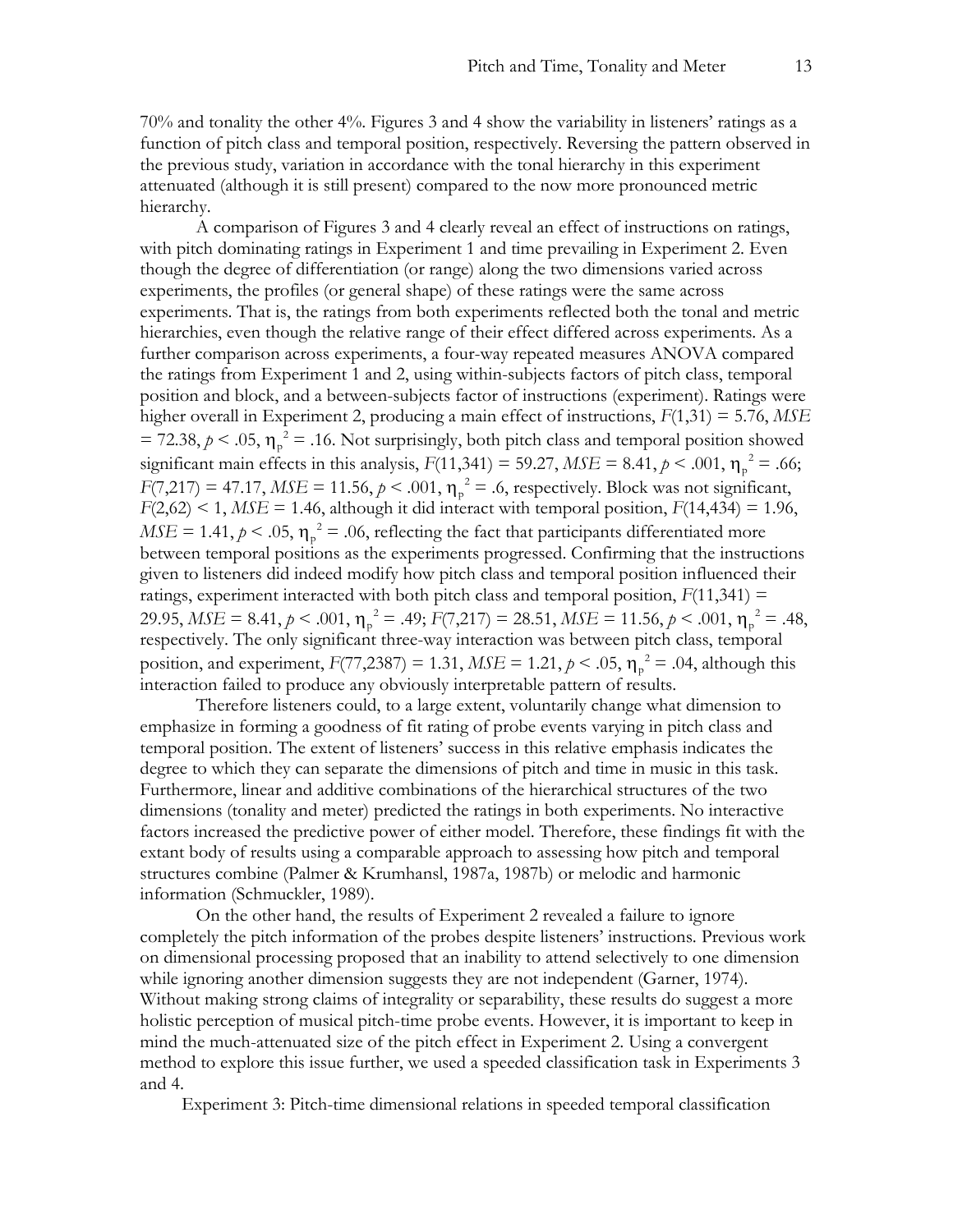70% and tonality the other 4%. Figures 3 and 4 show the variability in listeners' ratings as a function of pitch class and temporal position, respectively. Reversing the pattern observed in the previous study, variation in accordance with the tonal hierarchy in this experiment attenuated (although it is still present) compared to the now more pronounced metric hierarchy.

A comparison of Figures 3 and 4 clearly reveal an effect of instructions on ratings, with pitch dominating ratings in Experiment 1 and time prevailing in Experiment 2. Even though the degree of differentiation (or range) along the two dimensions varied across experiments, the profiles (or general shape) of these ratings were the same across experiments. That is, the ratings from both experiments reflected both the tonal and metric hierarchies, even though the relative range of their effect differed across experiments. As a further comparison across experiments, a four-way repeated measures ANOVA compared the ratings from Experiment 1 and 2, using within-subjects factors of pitch class, temporal position and block, and a between-subjects factor of instructions (experiment). Ratings were higher overall in Experiment 2, producing a main effect of instructions, $F(1,31) = 5.76$, $MSE = 72.38$, $p < .05$, $\eta_p^2 = .16$. Not surprisingly, both pitch class and temporal position showed significant main effects in this analysis, $F(11,341) = 59.27$, $MSE = 8.41$, $p < .001$, $\eta_p^2 = .66$; $F(7,217) = 47.17$, $MSE = 11.56$, $p < .001$, $\eta_p^2 = .6$, respectively. Block was not significant, $F(2,62) < 1$, $MSE = 1.46$, although it did interact with temporal position, $F(14,434) = 1.96$, $MSE = 1.41$, $p < .05$, $\eta_p^2 = .06$, reflecting the fact that participants differentiated more between temporal positions as the experiments progressed. Confirming that the instructions given to listeners did indeed modify how pitch class and temporal position influenced their ratings, experiment interacted with both pitch class and temporal position, $F(11,341) = 29.95$, $MSE = 8.41$, $p < .001$, $\eta_p^2 = .49$; $F(7,217) = 28.51$, $MSE = 11.56$, $p < .001$, $\eta_p^2 = .48$, respectively. The only significant three-way interaction was between pitch class, temporal position, and experiment, $F(77,2387) = 1.31$, $MSE = 1.21$, $p < .05$, $\eta_p^2 = .04$, although this interaction failed to produce any obviously interpretable pattern of results.

Therefore listeners could, to a large extent, voluntarily change what dimension to emphasize in forming a goodness of fit rating of probe events varying in pitch class and temporal position. The extent of listeners' success in this relative emphasis indicates the degree to which they can separate the dimensions of pitch and time in music in this task. Furthermore, linear and additive combinations of the hierarchical structures of the two dimensions (tonality and meter) predicted the ratings in both experiments. No interactive factors increased the predictive power of either model. Therefore, these findings fit with the extant body of results using a comparable approach to assessing how pitch and temporal structures combine (Palmer & Krumhansl, 1987a, 1987b) or melodic and harmonic information (Schmuckler, 1989).

On the other hand, the results of Experiment 2 revealed a failure to ignore completely the pitch information of the probes despite listeners' instructions. Previous work on dimensional processing proposed that an inability to attend selectively to one dimension while ignoring another dimension suggests they are not independent (Garner, 1974). Without making strong claims of integrality or separability, these results do suggest a more holistic perception of musical pitch-time probe events. However, it is important to keep in mind the much-attenuated size of the pitch effect in Experiment 2. Using a convergent method to explore this issue further, we used a speeded classification task in Experiments 3 and 4.

## Experiment 3: Pitch-time dimensional relations in speeded temporal classification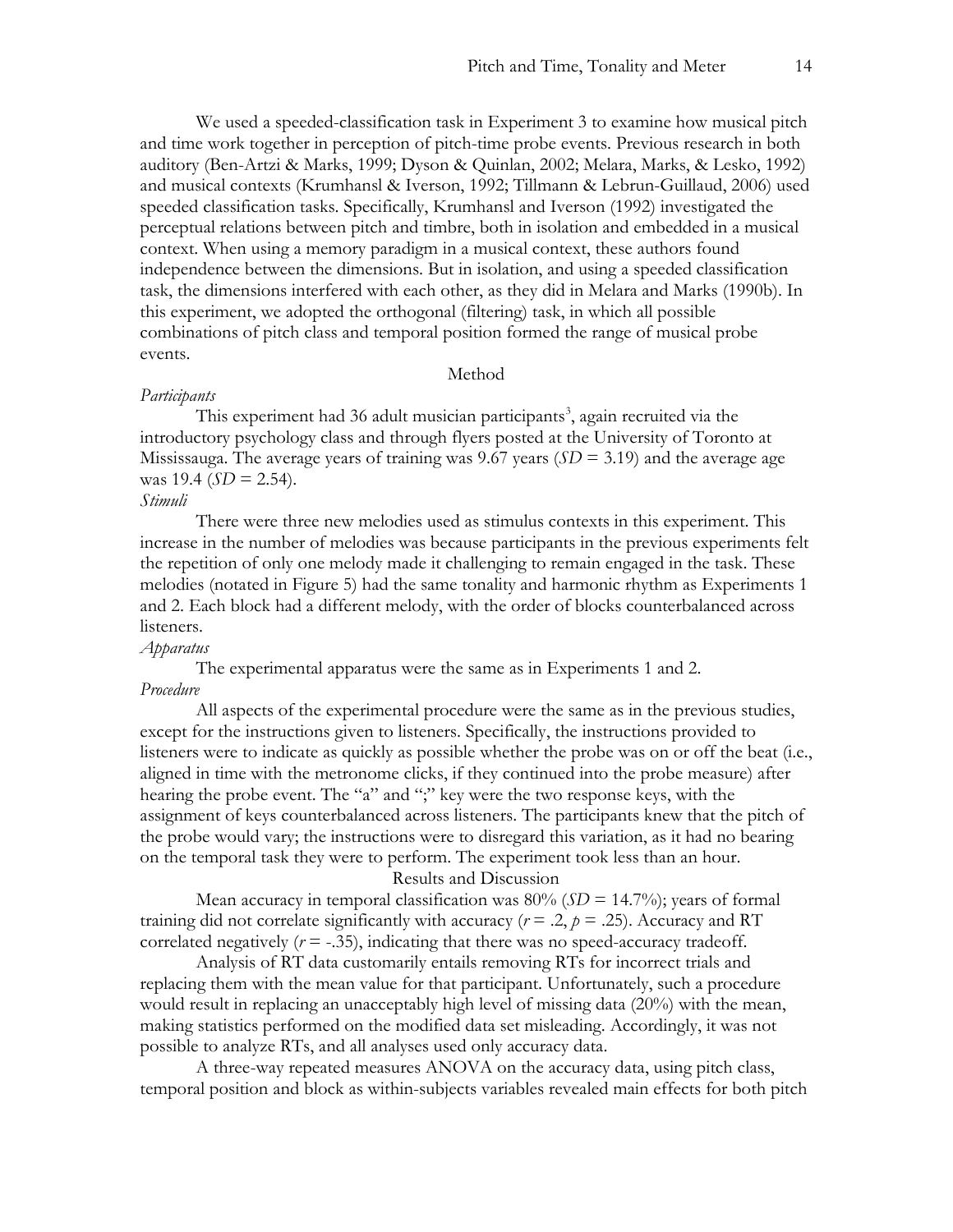We used a speeded-classification task in Experiment 3 to examine how musical pitch and time work together in perception of pitch-time probe events. Previous research in both auditory (Ben-Artzi & Marks, 1999; Dyson & Quinlan, 2002; Melara, Marks, & Lesko, 1992) and musical contexts (Krumhansl & Iverson, 1992; Tillmann & Lebrun-Guillaud, 2006) used speeded classification tasks. Specifically, Krumhansl and Iverson (1992) investigated the perceptual relations between pitch and timbre, both in isolation and embedded in a musical context. When using a memory paradigm in a musical context, these authors found independence between the dimensions. But in isolation, and using a speeded classification task, the dimensions interfered with each other, as they did in Melara and Marks (1990b). In this experiment, we adopted the orthogonal (filtering) task, in which all possible combinations of pitch class and temporal position formed the range of musical probe events.

## Method

*Participants*

This experiment had 36 adult musician participants[3], again recruited via the introductory psychology class and through flyers posted at the University of Toronto at Mississauga. The average years of training was 9.67 years ($SD$ = 3.19) and the average age was 19.4 ($SD$ = 2.54).

*Stimuli*

There were three new melodies used as stimulus contexts in this experiment. This increase in the number of melodies was because participants in the previous experiments felt the repetition of only one melody made it challenging to remain engaged in the task. These melodies (notated in Figure 5) had the same tonality and harmonic rhythm as Experiments 1 and 2. Each block had a different melody, with the order of blocks counterbalanced across listeners.

*Apparatus*

The experimental apparatus were the same as in Experiments 1 and 2.

*Procedure*

All aspects of the experimental procedure were the same as in the previous studies, except for the instructions given to listeners. Specifically, the instructions provided to listeners were to indicate as quickly as possible whether the probe was on or off the beat (i.e., aligned in time with the metronome clicks, if they continued into the probe measure) after hearing the probe event. The "a" and ";" key were the two response keys, with the assignment of keys counterbalanced across listeners. The participants knew that the pitch of the probe would vary; the instructions were to disregard this variation, as it had no bearing on the temporal task they were to perform. The experiment took less than an hour.

## Results and Discussion

Mean accuracy in temporal classification was 80% ($SD$ = 14.7%); years of formal training did not correlate significantly with accuracy ($r$ = .2, $p$ = .25). Accuracy and RT correlated negatively ($r$ = -.35), indicating that there was no speed-accuracy tradeoff.

Analysis of RT data customarily entails removing RTs for incorrect trials and replacing them with the mean value for that participant. Unfortunately, such a procedure would result in replacing an unacceptably high level of missing data (20%) with the mean, making statistics performed on the modified data set misleading. Accordingly, it was not possible to analyze RTs, and all analyses used only accuracy data.

A three-way repeated measures ANOVA on the accuracy data, using pitch class, temporal position and block as within-subjects variables revealed main effects for both pitch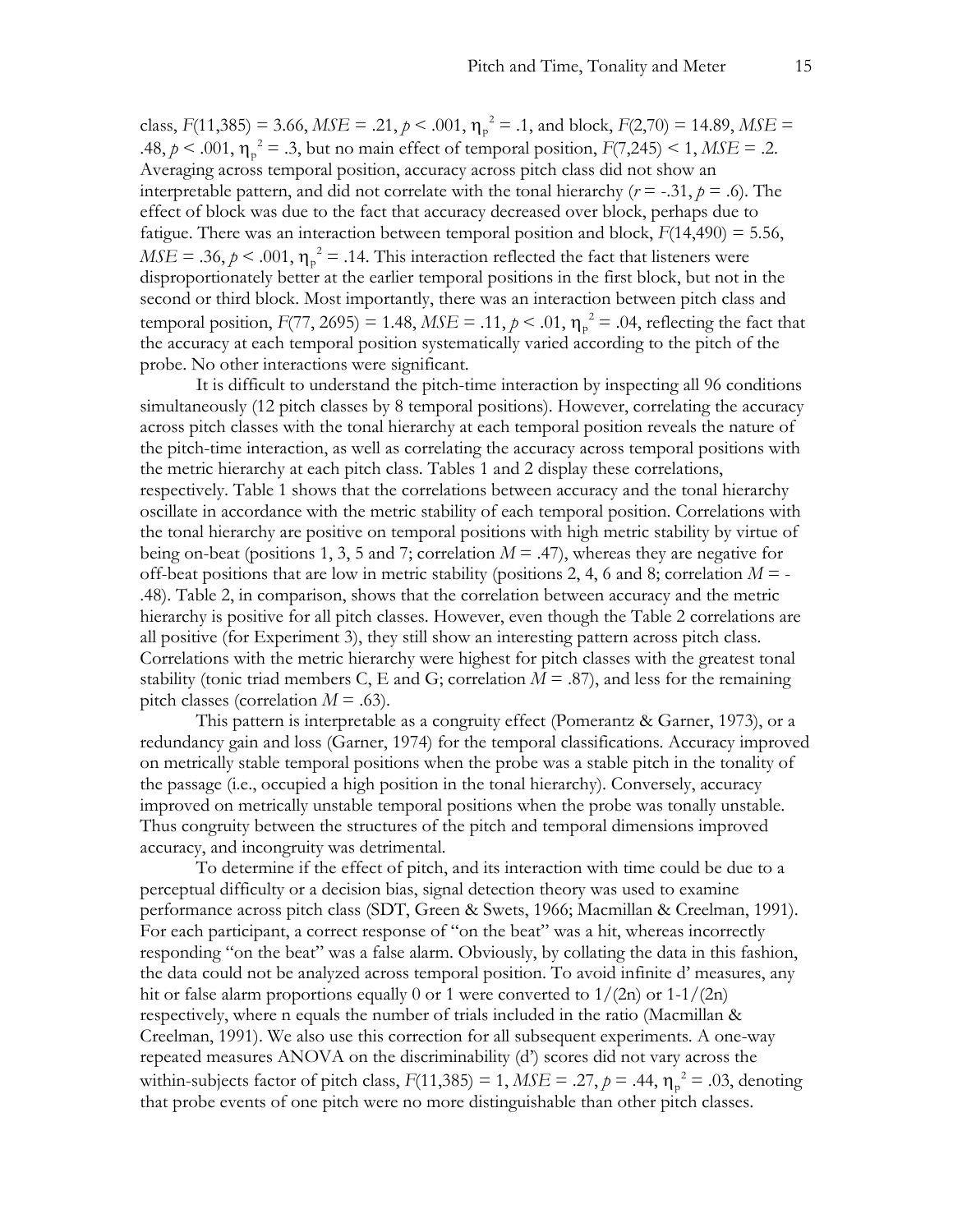class, $F(11,385) = 3.66$, $MSE = .21$, $p < .001$, $\eta_p^2 = .1$, and block, $F(2,70) = 14.89$, $MSE = .48$, $p < .001$, $\eta_p^2 = .3$, but no main effect of temporal position, $F(7,245) < 1$, $MSE = .2$. Averaging across temporal position, accuracy across pitch class did not show an interpretable pattern, and did not correlate with the tonal hierarchy ($r = -.31$, $p = .6$). The effect of block was due to the fact that accuracy decreased over block, perhaps due to fatigue. There was an interaction between temporal position and block, $F(14,490) = 5.56$, $MSE = .36$, $p < .001$, $\eta_p^2 = .14$. This interaction reflected the fact that listeners were disproportionately better at the earlier temporal positions in the first block, but not in the second or third block. Most importantly, there was an interaction between pitch class and temporal position, $F(77, 2695) = 1.48$, $MSE = .11$, $p < .01$, $\eta_p^2 = .04$, reflecting the fact that the accuracy at each temporal position systematically varied according to the pitch of the probe. No other interactions were significant.

It is difficult to understand the pitch-time interaction by inspecting all 96 conditions simultaneously (12 pitch classes by 8 temporal positions). However, correlating the accuracy across pitch classes with the tonal hierarchy at each temporal position reveals the nature of the pitch-time interaction, as well as correlating the accuracy across temporal positions with the metric hierarchy at each pitch class. Tables 1 and 2 display these correlations, respectively. Table 1 shows that the correlations between accuracy and the tonal hierarchy oscillate in accordance with the metric stability of each temporal position. Correlations with the tonal hierarchy are positive on temporal positions with high metric stability by virtue of being on-beat (positions 1, 3, 5 and 7; correlation $M = .47$), whereas they are negative for off-beat positions that are low in metric stability (positions 2, 4, 6 and 8; correlation $M = -.48$). Table 2, in comparison, shows that the correlation between accuracy and the metric hierarchy is positive for all pitch classes. However, even though the Table 2 correlations are all positive (for Experiment 3), they still show an interesting pattern across pitch class. Correlations with the metric hierarchy were highest for pitch classes with the greatest tonal stability (tonic triad members C, E and G; correlation $M = .87$), and less for the remaining pitch classes (correlation $M = .63$).

This pattern is interpretable as a congruity effect (Pomerantz & Garner, 1973), or a redundancy gain and loss (Garner, 1974) for the temporal classifications. Accuracy improved on metrically stable temporal positions when the probe was a stable pitch in the tonality of the passage (i.e., occupied a high position in the tonal hierarchy). Conversely, accuracy improved on metrically unstable temporal positions when the probe was tonally unstable. Thus congruity between the structures of the pitch and temporal dimensions improved accuracy, and incongruity was detrimental.

To determine if the effect of pitch, and its interaction with time could be due to a perceptual difficulty or a decision bias, signal detection theory was used to examine performance across pitch class (SDT, Green & Swets, 1966; Macmillan & Creelman, 1991). For each participant, a correct response of "on the beat" was a hit, whereas incorrectly responding "on the beat" was a false alarm. Obviously, by collating the data in this fashion, the data could not be analyzed across temporal position. To avoid infinite d' measures, any hit or false alarm proportions equally 0 or 1 were converted to $1/(2n)$ or $1-1/(2n)$ respectively, where n equals the number of trials included in the ratio (Macmillan & Creelman, 1991). We also use this correction for all subsequent experiments. A one-way repeated measures ANOVA on the discriminability (d') scores did not vary across the within-subjects factor of pitch class, $F(11,385) = 1$, $MSE = .27$, $p = .44$, $\eta_p^2 = .03$, denoting that probe events of one pitch were no more distinguishable than other pitch classes.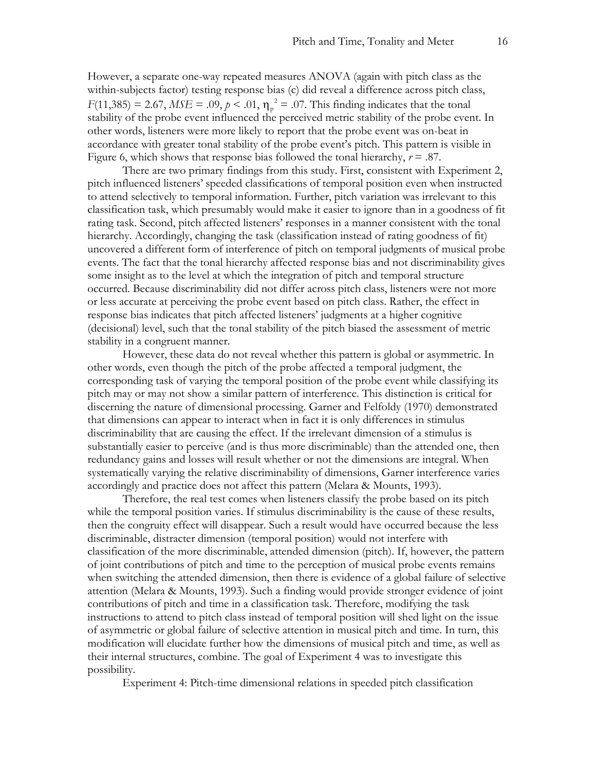However, a separate one-way repeated measures ANOVA (again with pitch class as the within-subjects factor) testing response bias (c) did reveal a difference across pitch class, $F(11,385) = 2.67$, $MSE = .09$, $p < .01$, $\eta_p^2 = .07$. This finding indicates that the tonal stability of the probe event influenced the perceived metric stability of the probe event. In other words, listeners were more likely to report that the probe event was on-beat in accordance with greater tonal stability of the probe event's pitch. This pattern is visible in Figure 6, which shows that response bias followed the tonal hierarchy, $r = .87$.

There are two primary findings from this study. First, consistent with Experiment 2, pitch influenced listeners' speeded classifications of temporal position even when instructed to attend selectively to temporal information. Further, pitch variation was irrelevant to this classification task, which presumably would make it easier to ignore than in a goodness of fit rating task. Second, pitch affected listeners' responses in a manner consistent with the tonal hierarchy. Accordingly, changing the task (classification instead of rating goodness of fit) uncovered a different form of interference of pitch on temporal judgments of musical probe events. The fact that the tonal hierarchy affected response bias and not discriminability gives some insight as to the level at which the integration of pitch and temporal structure occurred. Because discriminability did not differ across pitch class, listeners were not more or less accurate at perceiving the probe event based on pitch class. Rather, the effect in response bias indicates that pitch affected listeners' judgments at a higher cognitive (decisional) level, such that the tonal stability of the pitch biased the assessment of metric stability in a congruent manner.

However, these data do not reveal whether this pattern is global or asymmetric. In other words, even though the pitch of the probe affected a temporal judgment, the corresponding task of varying the temporal position of the probe event while classifying its pitch may or may not show a similar pattern of interference. This distinction is critical for discerning the nature of dimensional processing. Garner and Felfoldy (1970) demonstrated that dimensions can appear to interact when in fact it is only differences in stimulus discriminability that are causing the effect. If the irrelevant dimension of a stimulus is substantially easier to perceive (and is thus more discriminable) than the attended one, then redundancy gains and losses will result whether or not the dimensions are integral. When systematically varying the relative discriminability of dimensions, Garner interference varies accordingly and practice does not affect this pattern (Melara & Mounts, 1993).

Therefore, the real test comes when listeners classify the probe based on its pitch while the temporal position varies. If stimulus discriminability is the cause of these results, then the congruity effect will disappear. Such a result would have occurred because the less discriminable, distracter dimension (temporal position) would not interfere with classification of the more discriminable, attended dimension (pitch). If, however, the pattern of joint contributions of pitch and time to the perception of musical probe events remains when switching the attended dimension, then there is evidence of a global failure of selective attention (Melara & Mounts, 1993). Such a finding would provide stronger evidence of joint contributions of pitch and time in a classification task. Therefore, modifying the task instructions to attend to pitch class instead of temporal position will shed light on the issue of asymmetric or global failure of selective attention in musical pitch and time. In turn, this modification will elucidate further how the dimensions of musical pitch and time, as well as their internal structures, combine. The goal of Experiment 4 was to investigate this possibility.

## Experiment 4: Pitch-time dimensional relations in speeded pitch classification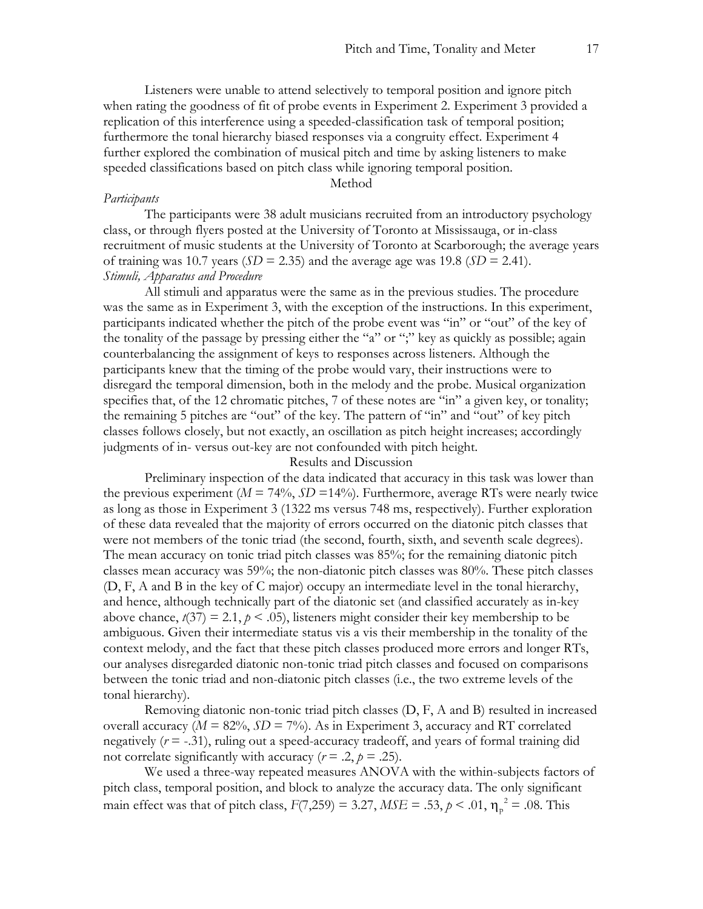Listeners were unable to attend selectively to temporal position and ignore pitch when rating the goodness of fit of probe events in Experiment 2. Experiment 3 provided a replication of this interference using a speeded-classification task of temporal position; furthermore the tonal hierarchy biased responses via a congruity effect. Experiment 4 further explored the combination of musical pitch and time by asking listeners to make speeded classifications based on pitch class while ignoring temporal position.

## Method

### *Participants*

The participants were 38 adult musicians recruited from an introductory psychology class, or through flyers posted at the University of Toronto at Mississauga, or in-class recruitment of music students at the University of Toronto at Scarborough; the average years of training was 10.7 years ($SD = 2.35$) and the average age was 19.8 ($SD = 2.41$).

### *Stimuli, Apparatus and Procedure*

All stimuli and apparatus were the same as in the previous studies. The procedure was the same as in Experiment 3, with the exception of the instructions. In this experiment, participants indicated whether the pitch of the probe event was "in" or "out" of the key of the tonality of the passage by pressing either the "a" or ";" key as quickly as possible; again counterbalancing the assignment of keys to responses across listeners. Although the participants knew that the timing of the probe would vary, their instructions were to disregard the temporal dimension, both in the melody and the probe. Musical organization specifies that, of the 12 chromatic pitches, 7 of these notes are "in" a given key, or tonality; the remaining 5 pitches are "out" of the key. The pattern of "in" and "out" of key pitch classes follows closely, but not exactly, an oscillation as pitch height increases; accordingly judgments of in- versus out-key are not confounded with pitch height.

## Results and Discussion

Preliminary inspection of the data indicated that accuracy in this task was lower than the previous experiment ($M = 74\%$, $SD = 14\%$). Furthermore, average RTs were nearly twice as long as those in Experiment 3 (1322 ms versus 748 ms, respectively). Further exploration of these data revealed that the majority of errors occurred on the diatonic pitch classes that were not members of the tonic triad (the second, fourth, sixth, and seventh scale degrees). The mean accuracy on tonic triad pitch classes was 85%; for the remaining diatonic pitch classes mean accuracy was 59%; the non-diatonic pitch classes was 80%. These pitch classes (D, F, A and B in the key of C major) occupy an intermediate level in the tonal hierarchy, and hence, although technically part of the diatonic set (and classified accurately as in-key above chance, $t(37) = 2.1$, $p < .05$), listeners might consider their key membership to be ambiguous. Given their intermediate status vis a vis their membership in the tonality of the context melody, and the fact that these pitch classes produced more errors and longer RTs, our analyses disregarded diatonic non-tonic triad pitch classes and focused on comparisons between the tonic triad and non-diatonic pitch classes (i.e., the two extreme levels of the tonal hierarchy).

Removing diatonic non-tonic triad pitch classes (D, F, A and B) resulted in increased overall accuracy ($M = 82\%$, $SD = 7\%$). As in Experiment 3, accuracy and RT correlated negatively ($r = -.31$), ruling out a speed-accuracy tradeoff, and years of formal training did not correlate significantly with accuracy ($r = .2$, $p = .25$).

We used a three-way repeated measures ANOVA with the within-subjects factors of pitch class, temporal position, and block to analyze the accuracy data. The only significant main effect was that of pitch class, $F(7,259) = 3.27$, $MSE = .53$, $p < .01$, $\eta_p^2 = .08$. This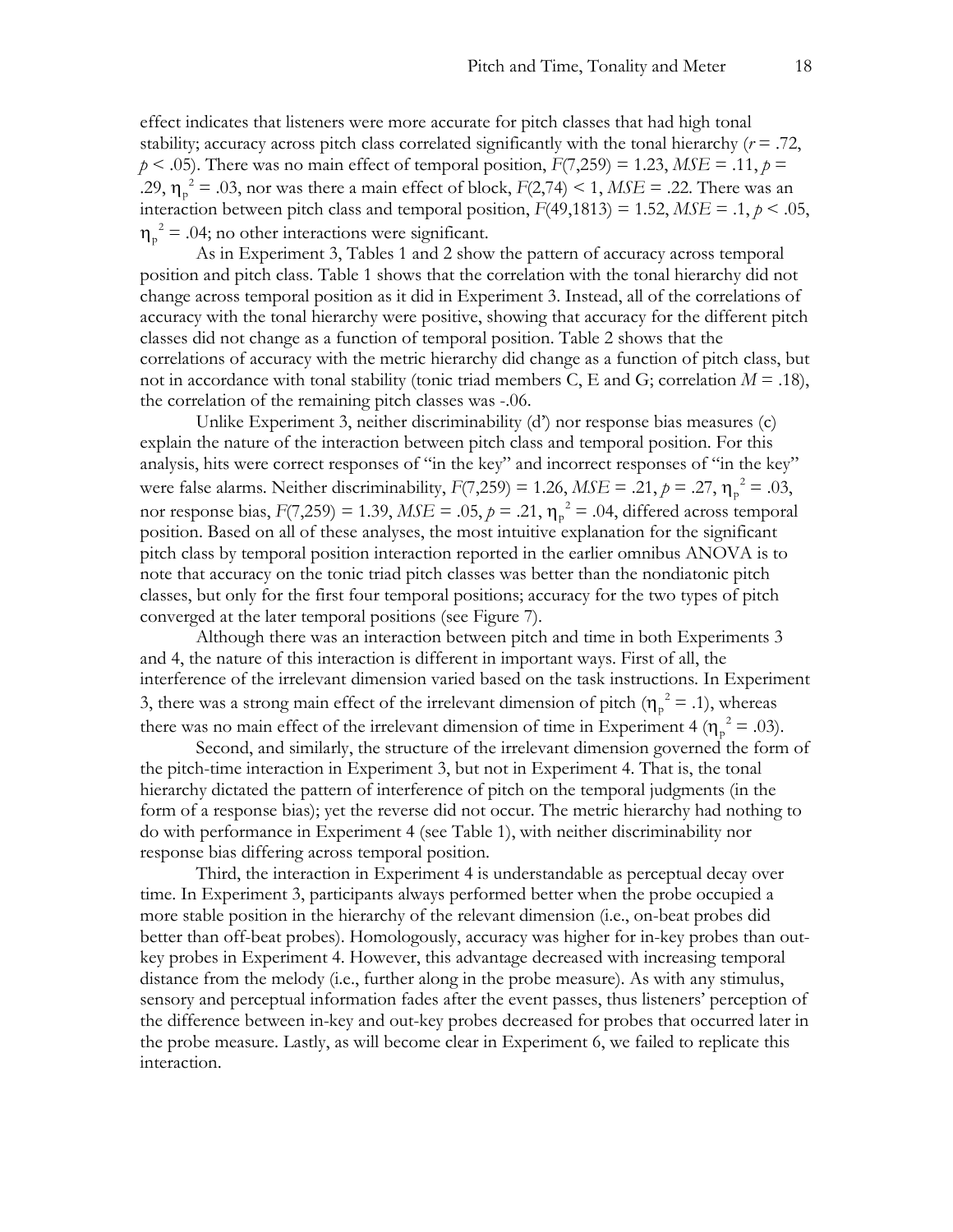effect indicates that listeners were more accurate for pitch classes that had high tonal stability; accuracy across pitch class correlated significantly with the tonal hierarchy ($r = .72$, $p < .05$). There was no main effect of temporal position, $F(7,259) = 1.23$, $MSE = .11$, $p = .29$, $\eta_p^2 = .03$, nor was there a main effect of block, $F(2,74) < 1$, $MSE = .22$. There was an interaction between pitch class and temporal position, $F(49,1813) = 1.52$, $MSE = .1$, $p < .05$, $\eta_p^2 = .04$; no other interactions were significant.

As in Experiment 3, Tables 1 and 2 show the pattern of accuracy across temporal position and pitch class. Table 1 shows that the correlation with the tonal hierarchy did not change across temporal position as it did in Experiment 3. Instead, all of the correlations of accuracy with the tonal hierarchy were positive, showing that accuracy for the different pitch classes did not change as a function of temporal position. Table 2 shows that the correlations of accuracy with the metric hierarchy did change as a function of pitch class, but not in accordance with tonal stability (tonic triad members C, E and G; correlation $M = .18$), the correlation of the remaining pitch classes was -.06.

Unlike Experiment 3, neither discriminability (d') nor response bias measures (c) explain the nature of the interaction between pitch class and temporal position. For this analysis, hits were correct responses of "in the key" and incorrect responses of "in the key" were false alarms. Neither discriminability, $F(7,259) = 1.26$, $MSE = .21$, $p = .27$, $\eta_p^2 = .03$, nor response bias, $F(7,259) = 1.39$, $MSE = .05$, $p = .21$, $\eta_p^2 = .04$, differed across temporal position. Based on all of these analyses, the most intuitive explanation for the significant pitch class by temporal position interaction reported in the earlier omnibus ANOVA is to note that accuracy on the tonic triad pitch classes was better than the nondiatonic pitch classes, but only for the first four temporal positions; accuracy for the two types of pitch converged at the later temporal positions (see Figure 7).

Although there was an interaction between pitch and time in both Experiments 3 and 4, the nature of this interaction is different in important ways. First of all, the interference of the irrelevant dimension varied based on the task instructions. In Experiment 3, there was a strong main effect of the irrelevant dimension of pitch ($\eta_p^2 = .1$), whereas there was no main effect of the irrelevant dimension of time in Experiment 4 ($\eta_p^2 = .03$).

Second, and similarly, the structure of the irrelevant dimension governed the form of the pitch-time interaction in Experiment 3, but not in Experiment 4. That is, the tonal hierarchy dictated the pattern of interference of pitch on the temporal judgments (in the form of a response bias); yet the reverse did not occur. The metric hierarchy had nothing to do with performance in Experiment 4 (see Table 1), with neither discriminability nor response bias differing across temporal position.

Third, the interaction in Experiment 4 is understandable as perceptual decay over time. In Experiment 3, participants always performed better when the probe occupied a more stable position in the hierarchy of the relevant dimension (i.e., on-beat probes did better than off-beat probes). Homologously, accuracy was higher for in-key probes than out-key probes in Experiment 4. However, this advantage decreased with increasing temporal distance from the melody (i.e., further along in the probe measure). As with any stimulus, sensory and perceptual information fades after the event passes, thus listeners' perception of the difference between in-key and out-key probes decreased for probes that occurred later in the probe measure. Lastly, as will become clear in Experiment 6, we failed to replicate this interaction.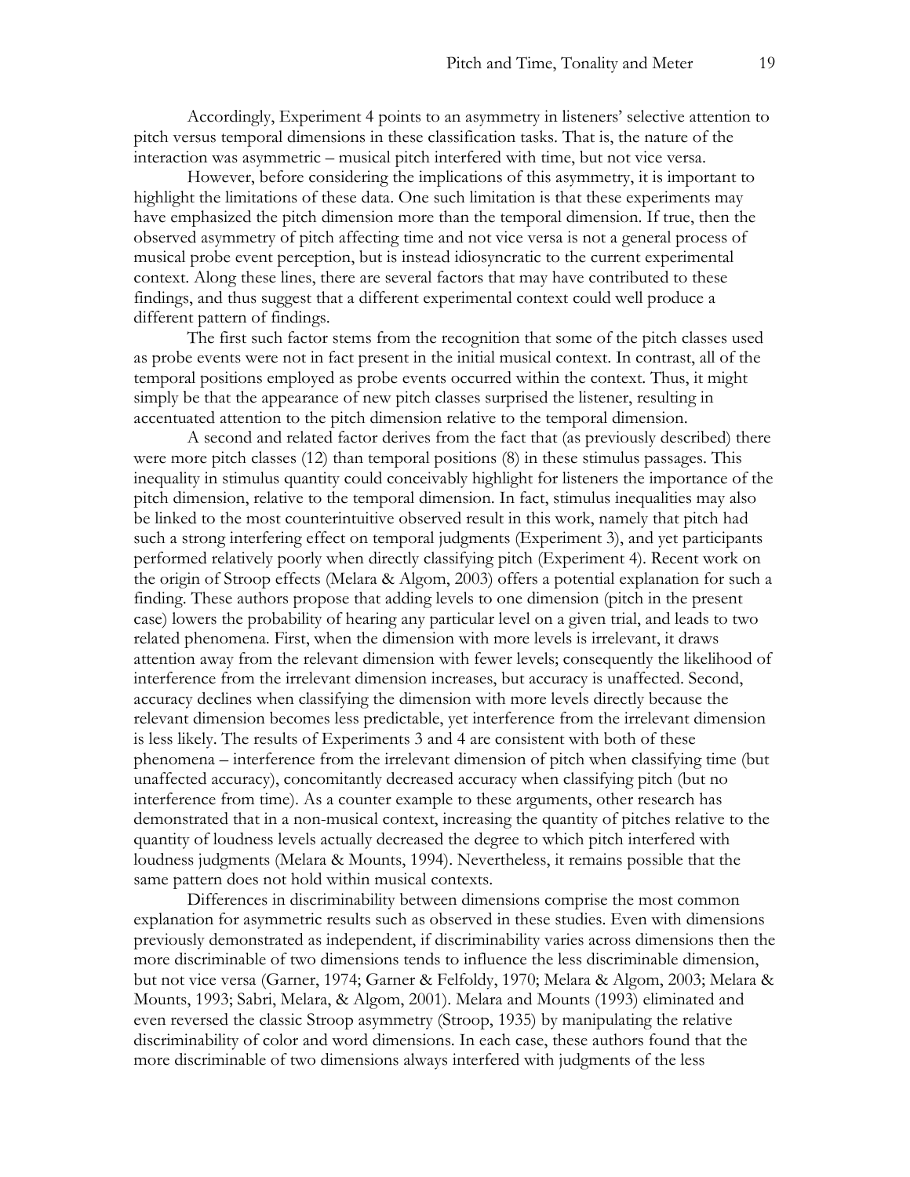Accordingly, Experiment 4 points to an asymmetry in listeners' selective attention to pitch versus temporal dimensions in these classification tasks. That is, the nature of the interaction was asymmetric – musical pitch interfered with time, but not vice versa.

However, before considering the implications of this asymmetry, it is important to highlight the limitations of these data. One such limitation is that these experiments may have emphasized the pitch dimension more than the temporal dimension. If true, then the observed asymmetry of pitch affecting time and not vice versa is not a general process of musical probe event perception, but is instead idiosyncratic to the current experimental context. Along these lines, there are several factors that may have contributed to these findings, and thus suggest that a different experimental context could well produce a different pattern of findings.

The first such factor stems from the recognition that some of the pitch classes used as probe events were not in fact present in the initial musical context. In contrast, all of the temporal positions employed as probe events occurred within the context. Thus, it might simply be that the appearance of new pitch classes surprised the listener, resulting in accentuated attention to the pitch dimension relative to the temporal dimension.

A second and related factor derives from the fact that (as previously described) there were more pitch classes (12) than temporal positions (8) in these stimulus passages. This inequality in stimulus quantity could conceivably highlight for listeners the importance of the pitch dimension, relative to the temporal dimension. In fact, stimulus inequalities may also be linked to the most counterintuitive observed result in this work, namely that pitch had such a strong interfering effect on temporal judgments (Experiment 3), and yet participants performed relatively poorly when directly classifying pitch (Experiment 4). Recent work on the origin of Stroop effects (Melara & Algom, 2003) offers a potential explanation for such a finding. These authors propose that adding levels to one dimension (pitch in the present case) lowers the probability of hearing any particular level on a given trial, and leads to two related phenomena. First, when the dimension with more levels is irrelevant, it draws attention away from the relevant dimension with fewer levels; consequently the likelihood of interference from the irrelevant dimension increases, but accuracy is unaffected. Second, accuracy declines when classifying the dimension with more levels directly because the relevant dimension becomes less predictable, yet interference from the irrelevant dimension is less likely. The results of Experiments 3 and 4 are consistent with both of these phenomena – interference from the irrelevant dimension of pitch when classifying time (but unaffected accuracy), concomitantly decreased accuracy when classifying pitch (but no interference from time). As a counter example to these arguments, other research has demonstrated that in a non-musical context, increasing the quantity of pitches relative to the quantity of loudness levels actually decreased the degree to which pitch interfered with loudness judgments (Melara & Mounts, 1994). Nevertheless, it remains possible that the same pattern does not hold within musical contexts.

Differences in discriminability between dimensions comprise the most common explanation for asymmetric results such as observed in these studies. Even with dimensions previously demonstrated as independent, if discriminability varies across dimensions then the more discriminable of two dimensions tends to influence the less discriminable dimension, but not vice versa (Garner, 1974; Garner & Felfoldy, 1970; Melara & Algom, 2003; Melara & Mounts, 1993; Sabri, Melara, & Algom, 2001). Melara and Mounts (1993) eliminated and even reversed the classic Stroop asymmetry (Stroop, 1935) by manipulating the relative discriminability of color and word dimensions. In each case, these authors found that the more discriminable of two dimensions always interfered with judgments of the less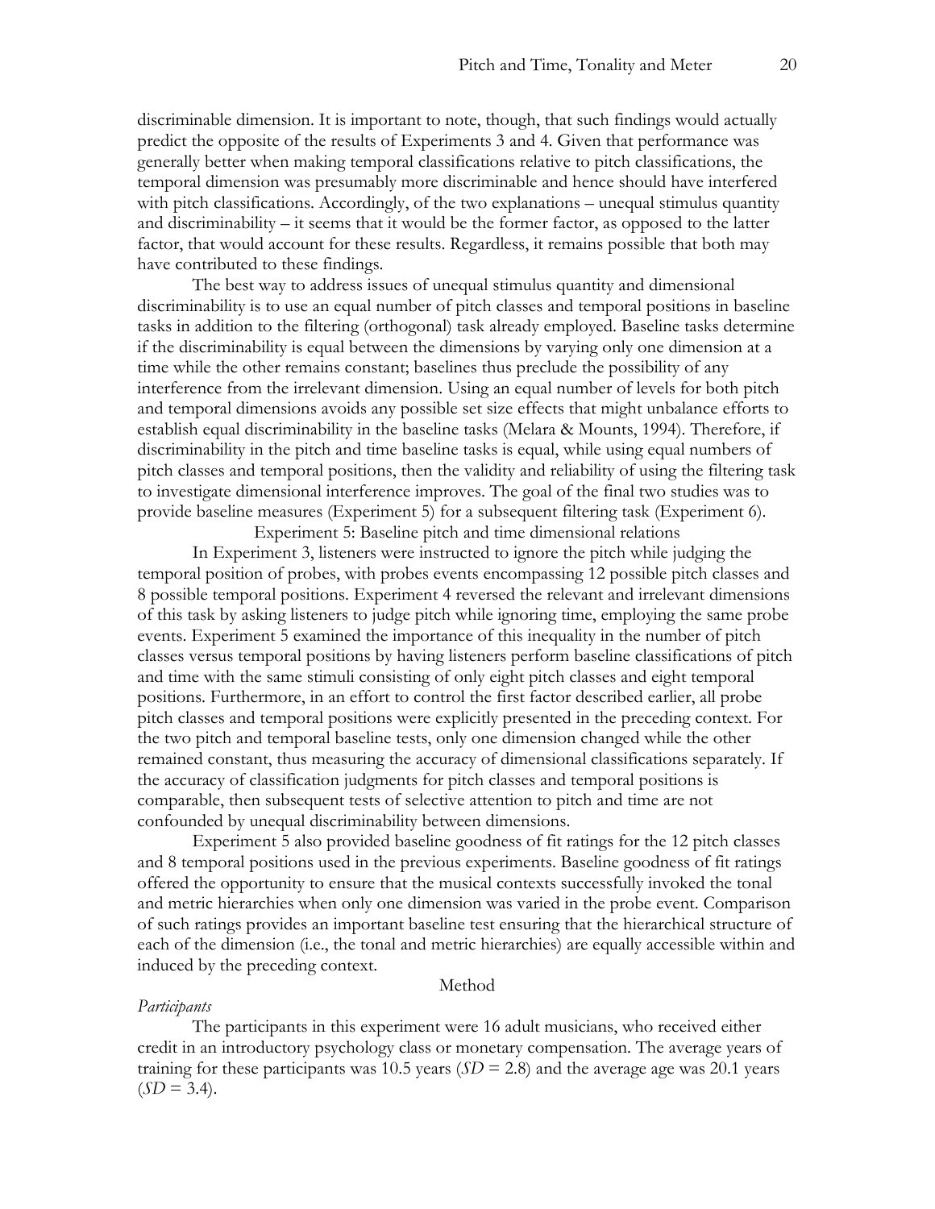discriminable dimension. It is important to note, though, that such findings would actually predict the opposite of the results of Experiments 3 and 4. Given that performance was generally better when making temporal classifications relative to pitch classifications, the temporal dimension was presumably more discriminable and hence should have interfered with pitch classifications. Accordingly, of the two explanations – unequal stimulus quantity and discriminability – it seems that it would be the former factor, as opposed to the latter factor, that would account for these results. Regardless, it remains possible that both may have contributed to these findings.

The best way to address issues of unequal stimulus quantity and dimensional discriminability is to use an equal number of pitch classes and temporal positions in baseline tasks in addition to the filtering (orthogonal) task already employed. Baseline tasks determine if the discriminability is equal between the dimensions by varying only one dimension at a time while the other remains constant; baselines thus preclude the possibility of any interference from the irrelevant dimension. Using an equal number of levels for both pitch and temporal dimensions avoids any possible set size effects that might unbalance efforts to establish equal discriminability in the baseline tasks (Melara & Mounts, 1994). Therefore, if discriminability in the pitch and time baseline tasks is equal, while using equal numbers of pitch classes and temporal positions, then the validity and reliability of using the filtering task to investigate dimensional interference improves. The goal of the final two studies was to provide baseline measures (Experiment 5) for a subsequent filtering task (Experiment 6).

## Experiment 5: Baseline pitch and time dimensional relations

In Experiment 3, listeners were instructed to ignore the pitch while judging the temporal position of probes, with probes events encompassing 12 possible pitch classes and 8 possible temporal positions. Experiment 4 reversed the relevant and irrelevant dimensions of this task by asking listeners to judge pitch while ignoring time, employing the same probe events. Experiment 5 examined the importance of this inequality in the number of pitch classes versus temporal positions by having listeners perform baseline classifications of pitch and time with the same stimuli consisting of only eight pitch classes and eight temporal positions. Furthermore, in an effort to control the first factor described earlier, all probe pitch classes and temporal positions were explicitly presented in the preceding context. For the two pitch and temporal baseline tests, only one dimension changed while the other remained constant, thus measuring the accuracy of dimensional classifications separately. If the accuracy of classification judgments for pitch classes and temporal positions is comparable, then subsequent tests of selective attention to pitch and time are not confounded by unequal discriminability between dimensions.

Experiment 5 also provided baseline goodness of fit ratings for the 12 pitch classes and 8 temporal positions used in the previous experiments. Baseline goodness of fit ratings offered the opportunity to ensure that the musical contexts successfully invoked the tonal and metric hierarchies when only one dimension was varied in the probe event. Comparison of such ratings provides an important baseline test ensuring that the hierarchical structure of each of the dimension (i.e., the tonal and metric hierarchies) are equally accessible within and induced by the preceding context.

### Method

*Participants*

The participants in this experiment were 16 adult musicians, who received either credit in an introductory psychology class or monetary compensation. The average years of training for these participants was 10.5 years (*SD* = 2.8) and the average age was 20.1 years (*SD* = 3.4).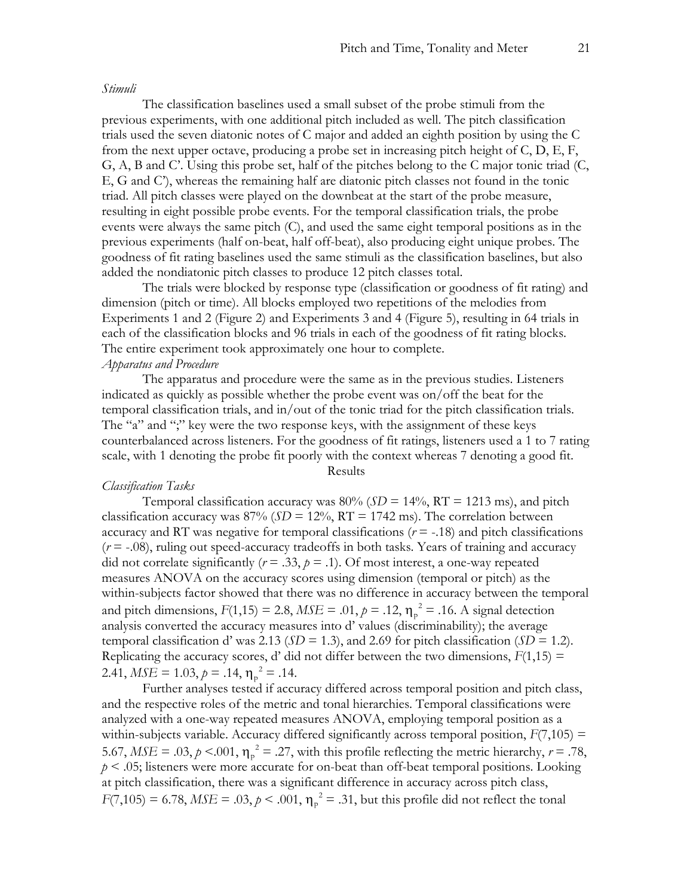*Stimuli*

The classification baselines used a small subset of the probe stimuli from the previous experiments, with one additional pitch included as well. The pitch classification trials used the seven diatonic notes of C major and added an eighth position by using the C from the next upper octave, producing a probe set in increasing pitch height of C, D, E, F, G, A, B and C'. Using this probe set, half of the pitches belong to the C major tonic triad (C, E, G and C'), whereas the remaining half are diatonic pitch classes not found in the tonic triad. All pitch classes were played on the downbeat at the start of the probe measure, resulting in eight possible probe events. For the temporal classification trials, the probe events were always the same pitch (C), and used the same eight temporal positions as in the previous experiments (half on-beat, half off-beat), also producing eight unique probes. The goodness of fit rating baselines used the same stimuli as the classification baselines, but also added the nondiatonic pitch classes to produce 12 pitch classes total.

The trials were blocked by response type (classification or goodness of fit rating) and dimension (pitch or time). All blocks employed two repetitions of the melodies from Experiments 1 and 2 (Figure 2) and Experiments 3 and 4 (Figure 5), resulting in 64 trials in each of the classification blocks and 96 trials in each of the goodness of fit rating blocks. The entire experiment took approximately one hour to complete.

*Apparatus and Procedure*

The apparatus and procedure were the same as in the previous studies. Listeners indicated as quickly as possible whether the probe event was on/off the beat for the temporal classification trials, and in/out of the tonic triad for the pitch classification trials. The "a" and ";" key were the two response keys, with the assignment of these keys counterbalanced across listeners. For the goodness of fit ratings, listeners used a 1 to 7 rating scale, with 1 denoting the probe fit poorly with the context whereas 7 denoting a good fit.

Results

*Classification Tasks*

Temporal classification accuracy was 80% ($SD$ = 14%, RT = 1213 ms), and pitch classification accuracy was 87% ($SD$ = 12%, RT = 1742 ms). The correlation between accuracy and RT was negative for temporal classifications ($r$ = -.18) and pitch classifications ($r$ = -.08), ruling out speed-accuracy tradeoffs in both tasks. Years of training and accuracy did not correlate significantly ($r$ = .33, $p$ = .1). Of most interest, a one-way repeated measures ANOVA on the accuracy scores using dimension (temporal or pitch) as the within-subjects factor showed that there was no difference in accuracy between the temporal and pitch dimensions, $F(1,15) = 2.8$, $MSE = .01$, $p = .12$, $\eta_p^2 = .16$. A signal detection analysis converted the accuracy measures into d' values (discriminability); the average temporal classification d' was 2.13 ($SD$ = 1.3), and 2.69 for pitch classification ($SD$ = 1.2). Replicating the accuracy scores, d' did not differ between the two dimensions, $F(1,15) = 2.41$, $MSE = 1.03$, $p = .14$, $\eta_p^2 = .14$.

Further analyses tested if accuracy differed across temporal position and pitch class, and the respective roles of the metric and tonal hierarchies. Temporal classifications were analyzed with a one-way repeated measures ANOVA, employing temporal position as a within-subjects variable. Accuracy differed significantly across temporal position, $F(7,105) = 5.67$, $MSE = .03$, $p < .001$, $\eta_p^2 = .27$, with this profile reflecting the metric hierarchy, $r = .78$, $p < .05$; listeners were more accurate for on-beat than off-beat temporal positions. Looking at pitch classification, there was a significant difference in accuracy across pitch class, $F(7,105) = 6.78$, $MSE = .03$, $p < .001$, $\eta_p^2 = .31$, but this profile did not reflect the tonal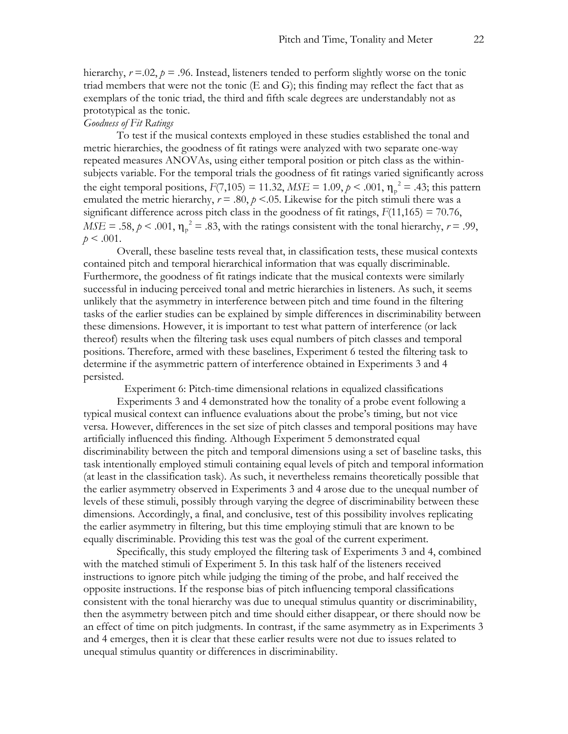hierarchy, $r = .02$, $p = .96$. Instead, listeners tended to perform slightly worse on the tonic triad members that were not the tonic (E and G); this finding may reflect the fact that as exemplars of the tonic triad, the third and fifth scale degrees are understandably not as prototypical as the tonic.

*Goodness of Fit Ratings*

To test if the musical contexts employed in these studies established the tonal and metric hierarchies, the goodness of fit ratings were analyzed with two separate one-way repeated measures ANOVAs, using either temporal position or pitch class as the within-subjects variable. For the temporal trials the goodness of fit ratings varied significantly across the eight temporal positions, $F(7,105) = 11.32$, $MSE = 1.09$, $p < .001$, $\eta_p^2 = .43$; this pattern emulated the metric hierarchy, $r = .80$, $p < .05$. Likewise for the pitch stimuli there was a significant difference across pitch class in the goodness of fit ratings, $F(11,165) = 70.76$, $MSE = .58$, $p < .001$, $\eta_p^2 = .83$, with the ratings consistent with the tonal hierarchy, $r = .99$, $p < .001$.

Overall, these baseline tests reveal that, in classification tests, these musical contexts contained pitch and temporal hierarchical information that was equally discriminable. Furthermore, the goodness of fit ratings indicate that the musical contexts were similarly successful in inducing perceived tonal and metric hierarchies in listeners. As such, it seems unlikely that the asymmetry in interference between pitch and time found in the filtering tasks of the earlier studies can be explained by simple differences in discriminability between these dimensions. However, it is important to test what pattern of interference (or lack thereof) results when the filtering task uses equal numbers of pitch classes and temporal positions. Therefore, armed with these baselines, Experiment 6 tested the filtering task to determine if the asymmetric pattern of interference obtained in Experiments 3 and 4 persisted.

## Experiment 6: Pitch-time dimensional relations in equalized classifications

Experiments 3 and 4 demonstrated how the tonality of a probe event following a typical musical context can influence evaluations about the probe's timing, but not vice versa. However, differences in the set size of pitch classes and temporal positions may have artificially influenced this finding. Although Experiment 5 demonstrated equal discriminability between the pitch and temporal dimensions using a set of baseline tasks, this task intentionally employed stimuli containing equal levels of pitch and temporal information (at least in the classification task). As such, it nevertheless remains theoretically possible that the earlier asymmetry observed in Experiments 3 and 4 arose due to the unequal number of levels of these stimuli, possibly through varying the degree of discriminability between these dimensions. Accordingly, a final, and conclusive, test of this possibility involves replicating the earlier asymmetry in filtering, but this time employing stimuli that are known to be equally discriminable. Providing this test was the goal of the current experiment.

Specifically, this study employed the filtering task of Experiments 3 and 4, combined with the matched stimuli of Experiment 5. In this task half of the listeners received instructions to ignore pitch while judging the timing of the probe, and half received the opposite instructions. If the response bias of pitch influencing temporal classifications consistent with the tonal hierarchy was due to unequal stimulus quantity or discriminability, then the asymmetry between pitch and time should either disappear, or there should now be an effect of time on pitch judgments. In contrast, if the same asymmetry as in Experiments 3 and 4 emerges, then it is clear that these earlier results were not due to issues related to unequal stimulus quantity or differences in discriminability.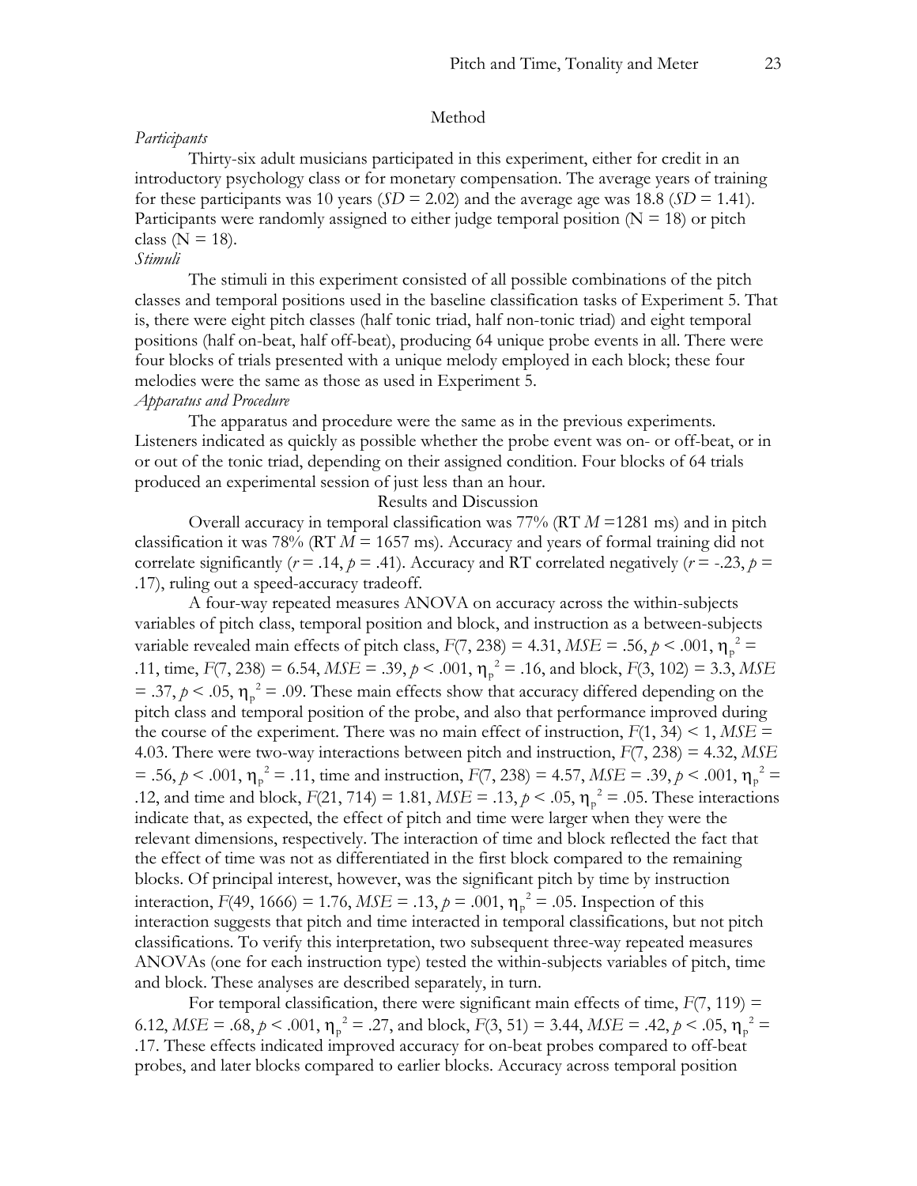## Method

*Participants*

Thirty-six adult musicians participated in this experiment, either for credit in an introductory psychology class or for monetary compensation. The average years of training for these participants was 10 years ($SD = 2.02$) and the average age was 18.8 ($SD = 1.41$). Participants were randomly assigned to either judge temporal position ($N = 18$) or pitch class ($N = 18$).

*Stimuli*

The stimuli in this experiment consisted of all possible combinations of the pitch classes and temporal positions used in the baseline classification tasks of Experiment 5. That is, there were eight pitch classes (half tonic triad, half non-tonic triad) and eight temporal positions (half on-beat, half off-beat), producing 64 unique probe events in all. There were four blocks of trials presented with a unique melody employed in each block; these four melodies were the same as those as used in Experiment 5.

*Apparatus and Procedure*

The apparatus and procedure were the same as in the previous experiments. Listeners indicated as quickly as possible whether the probe event was on- or off-beat, or in or out of the tonic triad, depending on their assigned condition. Four blocks of 64 trials produced an experimental session of just less than an hour.

## Results and Discussion

Overall accuracy in temporal classification was 77% (RT $M$ =1281 ms) and in pitch classification it was 78% (RT $M = 1657$ ms). Accuracy and years of formal training did not correlate significantly ($r = .14$, $p = .41$). Accuracy and RT correlated negatively ($r = -.23$, $p = .17$), ruling out a speed-accuracy tradeoff.

A four-way repeated measures ANOVA on accuracy across the within-subjects variables of pitch class, temporal position and block, and instruction as a between-subjects variable revealed main effects of pitch class, $F(7, 238) = 4.31$, $MSE = .56$, $p < .001$, $\eta_p^2 = .11$, time, $F(7, 238) = 6.54$, $MSE = .39$, $p < .001$, $\eta_p^2 = .16$, and block, $F(3, 102) = 3.3$, $MSE = .37$, $p < .05$, $\eta_p^2 = .09$. These main effects show that accuracy differed depending on the pitch class and temporal position of the probe, and also that performance improved during the course of the experiment. There was no main effect of instruction, $F(1, 34) < 1$, $MSE = 4.03$. There were two-way interactions between pitch and instruction, $F(7, 238) = 4.32$, $MSE = .56$, $p < .001$, $\eta_p^2 = .11$, time and instruction, $F(7, 238) = 4.57$, $MSE = .39$, $p < .001$, $\eta_p^2 = .12$, and time and block, $F(21, 714) = 1.81$, $MSE = .13$, $p < .05$, $\eta_p^2 = .05$. These interactions indicate that, as expected, the effect of pitch and time were larger when they were the relevant dimensions, respectively. The interaction of time and block reflected the fact that the effect of time was not as differentiated in the first block compared to the remaining blocks. Of principal interest, however, was the significant pitch by time by instruction interaction, $F(49, 1666) = 1.76$, $MSE = .13$, $p = .001$, $\eta_p^2 = .05$. Inspection of this interaction suggests that pitch and time interacted in temporal classifications, but not pitch classifications. To verify this interpretation, two subsequent three-way repeated measures ANOVAs (one for each instruction type) tested the within-subjects variables of pitch, time and block. These analyses are described separately, in turn.

For temporal classification, there were significant main effects of time, $F(7, 119) = 6.12$, $MSE = .68$, $p < .001$, $\eta_p^2 = .27$, and block, $F(3, 51) = 3.44$, $MSE = .42$, $p < .05$, $\eta_p^2 = .17$. These effects indicated improved accuracy for on-beat probes compared to off-beat probes, and later blocks compared to earlier blocks. Accuracy across temporal position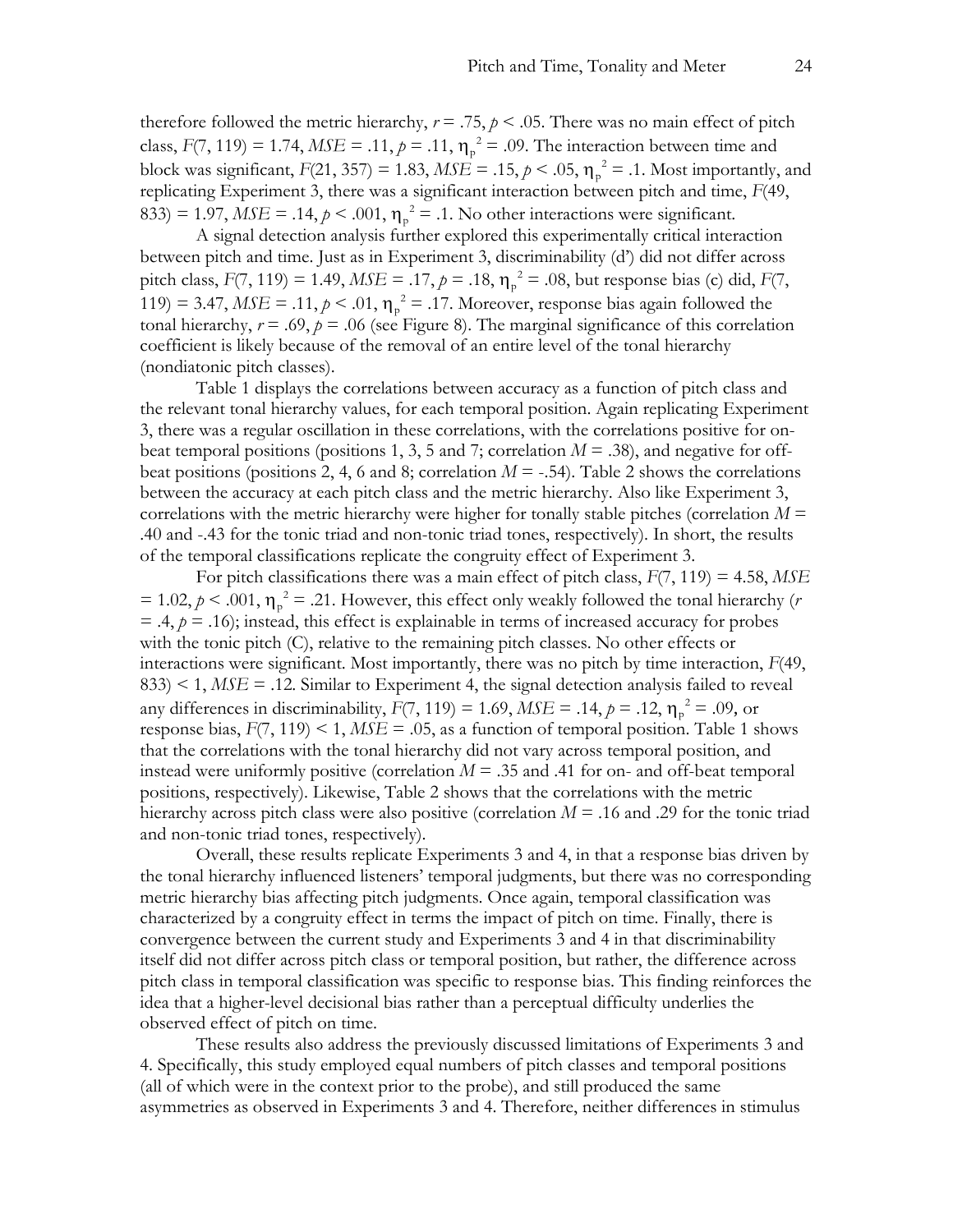therefore followed the metric hierarchy, $r = .75$, $p < .05$. There was no main effect of pitch class, $F(7, 119) = 1.74$, $MSE = .11$, $p = .11$, $\eta_p^2 = .09$. The interaction between time and block was significant, $F(21, 357) = 1.83$, $MSE = .15$, $p < .05$, $\eta_p^2 = .1$. Most importantly, and replicating Experiment 3, there was a significant interaction between pitch and time, $F(49, 833) = 1.97$, $MSE = .14$, $p < .001$, $\eta_p^2 = .1$. No other interactions were significant.

A signal detection analysis further explored this experimentally critical interaction between pitch and time. Just as in Experiment 3, discriminability (d') did not differ across pitch class, $F(7, 119) = 1.49$, $MSE = .17$, $p = .18$, $\eta_p^2 = .08$, but response bias (c) did, $F(7, 119) = 3.47$, $MSE = .11$, $p < .01$, $\eta_p^2 = .17$. Moreover, response bias again followed the tonal hierarchy, $r = .69$, $p = .06$ (see Figure 8). The marginal significance of this correlation coefficient is likely because of the removal of an entire level of the tonal hierarchy (nondiatonic pitch classes).

Table 1 displays the correlations between accuracy as a function of pitch class and the relevant tonal hierarchy values, for each temporal position. Again replicating Experiment 3, there was a regular oscillation in these correlations, with the correlations positive for on-beat temporal positions (positions 1, 3, 5 and 7; correlation $M = .38$), and negative for off-beat positions (positions 2, 4, 6 and 8; correlation $M = -.54$). Table 2 shows the correlations between the accuracy at each pitch class and the metric hierarchy. Also like Experiment 3, correlations with the metric hierarchy were higher for tonally stable pitches (correlation $M = .40$ and $-.43$ for the tonic triad and non-tonic triad tones, respectively). In short, the results of the temporal classifications replicate the congruity effect of Experiment 3.

For pitch classifications there was a main effect of pitch class, $F(7, 119) = 4.58$, $MSE = 1.02$, $p < .001$, $\eta_p^2 = .21$. However, this effect only weakly followed the tonal hierarchy ($r = .4$, $p = .16$); instead, this effect is explainable in terms of increased accuracy for probes with the tonic pitch (C), relative to the remaining pitch classes. No other effects or interactions were significant. Most importantly, there was no pitch by time interaction, $F(49, 833) < 1$, $MSE = .12$. Similar to Experiment 4, the signal detection analysis failed to reveal any differences in discriminability, $F(7, 119) = 1.69$, $MSE = .14$, $p = .12$, $\eta_p^2 = .09$, or response bias, $F(7, 119) < 1$, $MSE = .05$, as a function of temporal position. Table 1 shows that the correlations with the tonal hierarchy did not vary across temporal position, and instead were uniformly positive (correlation $M = .35$ and $.41$ for on- and off-beat temporal positions, respectively). Likewise, Table 2 shows that the correlations with the metric hierarchy across pitch class were also positive (correlation $M = .16$ and $.29$ for the tonic triad and non-tonic triad tones, respectively).

Overall, these results replicate Experiments 3 and 4, in that a response bias driven by the tonal hierarchy influenced listeners' temporal judgments, but there was no corresponding metric hierarchy bias affecting pitch judgments. Once again, temporal classification was characterized by a congruity effect in terms the impact of pitch on time. Finally, there is convergence between the current study and Experiments 3 and 4 in that discriminability itself did not differ across pitch class or temporal position, but rather, the difference across pitch class in temporal classification was specific to response bias. This finding reinforces the idea that a higher-level decisional bias rather than a perceptual difficulty underlies the observed effect of pitch on time.

These results also address the previously discussed limitations of Experiments 3 and 4. Specifically, this study employed equal numbers of pitch classes and temporal positions (all of which were in the context prior to the probe), and still produced the same asymmetries as observed in Experiments 3 and 4. Therefore, neither differences in stimulus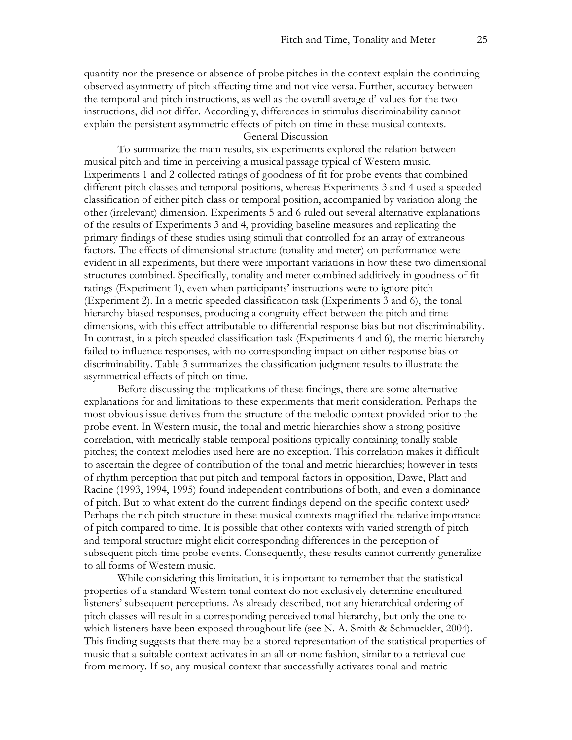quantity nor the presence or absence of probe pitches in the context explain the continuing observed asymmetry of pitch affecting time and not vice versa. Further, accuracy between the temporal and pitch instructions, as well as the overall average d' values for the two instructions, did not differ. Accordingly, differences in stimulus discriminability cannot explain the persistent asymmetric effects of pitch on time in these musical contexts.

## General Discussion

To summarize the main results, six experiments explored the relation between musical pitch and time in perceiving a musical passage typical of Western music. Experiments 1 and 2 collected ratings of goodness of fit for probe events that combined different pitch classes and temporal positions, whereas Experiments 3 and 4 used a speeded classification of either pitch class or temporal position, accompanied by variation along the other (irrelevant) dimension. Experiments 5 and 6 ruled out several alternative explanations of the results of Experiments 3 and 4, providing baseline measures and replicating the primary findings of these studies using stimuli that controlled for an array of extraneous factors. The effects of dimensional structure (tonality and meter) on performance were evident in all experiments, but there were important variations in how these two dimensional structures combined. Specifically, tonality and meter combined additively in goodness of fit ratings (Experiment 1), even when participants' instructions were to ignore pitch (Experiment 2). In a metric speeded classification task (Experiments 3 and 6), the tonal hierarchy biased responses, producing a congruity effect between the pitch and time dimensions, with this effect attributable to differential response bias but not discriminability. In contrast, in a pitch speeded classification task (Experiments 4 and 6), the metric hierarchy failed to influence responses, with no corresponding impact on either response bias or discriminability. Table 3 summarizes the classification judgment results to illustrate the asymmetrical effects of pitch on time.

Before discussing the implications of these findings, there are some alternative explanations for and limitations to these experiments that merit consideration. Perhaps the most obvious issue derives from the structure of the melodic context provided prior to the probe event. In Western music, the tonal and metric hierarchies show a strong positive correlation, with metrically stable temporal positions typically containing tonally stable pitches; the context melodies used here are no exception. This correlation makes it difficult to ascertain the degree of contribution of the tonal and metric hierarchies; however in tests of rhythm perception that put pitch and temporal factors in opposition, Dawe, Platt and Racine (1993, 1994, 1995) found independent contributions of both, and even a dominance of pitch. But to what extent do the current findings depend on the specific context used? Perhaps the rich pitch structure in these musical contexts magnified the relative importance of pitch compared to time. It is possible that other contexts with varied strength of pitch and temporal structure might elicit corresponding differences in the perception of subsequent pitch-time probe events. Consequently, these results cannot currently generalize to all forms of Western music.

While considering this limitation, it is important to remember that the statistical properties of a standard Western tonal context do not exclusively determine encultured listeners' subsequent perceptions. As already described, not any hierarchical ordering of pitch classes will result in a corresponding perceived tonal hierarchy, but only the one to which listeners have been exposed throughout life (see N. A. Smith & Schmuckler, 2004). This finding suggests that there may be a stored representation of the statistical properties of music that a suitable context activates in an all-or-none fashion, similar to a retrieval cue from memory. If so, any musical context that successfully activates tonal and metric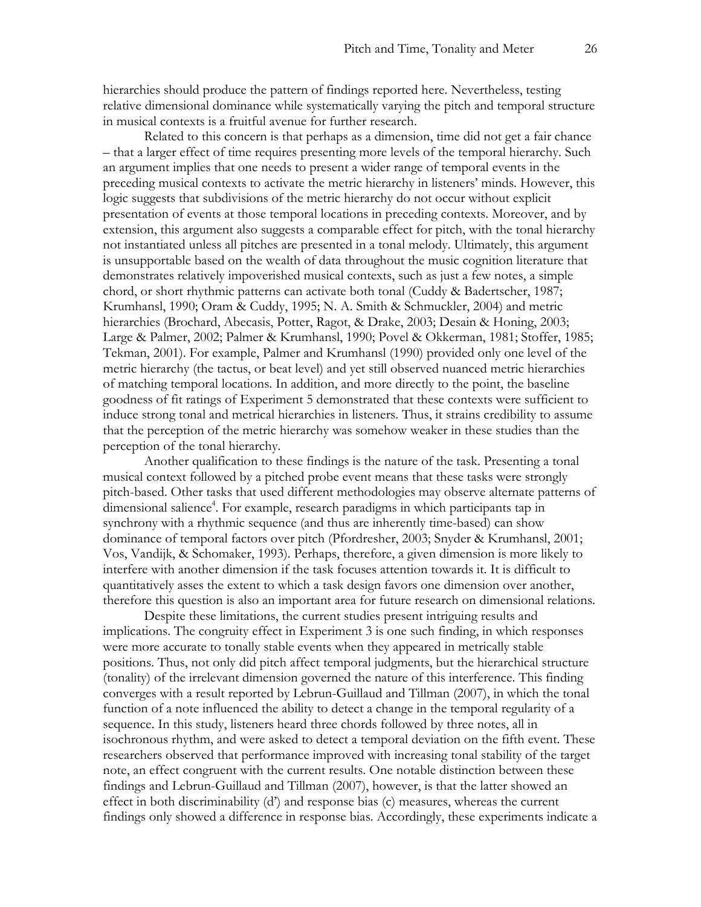hierarchies should produce the pattern of findings reported here. Nevertheless, testing relative dimensional dominance while systematically varying the pitch and temporal structure in musical contexts is a fruitful avenue for further research.

Related to this concern is that perhaps as a dimension, time did not get a fair chance – that a larger effect of time requires presenting more levels of the temporal hierarchy. Such an argument implies that one needs to present a wider range of temporal events in the preceding musical contexts to activate the metric hierarchy in listeners' minds. However, this logic suggests that subdivisions of the metric hierarchy do not occur without explicit presentation of events at those temporal locations in preceding contexts. Moreover, and by extension, this argument also suggests a comparable effect for pitch, with the tonal hierarchy not instantiated unless all pitches are presented in a tonal melody. Ultimately, this argument is unsupportable based on the wealth of data throughout the music cognition literature that demonstrates relatively impoverished musical contexts, such as just a few notes, a simple chord, or short rhythmic patterns can activate both tonal (Cuddy & Badertscher, 1987; Krumhansl, 1990; Oram & Cuddy, 1995; N. A. Smith & Schmuckler, 2004) and metric hierarchies (Brochard, Abecasis, Potter, Ragot, & Drake, 2003; Desain & Honing, 2003; Large & Palmer, 2002; Palmer & Krumhansl, 1990; Povel & Okkerman, 1981; Stoffer, 1985; Tekman, 2001). For example, Palmer and Krumhansl (1990) provided only one level of the metric hierarchy (the tactus, or beat level) and yet still observed nuanced metric hierarchies of matching temporal locations. In addition, and more directly to the point, the baseline goodness of fit ratings of Experiment 5 demonstrated that these contexts were sufficient to induce strong tonal and metrical hierarchies in listeners. Thus, it strains credibility to assume that the perception of the metric hierarchy was somehow weaker in these studies than the perception of the tonal hierarchy.

Another qualification to these findings is the nature of the task. Presenting a tonal musical context followed by a pitched probe event means that these tasks were strongly pitch-based. Other tasks that used different methodologies may observe alternate patterns of dimensional salience[4]. For example, research paradigms in which participants tap in synchrony with a rhythmic sequence (and thus are inherently time-based) can show dominance of temporal factors over pitch (Pfordresher, 2003; Snyder & Krumhansl, 2001; Vos, Vandijk, & Schomaker, 1993). Perhaps, therefore, a given dimension is more likely to interfere with another dimension if the task focuses attention towards it. It is difficult to quantitatively asses the extent to which a task design favors one dimension over another, therefore this question is also an important area for future research on dimensional relations.

Despite these limitations, the current studies present intriguing results and implications. The congruity effect in Experiment 3 is one such finding, in which responses were more accurate to tonally stable events when they appeared in metrically stable positions. Thus, not only did pitch affect temporal judgments, but the hierarchical structure (tonality) of the irrelevant dimension governed the nature of this interference. This finding converges with a result reported by Lebrun-Guillaud and Tillman (2007), in which the tonal function of a note influenced the ability to detect a change in the temporal regularity of a sequence. In this study, listeners heard three chords followed by three notes, all in isochronous rhythm, and were asked to detect a temporal deviation on the fifth event. These researchers observed that performance improved with increasing tonal stability of the target note, an effect congruent with the current results. One notable distinction between these findings and Lebrun-Guillaud and Tillman (2007), however, is that the latter showed an effect in both discriminability (d') and response bias (c) measures, whereas the current findings only showed a difference in response bias. Accordingly, these experiments indicate a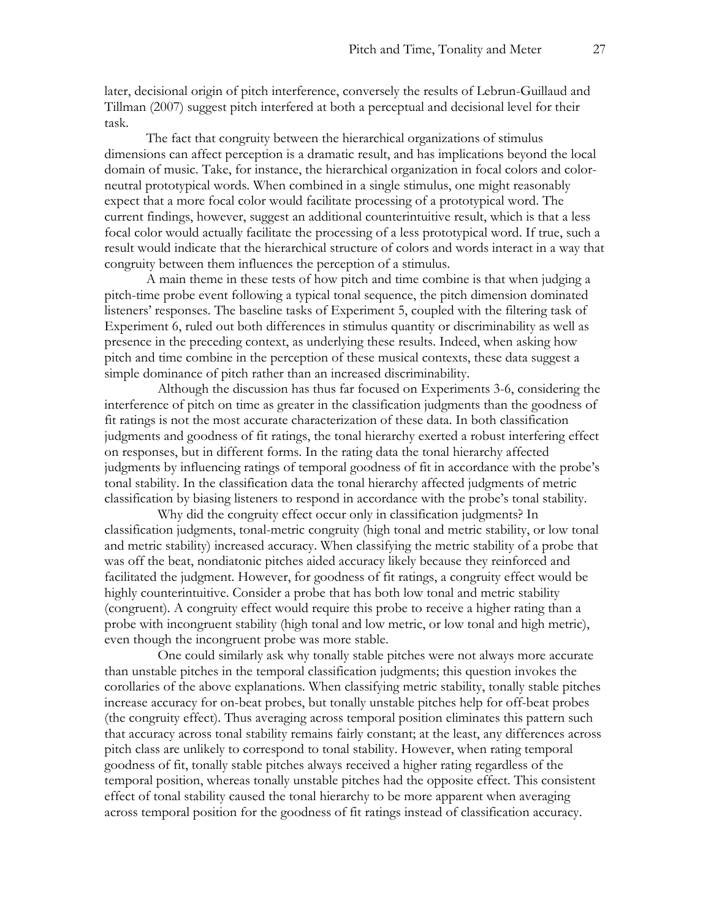later, decisional origin of pitch interference, conversely the results of Lebrun-Guillaud and Tillman (2007) suggest pitch interfered at both a perceptual and decisional level for their task.

The fact that congruity between the hierarchical organizations of stimulus dimensions can affect perception is a dramatic result, and has implications beyond the local domain of music. Take, for instance, the hierarchical organization in focal colors and color-neutral prototypical words. When combined in a single stimulus, one might reasonably expect that a more focal color would facilitate processing of a prototypical word. The current findings, however, suggest an additional counterintuitive result, which is that a less focal color would actually facilitate the processing of a less prototypical word. If true, such a result would indicate that the hierarchical structure of colors and words interact in a way that congruity between them influences the perception of a stimulus.

A main theme in these tests of how pitch and time combine is that when judging a pitch-time probe event following a typical tonal sequence, the pitch dimension dominated listeners' responses. The baseline tasks of Experiment 5, coupled with the filtering task of Experiment 6, ruled out both differences in stimulus quantity or discriminability as well as presence in the preceding context, as underlying these results. Indeed, when asking how pitch and time combine in the perception of these musical contexts, these data suggest a simple dominance of pitch rather than an increased discriminability.

Although the discussion has thus far focused on Experiments 3-6, considering the interference of pitch on time as greater in the classification judgments than the goodness of fit ratings is not the most accurate characterization of these data. In both classification judgments and goodness of fit ratings, the tonal hierarchy exerted a robust interfering effect on responses, but in different forms. In the rating data the tonal hierarchy affected judgments by influencing ratings of temporal goodness of fit in accordance with the probe's tonal stability. In the classification data the tonal hierarchy affected judgments of metric classification by biasing listeners to respond in accordance with the probe's tonal stability.

Why did the congruity effect occur only in classification judgments? In classification judgments, tonal-metric congruity (high tonal and metric stability, or low tonal and metric stability) increased accuracy. When classifying the metric stability of a probe that was off the beat, nondiatonic pitches aided accuracy likely because they reinforced and facilitated the judgment. However, for goodness of fit ratings, a congruity effect would be highly counterintuitive. Consider a probe that has both low tonal and metric stability (congruent). A congruity effect would require this probe to receive a higher rating than a probe with incongruent stability (high tonal and low metric, or low tonal and high metric), even though the incongruent probe was more stable.

One could similarly ask why tonally stable pitches were not always more accurate than unstable pitches in the temporal classification judgments; this question invokes the corollaries of the above explanations. When classifying metric stability, tonally stable pitches increase accuracy for on-beat probes, but tonally unstable pitches help for off-beat probes (the congruity effect). Thus averaging across temporal position eliminates this pattern such that accuracy across tonal stability remains fairly constant; at the least, any differences across pitch class are unlikely to correspond to tonal stability. However, when rating temporal goodness of fit, tonally stable pitches always received a higher rating regardless of the temporal position, whereas tonally unstable pitches had the opposite effect. This consistent effect of tonal stability caused the tonal hierarchy to be more apparent when averaging across temporal position for the goodness of fit ratings instead of classification accuracy.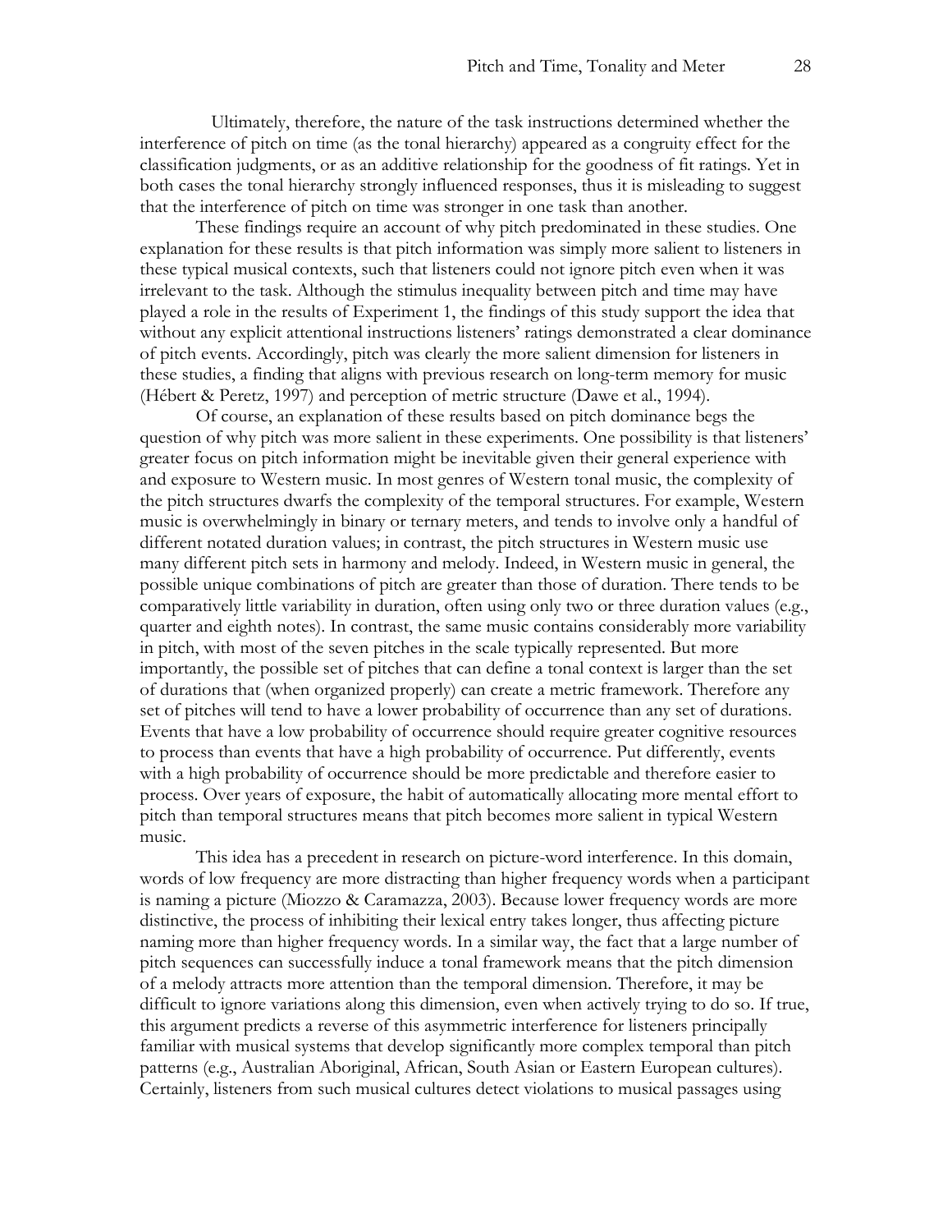Ultimately, therefore, the nature of the task instructions determined whether the interference of pitch on time (as the tonal hierarchy) appeared as a congruity effect for the classification judgments, or as an additive relationship for the goodness of fit ratings. Yet in both cases the tonal hierarchy strongly influenced responses, thus it is misleading to suggest that the interference of pitch on time was stronger in one task than another.

These findings require an account of why pitch predominated in these studies. One explanation for these results is that pitch information was simply more salient to listeners in these typical musical contexts, such that listeners could not ignore pitch even when it was irrelevant to the task. Although the stimulus inequality between pitch and time may have played a role in the results of Experiment 1, the findings of this study support the idea that without any explicit attentional instructions listeners' ratings demonstrated a clear dominance of pitch events. Accordingly, pitch was clearly the more salient dimension for listeners in these studies, a finding that aligns with previous research on long-term memory for music (Hébert & Peretz, 1997) and perception of metric structure (Dawe et al., 1994).

Of course, an explanation of these results based on pitch dominance begs the question of why pitch was more salient in these experiments. One possibility is that listeners' greater focus on pitch information might be inevitable given their general experience with and exposure to Western music. In most genres of Western tonal music, the complexity of the pitch structures dwarfs the complexity of the temporal structures. For example, Western music is overwhelmingly in binary or ternary meters, and tends to involve only a handful of different notated duration values; in contrast, the pitch structures in Western music use many different pitch sets in harmony and melody. Indeed, in Western music in general, the possible unique combinations of pitch are greater than those of duration. There tends to be comparatively little variability in duration, often using only two or three duration values (e.g., quarter and eighth notes). In contrast, the same music contains considerably more variability in pitch, with most of the seven pitches in the scale typically represented. But more importantly, the possible set of pitches that can define a tonal context is larger than the set of durations that (when organized properly) can create a metric framework. Therefore any set of pitches will tend to have a lower probability of occurrence than any set of durations. Events that have a low probability of occurrence should require greater cognitive resources to process than events that have a high probability of occurrence. Put differently, events with a high probability of occurrence should be more predictable and therefore easier to process. Over years of exposure, the habit of automatically allocating more mental effort to pitch than temporal structures means that pitch becomes more salient in typical Western music.

This idea has a precedent in research on picture-word interference. In this domain, words of low frequency are more distracting than higher frequency words when a participant is naming a picture (Miozzo & Caramazza, 2003). Because lower frequency words are more distinctive, the process of inhibiting their lexical entry takes longer, thus affecting picture naming more than higher frequency words. In a similar way, the fact that a large number of pitch sequences can successfully induce a tonal framework means that the pitch dimension of a melody attracts more attention than the temporal dimension. Therefore, it may be difficult to ignore variations along this dimension, even when actively trying to do so. If true, this argument predicts a reverse of this asymmetric interference for listeners principally familiar with musical systems that develop significantly more complex temporal than pitch patterns (e.g., Australian Aboriginal, African, South Asian or Eastern European cultures). Certainly, listeners from such musical cultures detect violations to musical passages using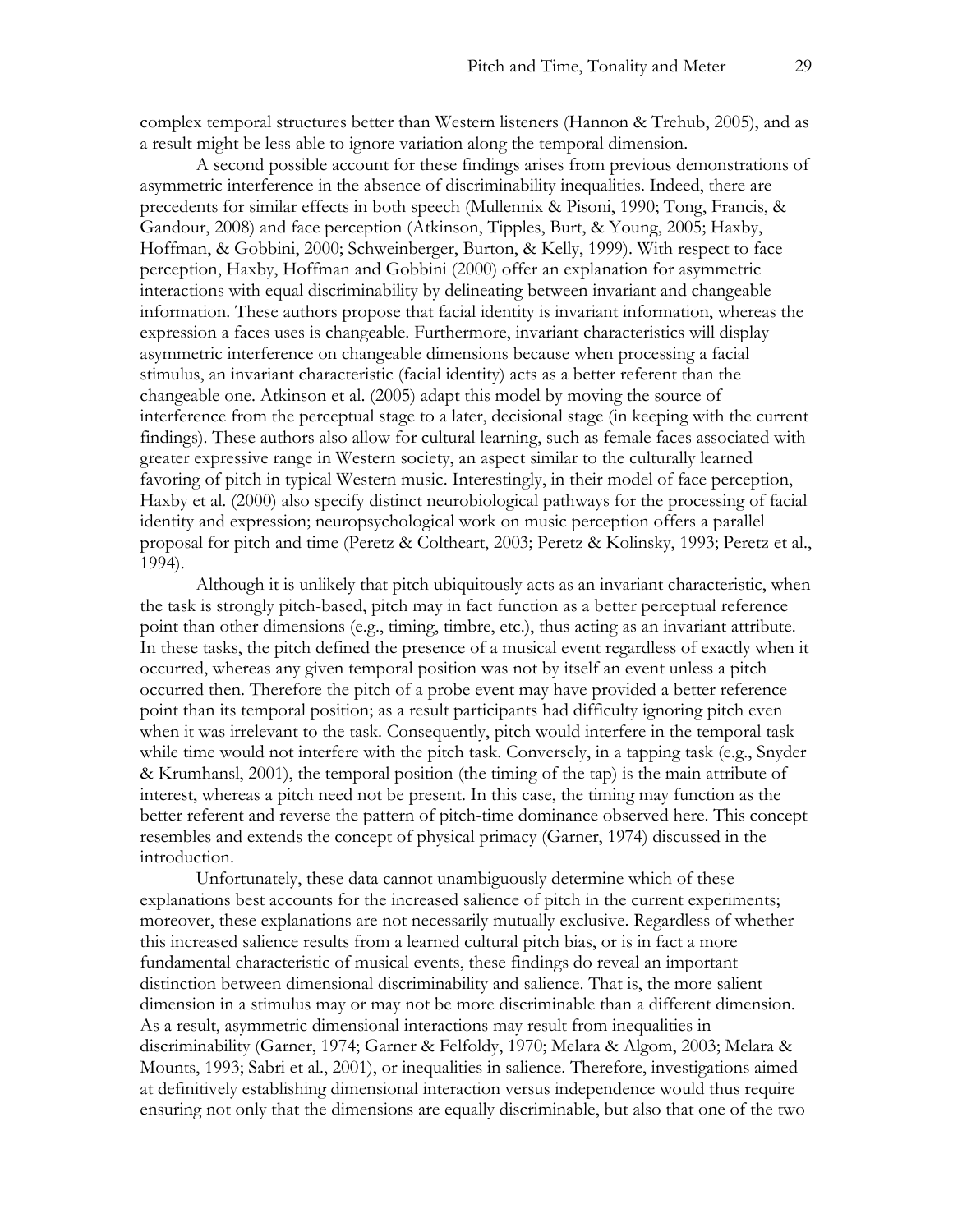complex temporal structures better than Western listeners (Hannon & Trehub, 2005), and as a result might be less able to ignore variation along the temporal dimension.

A second possible account for these findings arises from previous demonstrations of asymmetric interference in the absence of discriminability inequalities. Indeed, there are precedents for similar effects in both speech (Mullennix & Pisoni, 1990; Tong, Francis, & Gandour, 2008) and face perception (Atkinson, Tipples, Burt, & Young, 2005; Haxby, Hoffman, & Gobbini, 2000; Schweinberger, Burton, & Kelly, 1999). With respect to face perception, Haxby, Hoffman and Gobbini (2000) offer an explanation for asymmetric interactions with equal discriminability by delineating between invariant and changeable information. These authors propose that facial identity is invariant information, whereas the expression a faces uses is changeable. Furthermore, invariant characteristics will display asymmetric interference on changeable dimensions because when processing a facial stimulus, an invariant characteristic (facial identity) acts as a better referent than the changeable one. Atkinson et al. (2005) adapt this model by moving the source of interference from the perceptual stage to a later, decisional stage (in keeping with the current findings). These authors also allow for cultural learning, such as female faces associated with greater expressive range in Western society, an aspect similar to the culturally learned favoring of pitch in typical Western music. Interestingly, in their model of face perception, Haxby et al. (2000) also specify distinct neurobiological pathways for the processing of facial identity and expression; neuropsychological work on music perception offers a parallel proposal for pitch and time (Peretz & Coltheart, 2003; Peretz & Kolinsky, 1993; Peretz et al., 1994).

Although it is unlikely that pitch ubiquitously acts as an invariant characteristic, when the task is strongly pitch-based, pitch may in fact function as a better perceptual reference point than other dimensions (e.g., timing, timbre, etc.), thus acting as an invariant attribute. In these tasks, the pitch defined the presence of a musical event regardless of exactly when it occurred, whereas any given temporal position was not by itself an event unless a pitch occurred then. Therefore the pitch of a probe event may have provided a better reference point than its temporal position; as a result participants had difficulty ignoring pitch even when it was irrelevant to the task. Consequently, pitch would interfere in the temporal task while time would not interfere with the pitch task. Conversely, in a tapping task (e.g., Snyder & Krumhansl, 2001), the temporal position (the timing of the tap) is the main attribute of interest, whereas a pitch need not be present. In this case, the timing may function as the better referent and reverse the pattern of pitch-time dominance observed here. This concept resembles and extends the concept of physical primacy (Garner, 1974) discussed in the introduction.

Unfortunately, these data cannot unambiguously determine which of these explanations best accounts for the increased salience of pitch in the current experiments; moreover, these explanations are not necessarily mutually exclusive. Regardless of whether this increased salience results from a learned cultural pitch bias, or is in fact a more fundamental characteristic of musical events, these findings do reveal an important distinction between dimensional discriminability and salience. That is, the more salient dimension in a stimulus may or may not be more discriminable than a different dimension. As a result, asymmetric dimensional interactions may result from inequalities in discriminability (Garner, 1974; Garner & Felfoldy, 1970; Melara & Algom, 2003; Melara & Mounts, 1993; Sabri et al., 2001), or inequalities in salience. Therefore, investigations aimed at definitively establishing dimensional interaction versus independence would thus require ensuring not only that the dimensions are equally discriminable, but also that one of the two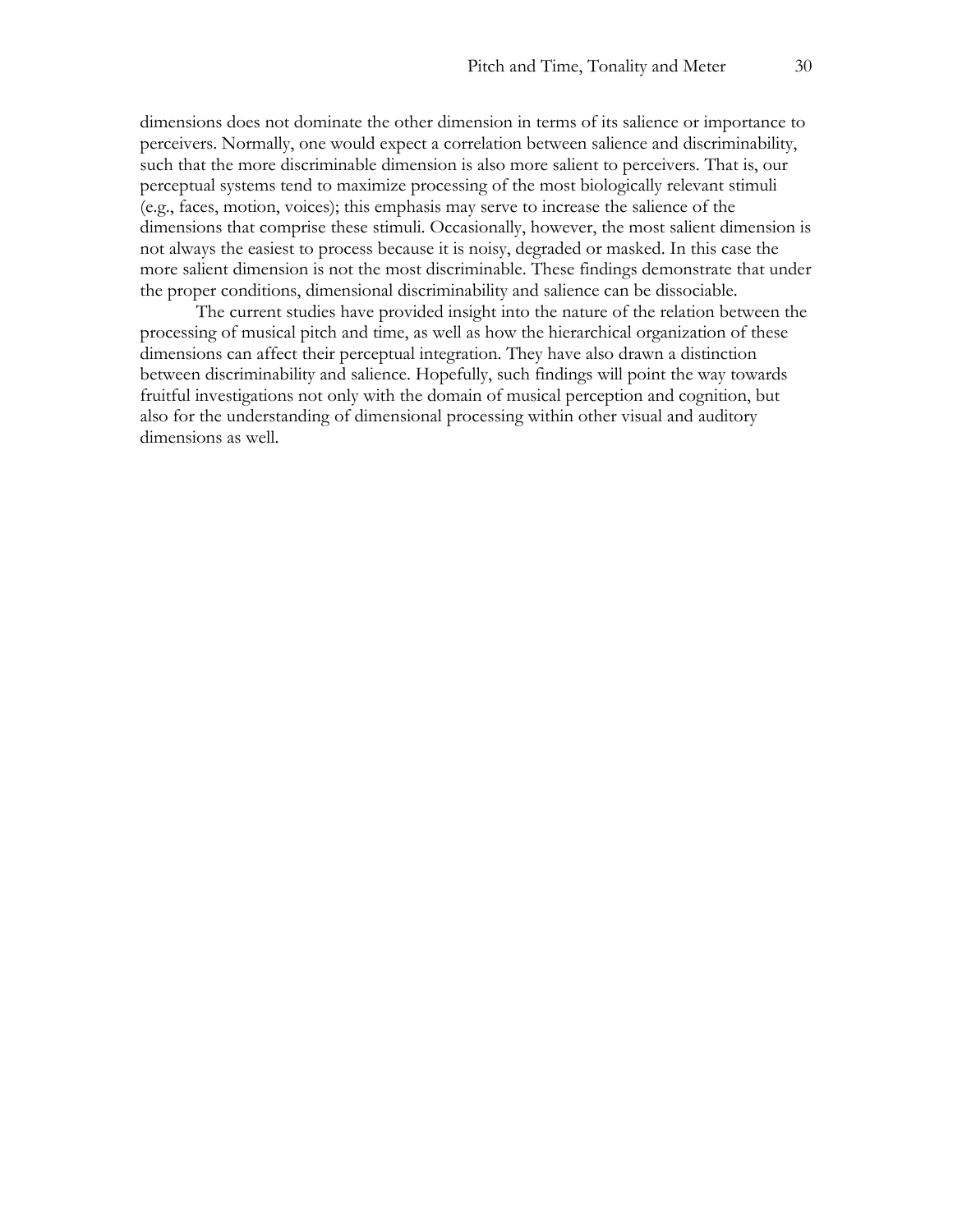dimensions does not dominate the other dimension in terms of its salience or importance to perceivers. Normally, one would expect a correlation between salience and discriminability, such that the more discriminable dimension is also more salient to perceivers. That is, our perceptual systems tend to maximize processing of the most biologically relevant stimuli (e.g., faces, motion, voices); this emphasis may serve to increase the salience of the dimensions that comprise these stimuli. Occasionally, however, the most salient dimension is not always the easiest to process because it is noisy, degraded or masked. In this case the more salient dimension is not the most discriminable. These findings demonstrate that under the proper conditions, dimensional discriminability and salience can be dissociable.

The current studies have provided insight into the nature of the relation between the processing of musical pitch and time, as well as how the hierarchical organization of these dimensions can affect their perceptual integration. They have also drawn a distinction between discriminability and salience. Hopefully, such findings will point the way towards fruitful investigations not only with the domain of musical perception and cognition, but also for the understanding of dimensional processing within other visual and auditory dimensions as well.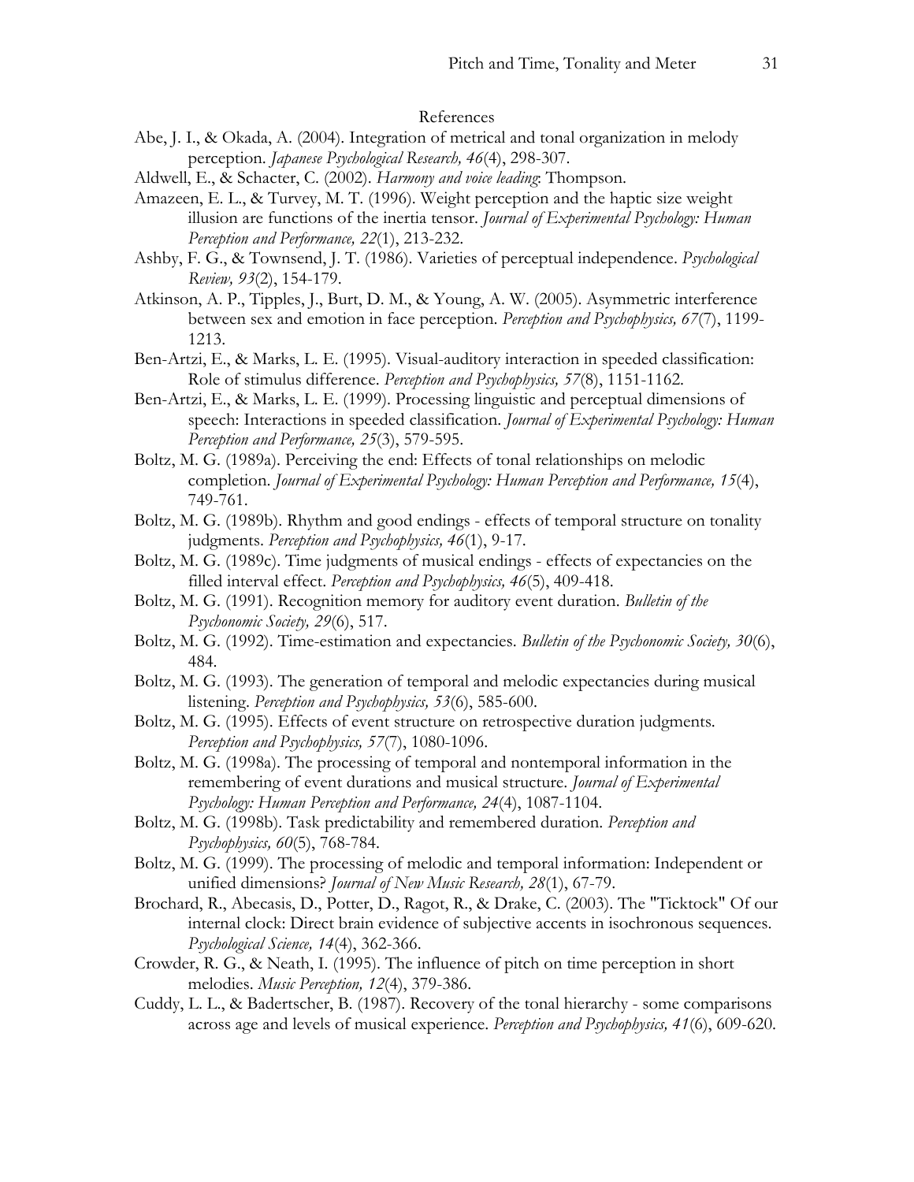# References

Abe, J. I., & Okada, A. (2004). Integration of metrical and tonal organization in melody perception. *Japanese Psychological Research, 46*(4), 298-307.

Aldwell, E., & Schacter, C. (2002). *Harmony and voice leading*: Thompson.

Amazeen, E. L., & Turvey, M. T. (1996). Weight perception and the haptic size weight illusion are functions of the inertia tensor. *Journal of Experimental Psychology: Human Perception and Performance, 22*(1), 213-232.

Ashby, F. G., & Townsend, J. T. (1986). Varieties of perceptual independence. *Psychological Review, 93*(2), 154-179.

Atkinson, A. P., Tipples, J., Burt, D. M., & Young, A. W. (2005). Asymmetric interference between sex and emotion in face perception. *Perception and Psychophysics, 67*(7), 1199-1213.

Ben-Artzi, E., & Marks, L. E. (1995). Visual-auditory interaction in speeded classification: Role of stimulus difference. *Perception and Psychophysics, 57*(8), 1151-1162.

Ben-Artzi, E., & Marks, L. E. (1999). Processing linguistic and perceptual dimensions of speech: Interactions in speeded classification. *Journal of Experimental Psychology: Human Perception and Performance, 25*(3), 579-595.

Boltz, M. G. (1989a). Perceiving the end: Effects of tonal relationships on melodic completion. *Journal of Experimental Psychology: Human Perception and Performance, 15*(4), 749-761.

Boltz, M. G. (1989b). Rhythm and good endings - effects of temporal structure on tonality judgments. *Perception and Psychophysics, 46*(1), 9-17.

Boltz, M. G. (1989c). Time judgments of musical endings - effects of expectancies on the filled interval effect. *Perception and Psychophysics, 46*(5), 409-418.

Boltz, M. G. (1991). Recognition memory for auditory event duration. *Bulletin of the Psychonomic Society, 29*(6), 517.

Boltz, M. G. (1992). Time-estimation and expectancies. *Bulletin of the Psychonomic Society, 30*(6), 484.

Boltz, M. G. (1993). The generation of temporal and melodic expectancies during musical listening. *Perception and Psychophysics, 53*(6), 585-600.

Boltz, M. G. (1995). Effects of event structure on retrospective duration judgments. *Perception and Psychophysics, 57*(7), 1080-1096.

Boltz, M. G. (1998a). The processing of temporal and nontemporal information in the remembering of event durations and musical structure. *Journal of Experimental Psychology: Human Perception and Performance, 24*(4), 1087-1104.

Boltz, M. G. (1998b). Task predictability and remembered duration. *Perception and Psychophysics, 60*(5), 768-784.

Boltz, M. G. (1999). The processing of melodic and temporal information: Independent or unified dimensions? *Journal of New Music Research, 28*(1), 67-79.

Brochard, R., Abecasis, D., Potter, D., Ragot, R., & Drake, C. (2003). The "Ticktock" Of our internal clock: Direct brain evidence of subjective accents in isochronous sequences. *Psychological Science, 14*(4), 362-366.

Crowder, R. G., & Neath, I. (1995). The influence of pitch on time perception in short melodies. *Music Perception, 12*(4), 379-386.

Cuddy, L. L., & Badertscher, B. (1987). Recovery of the tonal hierarchy - some comparisons across age and levels of musical experience. *Perception and Psychophysics, 41*(6), 609-620.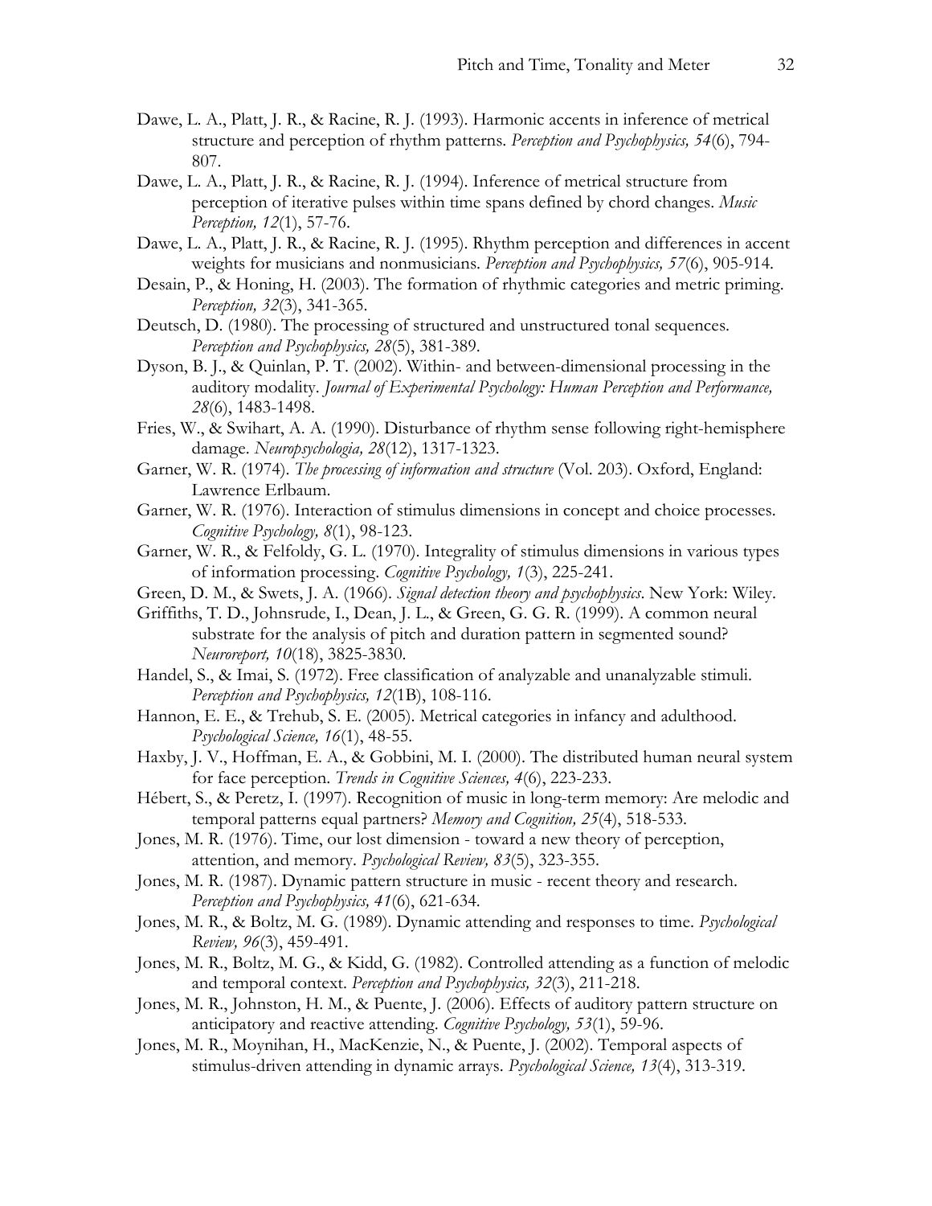Dawe, L. A., Platt, J. R., & Racine, R. J. (1993). Harmonic accents in inference of metrical structure and perception of rhythm patterns. *Perception and Psychophysics, 54*(6), 794-807.

Dawe, L. A., Platt, J. R., & Racine, R. J. (1994). Inference of metrical structure from perception of iterative pulses within time spans defined by chord changes. *Music Perception, 12*(1), 57-76.

Dawe, L. A., Platt, J. R., & Racine, R. J. (1995). Rhythm perception and differences in accent weights for musicians and nonmusicians. *Perception and Psychophysics, 57*(6), 905-914.

Desain, P., & Honing, H. (2003). The formation of rhythmic categories and metric priming. *Perception, 32*(3), 341-365.

Deutsch, D. (1980). The processing of structured and unstructured tonal sequences. *Perception and Psychophysics, 28*(5), 381-389.

Dyson, B. J., & Quinlan, P. T. (2002). Within- and between-dimensional processing in the auditory modality. *Journal of Experimental Psychology: Human Perception and Performance, 28*(6), 1483-1498.

Fries, W., & Swihart, A. A. (1990). Disturbance of rhythm sense following right-hemisphere damage. *Neuropsychologia, 28*(12), 1317-1323.

Garner, W. R. (1974). *The processing of information and structure* (Vol. 203). Oxford, England: Lawrence Erlbaum.

Garner, W. R. (1976). Interaction of stimulus dimensions in concept and choice processes. *Cognitive Psychology, 8*(1), 98-123.

Garner, W. R., & Felfoldy, G. L. (1970). Integrality of stimulus dimensions in various types of information processing. *Cognitive Psychology, 1*(3), 225-241.

Green, D. M., & Swets, J. A. (1966). *Signal detection theory and psychophysics*. New York: Wiley.

Griffiths, T. D., Johnsrude, I., Dean, J. L., & Green, G. G. R. (1999). A common neural substrate for the analysis of pitch and duration pattern in segmented sound? *Neuroreport, 10*(18), 3825-3830.

Handel, S., & Imai, S. (1972). Free classification of analyzable and unanalyzable stimuli. *Perception and Psychophysics, 12*(1B), 108-116.

Hannon, E. E., & Trehub, S. E. (2005). Metrical categories in infancy and adulthood. *Psychological Science, 16*(1), 48-55.

Haxby, J. V., Hoffman, E. A., & Gobbini, M. I. (2000). The distributed human neural system for face perception. *Trends in Cognitive Sciences, 4*(6), 223-233.

Hébert, S., & Peretz, I. (1997). Recognition of music in long-term memory: Are melodic and temporal patterns equal partners? *Memory and Cognition, 25*(4), 518-533.

Jones, M. R. (1976). Time, our lost dimension - toward a new theory of perception, attention, and memory. *Psychological Review, 83*(5), 323-355.

Jones, M. R. (1987). Dynamic pattern structure in music - recent theory and research. *Perception and Psychophysics, 41*(6), 621-634.

Jones, M. R., & Boltz, M. G. (1989). Dynamic attending and responses to time. *Psychological Review, 96*(3), 459-491.

Jones, M. R., Boltz, M. G., & Kidd, G. (1982). Controlled attending as a function of melodic and temporal context. *Perception and Psychophysics, 32*(3), 211-218.

Jones, M. R., Johnston, H. M., & Puente, J. (2006). Effects of auditory pattern structure on anticipatory and reactive attending. *Cognitive Psychology, 53*(1), 59-96.

Jones, M. R., Moynihan, H., MacKenzie, N., & Puente, J. (2002). Temporal aspects of stimulus-driven attending in dynamic arrays. *Psychological Science, 13*(4), 313-319.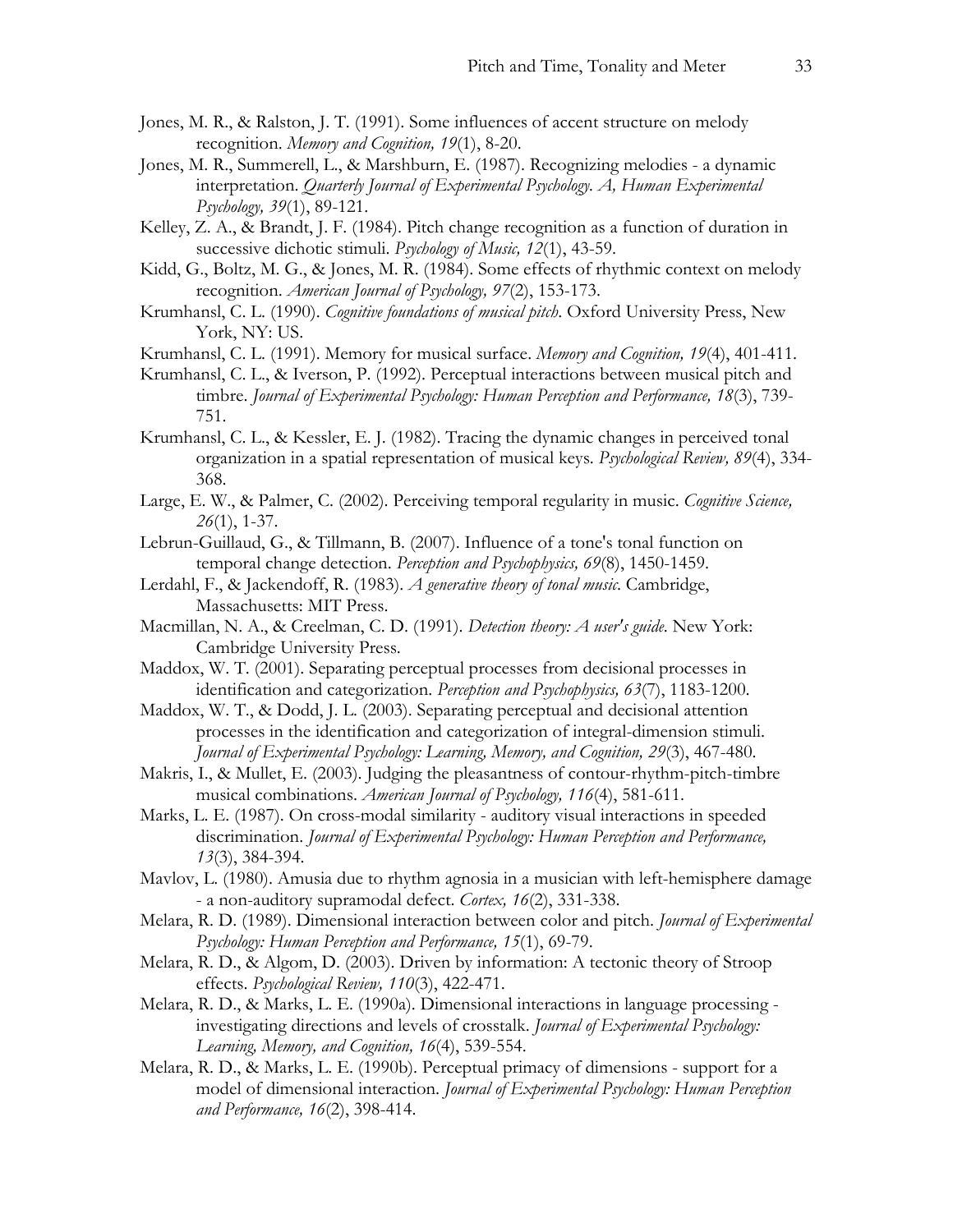Jones, M. R., & Ralston, J. T. (1991). Some influences of accent structure on melody recognition. *Memory and Cognition, 19*(1), 8-20.

Jones, M. R., Summerell, L., & Marshburn, E. (1987). Recognizing melodies - a dynamic interpretation. *Quarterly Journal of Experimental Psychology. A, Human Experimental Psychology, 39*(1), 89-121.

Kelley, Z. A., & Brandt, J. F. (1984). Pitch change recognition as a function of duration in successive dichotic stimuli. *Psychology of Music, 12*(1), 43-59.

Kidd, G., Boltz, M. G., & Jones, M. R. (1984). Some effects of rhythmic context on melody recognition. *American Journal of Psychology, 97*(2), 153-173.

Krumhansl, C. L. (1990). *Cognitive foundations of musical pitch*. Oxford University Press, New York, NY: US.

Krumhansl, C. L. (1991). Memory for musical surface. *Memory and Cognition, 19*(4), 401-411.

Krumhansl, C. L., & Iverson, P. (1992). Perceptual interactions between musical pitch and timbre. *Journal of Experimental Psychology: Human Perception and Performance, 18*(3), 739-751.

Krumhansl, C. L., & Kessler, E. J. (1982). Tracing the dynamic changes in perceived tonal organization in a spatial representation of musical keys. *Psychological Review, 89*(4), 334-368.

Large, E. W., & Palmer, C. (2002). Perceiving temporal regularity in music. *Cognitive Science, 26*(1), 1-37.

Lebrun-Guillaud, G., & Tillmann, B. (2007). Influence of a tone's tonal function on temporal change detection. *Perception and Psychophysics, 69*(8), 1450-1459.

Lerdahl, F., & Jackendoff, R. (1983). *A generative theory of tonal music*. Cambridge, Massachusetts: MIT Press.

Macmillan, N. A., & Creelman, C. D. (1991). *Detection theory: A user's guide*. New York: Cambridge University Press.

Maddox, W. T. (2001). Separating perceptual processes from decisional processes in identification and categorization. *Perception and Psychophysics, 63*(7), 1183-1200.

Maddox, W. T., & Dodd, J. L. (2003). Separating perceptual and decisional attention processes in the identification and categorization of integral-dimension stimuli. *Journal of Experimental Psychology: Learning, Memory, and Cognition, 29*(3), 467-480.

Makris, I., & Mullet, E. (2003). Judging the pleasantness of contour-rhythm-pitch-timbre musical combinations. *American Journal of Psychology, 116*(4), 581-611.

Marks, L. E. (1987). On cross-modal similarity - auditory visual interactions in speeded discrimination. *Journal of Experimental Psychology: Human Perception and Performance, 13*(3), 384-394.

Mavlov, L. (1980). Amusia due to rhythm agnosia in a musician with left-hemisphere damage - a non-auditory supramodal defect. *Cortex, 16*(2), 331-338.

Melara, R. D. (1989). Dimensional interaction between color and pitch. *Journal of Experimental Psychology: Human Perception and Performance, 15*(1), 69-79.

Melara, R. D., & Algom, D. (2003). Driven by information: A tectonic theory of Stroop effects. *Psychological Review, 110*(3), 422-471.

Melara, R. D., & Marks, L. E. (1990a). Dimensional interactions in language processing - investigating directions and levels of crosstalk. *Journal of Experimental Psychology: Learning, Memory, and Cognition, 16*(4), 539-554.

Melara, R. D., & Marks, L. E. (1990b). Perceptual primacy of dimensions - support for a model of dimensional interaction. *Journal of Experimental Psychology: Human Perception and Performance, 16*(2), 398-414.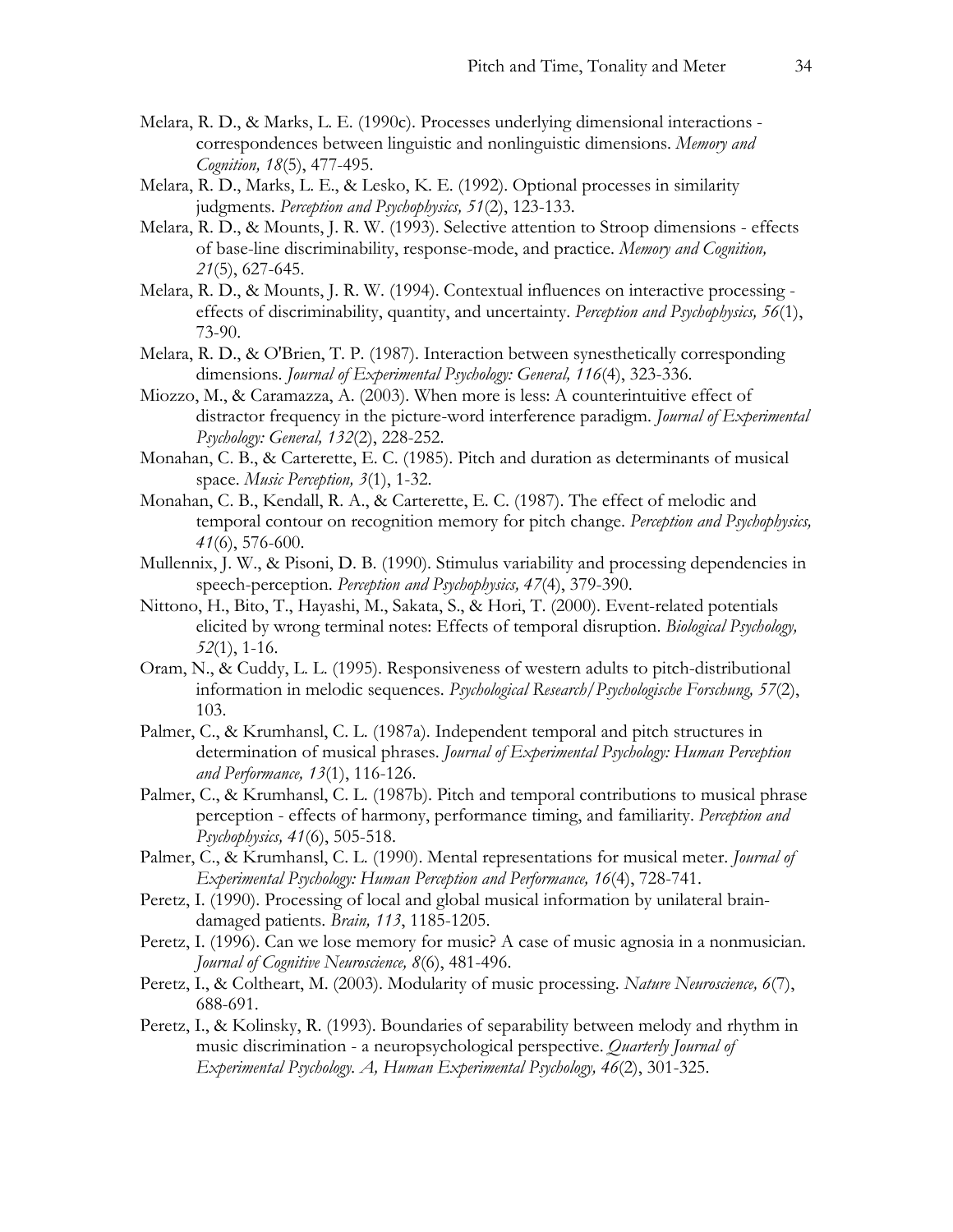Melara, R. D., & Marks, L. E. (1990c). Processes underlying dimensional interactions - correspondences between linguistic and nonlinguistic dimensions. *Memory and Cognition, 18*(5), 477-495.

Melara, R. D., Marks, L. E., & Lesko, K. E. (1992). Optional processes in similarity judgments. *Perception and Psychophysics, 51*(2), 123-133.

Melara, R. D., & Mounts, J. R. W. (1993). Selective attention to Stroop dimensions - effects of base-line discriminability, response-mode, and practice. *Memory and Cognition, 21*(5), 627-645.

Melara, R. D., & Mounts, J. R. W. (1994). Contextual influences on interactive processing - effects of discriminability, quantity, and uncertainty. *Perception and Psychophysics, 56*(1), 73-90.

Melara, R. D., & O'Brien, T. P. (1987). Interaction between synesthetically corresponding dimensions. *Journal of Experimental Psychology: General, 116*(4), 323-336.

Miozzo, M., & Caramazza, A. (2003). When more is less: A counterintuitive effect of distractor frequency in the picture-word interference paradigm. *Journal of Experimental Psychology: General, 132*(2), 228-252.

Monahan, C. B., & Carterette, E. C. (1985). Pitch and duration as determinants of musical space. *Music Perception, 3*(1), 1-32.

Monahan, C. B., Kendall, R. A., & Carterette, E. C. (1987). The effect of melodic and temporal contour on recognition memory for pitch change. *Perception and Psychophysics, 41*(6), 576-600.

Mullennix, J. W., & Pisoni, D. B. (1990). Stimulus variability and processing dependencies in speech-perception. *Perception and Psychophysics, 47*(4), 379-390.

Nittono, H., Bito, T., Hayashi, M., Sakata, S., & Hori, T. (2000). Event-related potentials elicited by wrong terminal notes: Effects of temporal disruption. *Biological Psychology, 52*(1), 1-16.

Oram, N., & Cuddy, L. L. (1995). Responsiveness of western adults to pitch-distributional information in melodic sequences. *Psychological Research/Psychologische Forschung, 57*(2), 103.

Palmer, C., & Krumhansl, C. L. (1987a). Independent temporal and pitch structures in determination of musical phrases. *Journal of Experimental Psychology: Human Perception and Performance, 13*(1), 116-126.

Palmer, C., & Krumhansl, C. L. (1987b). Pitch and temporal contributions to musical phrase perception - effects of harmony, performance timing, and familiarity. *Perception and Psychophysics, 41*(6), 505-518.

Palmer, C., & Krumhansl, C. L. (1990). Mental representations for musical meter. *Journal of Experimental Psychology: Human Perception and Performance, 16*(4), 728-741.

Peretz, I. (1990). Processing of local and global musical information by unilateral brain-damaged patients. *Brain, 113*, 1185-1205.

Peretz, I. (1996). Can we lose memory for music? A case of music agnosia in a nonmusician. *Journal of Cognitive Neuroscience, 8*(6), 481-496.

Peretz, I., & Coltheart, M. (2003). Modularity of music processing. *Nature Neuroscience, 6*(7), 688-691.

Peretz, I., & Kolinsky, R. (1993). Boundaries of separability between melody and rhythm in music discrimination - a neuropsychological perspective. *Quarterly Journal of Experimental Psychology. A, Human Experimental Psychology, 46*(2), 301-325.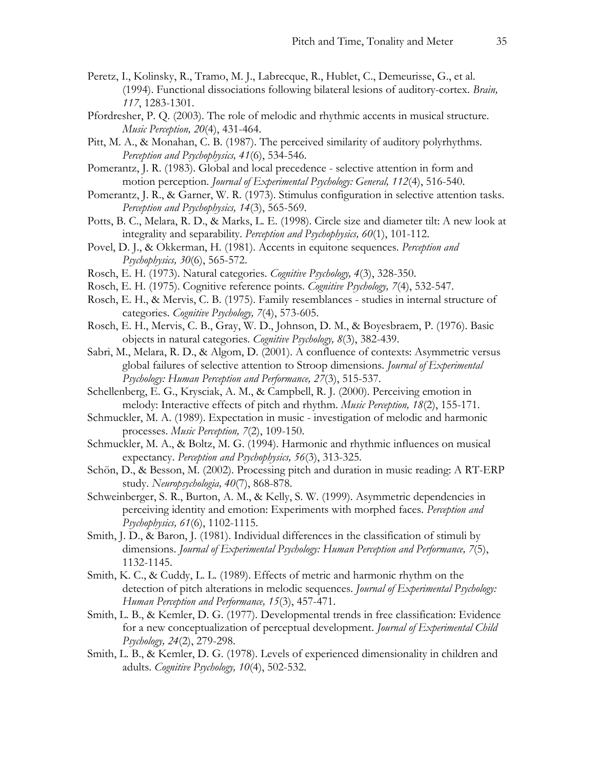Peretz, I., Kolinsky, R., Tramo, M. J., Labrecque, R., Hublet, C., Demeurisse, G., et al. (1994). Functional dissociations following bilateral lesions of auditory-cortex. *Brain, 117*, 1283-1301.

Pfordresher, P. Q. (2003). The role of melodic and rhythmic accents in musical structure. *Music Perception, 20*(4), 431-464.

Pitt, M. A., & Monahan, C. B. (1987). The perceived similarity of auditory polyrhythms. *Perception and Psychophysics, 41*(6), 534-546.

Pomerantz, J. R. (1983). Global and local precedence - selective attention in form and motion perception. *Journal of Experimental Psychology: General, 112*(4), 516-540.

Pomerantz, J. R., & Garner, W. R. (1973). Stimulus configuration in selective attention tasks. *Perception and Psychophysics, 14*(3), 565-569.

Potts, B. C., Melara, R. D., & Marks, L. E. (1998). Circle size and diameter tilt: A new look at integrality and separability. *Perception and Psychophysics, 60*(1), 101-112.

Povel, D. J., & Okkerman, H. (1981). Accents in equitone sequences. *Perception and Psychophysics, 30*(6), 565-572.

Rosch, E. H. (1973). Natural categories. *Cognitive Psychology, 4*(3), 328-350.

Rosch, E. H. (1975). Cognitive reference points. *Cognitive Psychology, 7*(4), 532-547.

Rosch, E. H., & Mervis, C. B. (1975). Family resemblances - studies in internal structure of categories. *Cognitive Psychology, 7*(4), 573-605.

Rosch, E. H., Mervis, C. B., Gray, W. D., Johnson, D. M., & Boyesbraem, P. (1976). Basic objects in natural categories. *Cognitive Psychology, 8*(3), 382-439.

Sabri, M., Melara, R. D., & Algom, D. (2001). A confluence of contexts: Asymmetric versus global failures of selective attention to Stroop dimensions. *Journal of Experimental Psychology: Human Perception and Performance, 27*(3), 515-537.

Schellenberg, E. G., Krysciak, A. M., & Campbell, R. J. (2000). Perceiving emotion in melody: Interactive effects of pitch and rhythm. *Music Perception, 18*(2), 155-171.

Schmuckler, M. A. (1989). Expectation in music - investigation of melodic and harmonic processes. *Music Perception, 7*(2), 109-150.

Schmuckler, M. A., & Boltz, M. G. (1994). Harmonic and rhythmic influences on musical expectancy. *Perception and Psychophysics, 56*(3), 313-325.

Schön, D., & Besson, M. (2002). Processing pitch and duration in music reading: A RT-ERP study. *Neuropsychologia, 40*(7), 868-878.

Schweinberger, S. R., Burton, A. M., & Kelly, S. W. (1999). Asymmetric dependencies in perceiving identity and emotion: Experiments with morphed faces. *Perception and Psychophysics, 61*(6), 1102-1115.

Smith, J. D., & Baron, J. (1981). Individual differences in the classification of stimuli by dimensions. *Journal of Experimental Psychology: Human Perception and Performance, 7*(5), 1132-1145.

Smith, K. C., & Cuddy, L. L. (1989). Effects of metric and harmonic rhythm on the detection of pitch alterations in melodic sequences. *Journal of Experimental Psychology: Human Perception and Performance, 15*(3), 457-471.

Smith, L. B., & Kemler, D. G. (1977). Developmental trends in free classification: Evidence for a new conceptualization of perceptual development. *Journal of Experimental Child Psychology, 24*(2), 279-298.

Smith, L. B., & Kemler, D. G. (1978). Levels of experienced dimensionality in children and adults. *Cognitive Psychology, 10*(4), 502-532.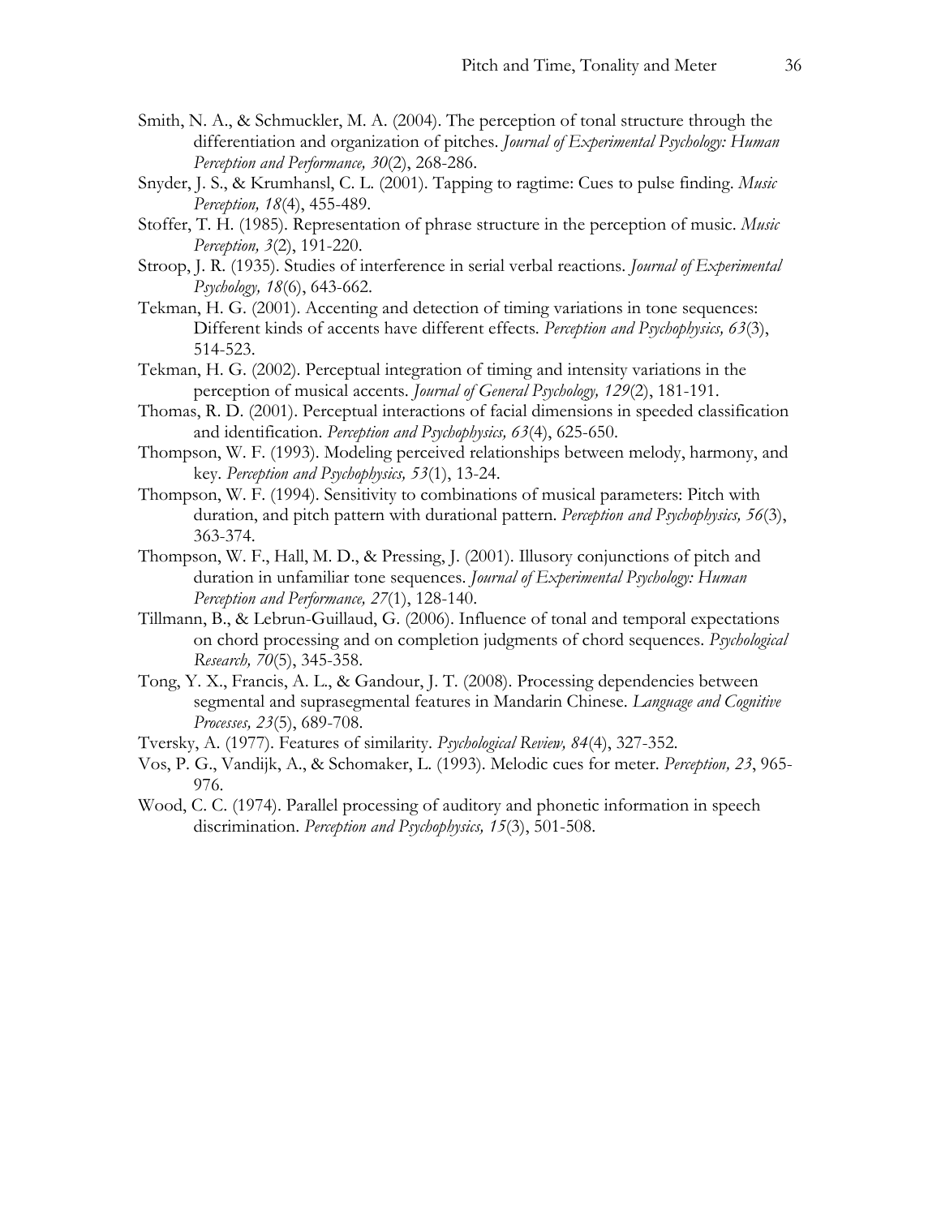Smith, N. A., & Schmuckler, M. A. (2004). The perception of tonal structure through the differentiation and organization of pitches. *Journal of Experimental Psychology: Human Perception and Performance, 30*(2), 268-286.

Snyder, J. S., & Krumhansl, C. L. (2001). Tapping to ragtime: Cues to pulse finding. *Music Perception, 18*(4), 455-489.

Stoffer, T. H. (1985). Representation of phrase structure in the perception of music. *Music Perception, 3*(2), 191-220.

Stroop, J. R. (1935). Studies of interference in serial verbal reactions. *Journal of Experimental Psychology, 18*(6), 643-662.

Tekman, H. G. (2001). Accenting and detection of timing variations in tone sequences: Different kinds of accents have different effects. *Perception and Psychophysics, 63*(3), 514-523.

Tekman, H. G. (2002). Perceptual integration of timing and intensity variations in the perception of musical accents. *Journal of General Psychology, 129*(2), 181-191.

Thomas, R. D. (2001). Perceptual interactions of facial dimensions in speeded classification and identification. *Perception and Psychophysics, 63*(4), 625-650.

Thompson, W. F. (1993). Modeling perceived relationships between melody, harmony, and key. *Perception and Psychophysics, 53*(1), 13-24.

Thompson, W. F. (1994). Sensitivity to combinations of musical parameters: Pitch with duration, and pitch pattern with durational pattern. *Perception and Psychophysics, 56*(3), 363-374.

Thompson, W. F., Hall, M. D., & Pressing, J. (2001). Illusory conjunctions of pitch and duration in unfamiliar tone sequences. *Journal of Experimental Psychology: Human Perception and Performance, 27*(1), 128-140.

Tillmann, B., & Lebrun-Guillaud, G. (2006). Influence of tonal and temporal expectations on chord processing and on completion judgments of chord sequences. *Psychological Research, 70*(5), 345-358.

Tong, Y. X., Francis, A. L., & Gandour, J. T. (2008). Processing dependencies between segmental and suprasegmental features in Mandarin Chinese. *Language and Cognitive Processes, 23*(5), 689-708.

Tversky, A. (1977). Features of similarity. *Psychological Review, 84*(4), 327-352.

Vos, P. G., Vandijk, A., & Schomaker, L. (1993). Melodic cues for meter. *Perception, 23*, 965-976.

Wood, C. C. (1974). Parallel processing of auditory and phonetic information in speech discrimination. *Perception and Psychophysics, 15*(3), 501-508.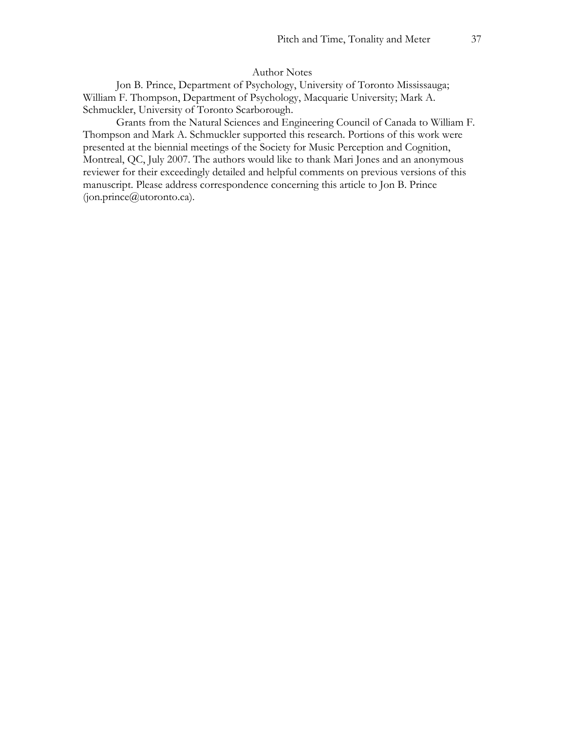## Author Notes

Jon B. Prince, Department of Psychology, University of Toronto Mississauga; William F. Thompson, Department of Psychology, Macquarie University; Mark A. Schmuckler, University of Toronto Scarborough.

Grants from the Natural Sciences and Engineering Council of Canada to William F. Thompson and Mark A. Schmuckler supported this research. Portions of this work were presented at the biennial meetings of the Society for Music Perception and Cognition, Montreal, QC, July 2007. The authors would like to thank Mari Jones and an anonymous reviewer for their exceedingly detailed and helpful comments on previous versions of this manuscript. Please address correspondence concerning this article to Jon B. Prince (jon.prince@utoronto.ca).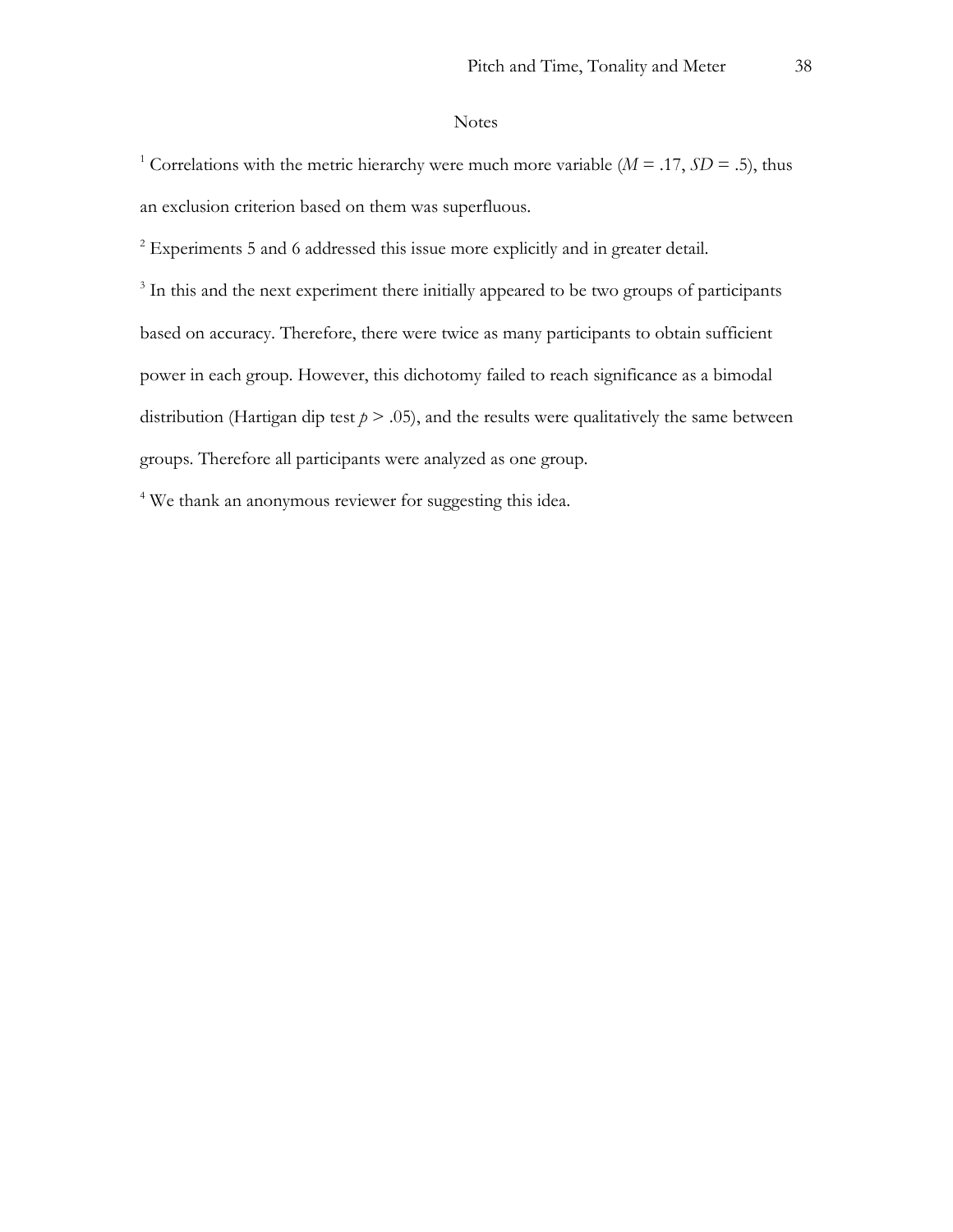# Notes

[1] Correlations with the metric hierarchy were much more variable ($M = .17$, $SD = .5$), thus an exclusion criterion based on them was superfluous.

[2] Experiments 5 and 6 addressed this issue more explicitly and in greater detail.

[3] In this and the next experiment there initially appeared to be two groups of participants based on accuracy. Therefore, there were twice as many participants to obtain sufficient power in each group. However, this dichotomy failed to reach significance as a bimodal distribution (Hartigan dip test $p > .05$), and the results were qualitatively the same between groups. Therefore all participants were analyzed as one group.

[4] We thank an anonymous reviewer for suggesting this idea.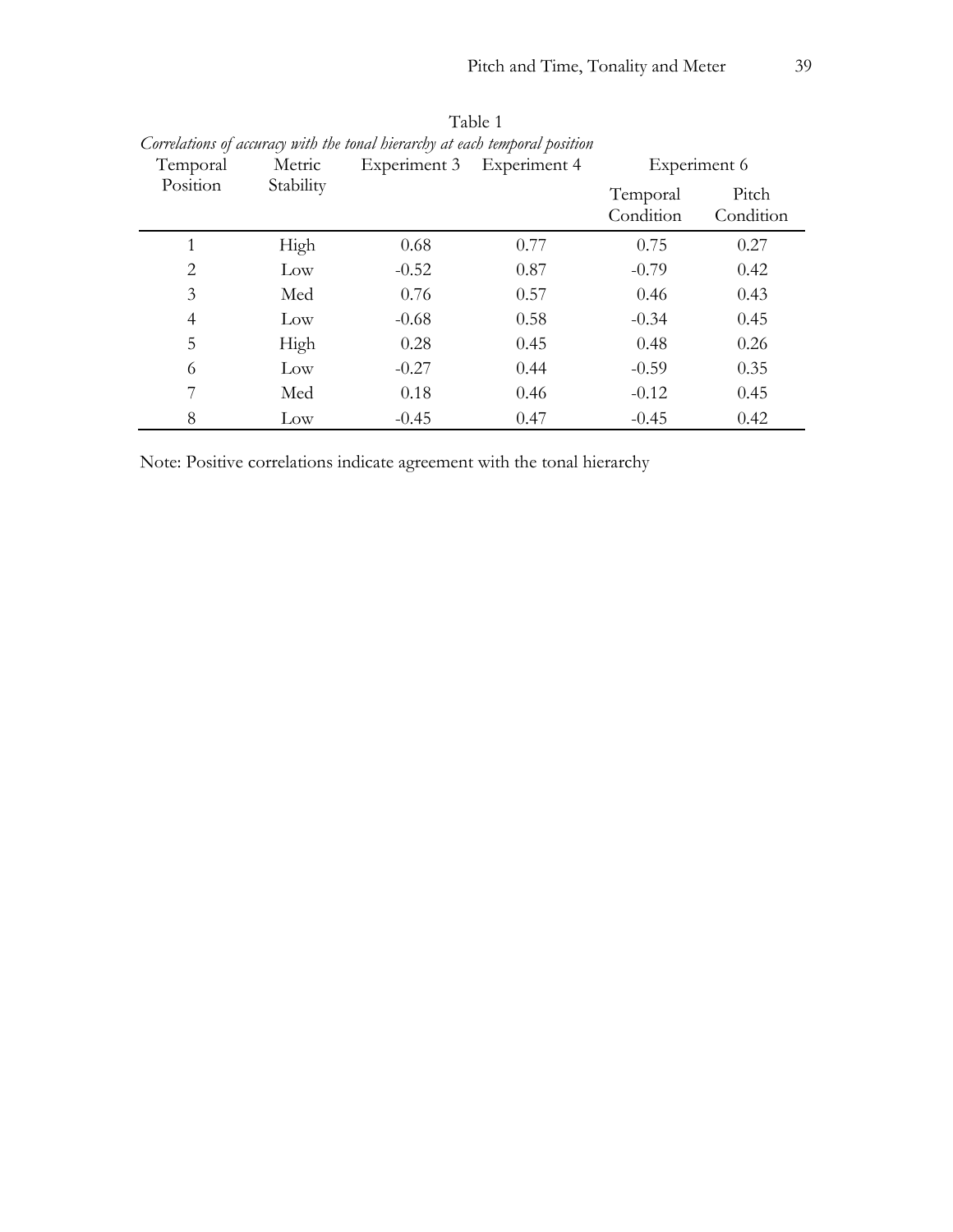Table 1

*Correlations of accuracy with the tonal hierarchy at each temporal position*

| Temporal Position | Metric Stability | Experiment 3 | Experiment 4 | Experiment 6 | |
|---|---|---|---|---|---|
| | | | | Temporal Condition | Pitch Condition |
| 1 | High | 0.68 | 0.77 | 0.75 | 0.27 |
| 2 | Low | -0.52 | 0.87 | -0.79 | 0.42 |
| 3 | Med | 0.76 | 0.57 | 0.46 | 0.43 |
| 4 | Low | -0.68 | 0.58 | -0.34 | 0.45 |
| 5 | High | 0.28 | 0.45 | 0.48 | 0.26 |
| 6 | Low | -0.27 | 0.44 | -0.59 | 0.35 |
| 7 | Med | 0.18 | 0.46 | -0.12 | 0.45 |
| 8 | Low | -0.45 | 0.47 | -0.45 | 0.42 |

Note: Positive correlations indicate agreement with the tonal hierarchy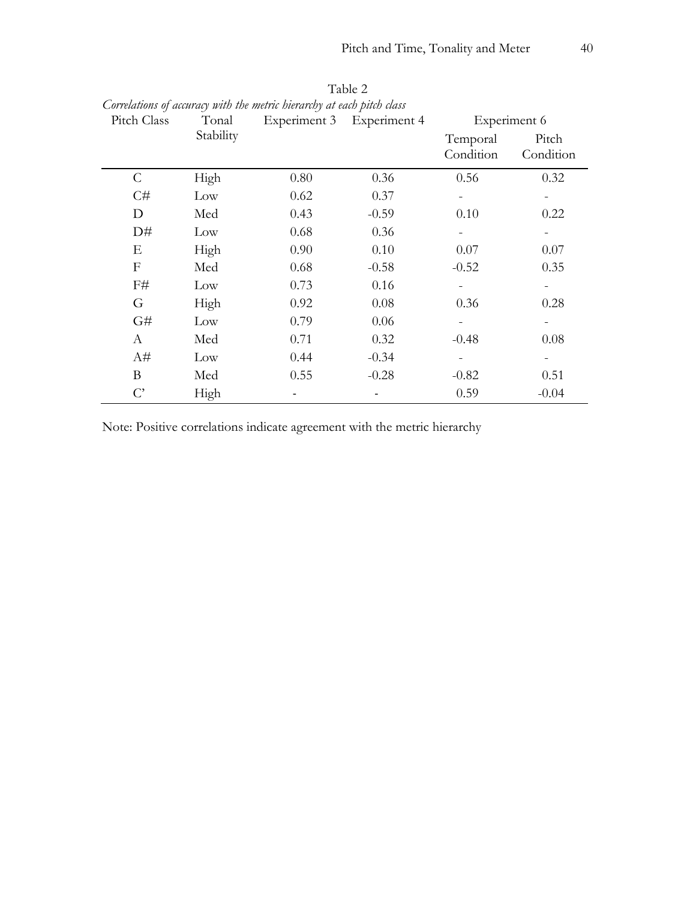Table 2

*Correlations of accuracy with the metric hierarchy at each pitch class*

| Pitch Class | Tonal Stability | Experiment 3 | Experiment 4 | Experiment 6 | |
|---|---|---|---|---|---|
| | | | | Temporal Condition | Pitch Condition |
| C | High | 0.80 | 0.36 | 0.56 | 0.32 |
| C# | Low | 0.62 | 0.37 | - | - |
| D | Med | 0.43 | -0.59 | 0.10 | 0.22 |
| D# | Low | 0.68 | 0.36 | - | - |
| E | High | 0.90 | 0.10 | 0.07 | 0.07 |
| F | Med | 0.68 | -0.58 | -0.52 | 0.35 |
| F# | Low | 0.73 | 0.16 | - | - |
| G | High | 0.92 | 0.08 | 0.36 | 0.28 |
| G# | Low | 0.79 | 0.06 | - | - |
| A | Med | 0.71 | 0.32 | -0.48 | 0.08 |
| A# | Low | 0.44 | -0.34 | - | - |
| B | Med | 0.55 | -0.28 | -0.82 | 0.51 |
| C' | High | - | - | 0.59 | -0.04 |

Note: Positive correlations indicate agreement with the metric hierarchy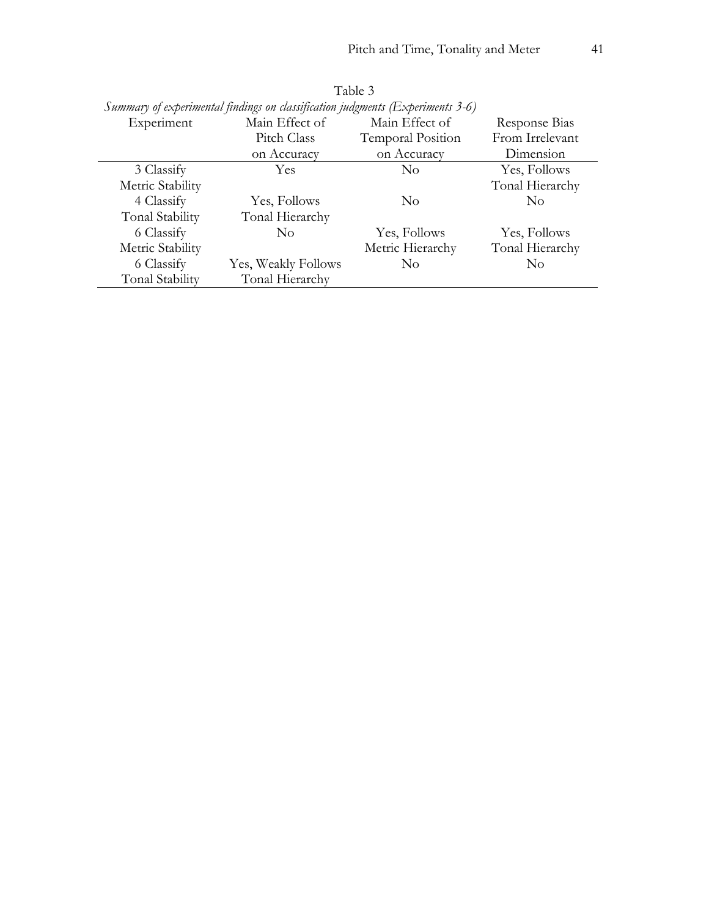Table 3

*Summary of experimental findings on classification judgments (Experiments 3-6)*

| Experiment | Main Effect of Pitch Class on Accuracy | Main Effect of Temporal Position on Accuracy | Response Bias From Irrelevant Dimension |
|---|---|---|---|
| 3 Classify Metric Stability | Yes | No | Yes, Follows Tonal Hierarchy |
| 4 Classify Tonal Stability | Yes, Follows Tonal Hierarchy | No | No |
| 6 Classify Metric Stability | No | Yes, Follows Metric Hierarchy | Yes, Follows Tonal Hierarchy |
| 6 Classify Tonal Stability | Yes, Weakly Follows Tonal Hierarchy | No | No |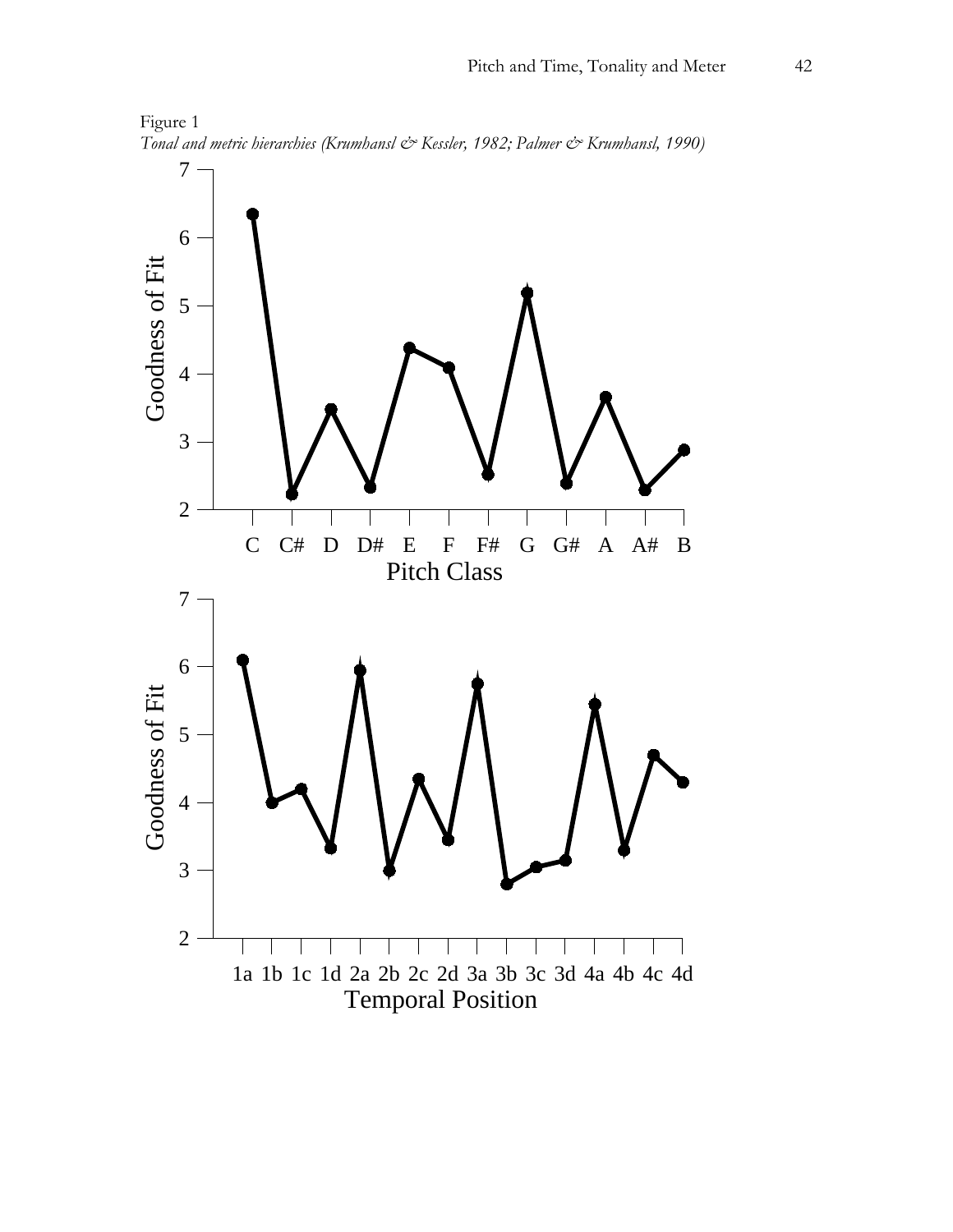Figure 1

*Tonal and metric hierarchies (Krumhansl & Kessler, 1982; Palmer & Krumhansl, 1990)*

Goodness of Fit

7
6
5
4
3
2

C C# D D# E F F# G G# A A# B

Pitch Class

Goodness of Fit

7
6
5
4
3
2

1a 1b 1c 1d 2a 2b 2c 2d 3a 3b 3c 3d 4a 4b 4c 4d

Temporal Position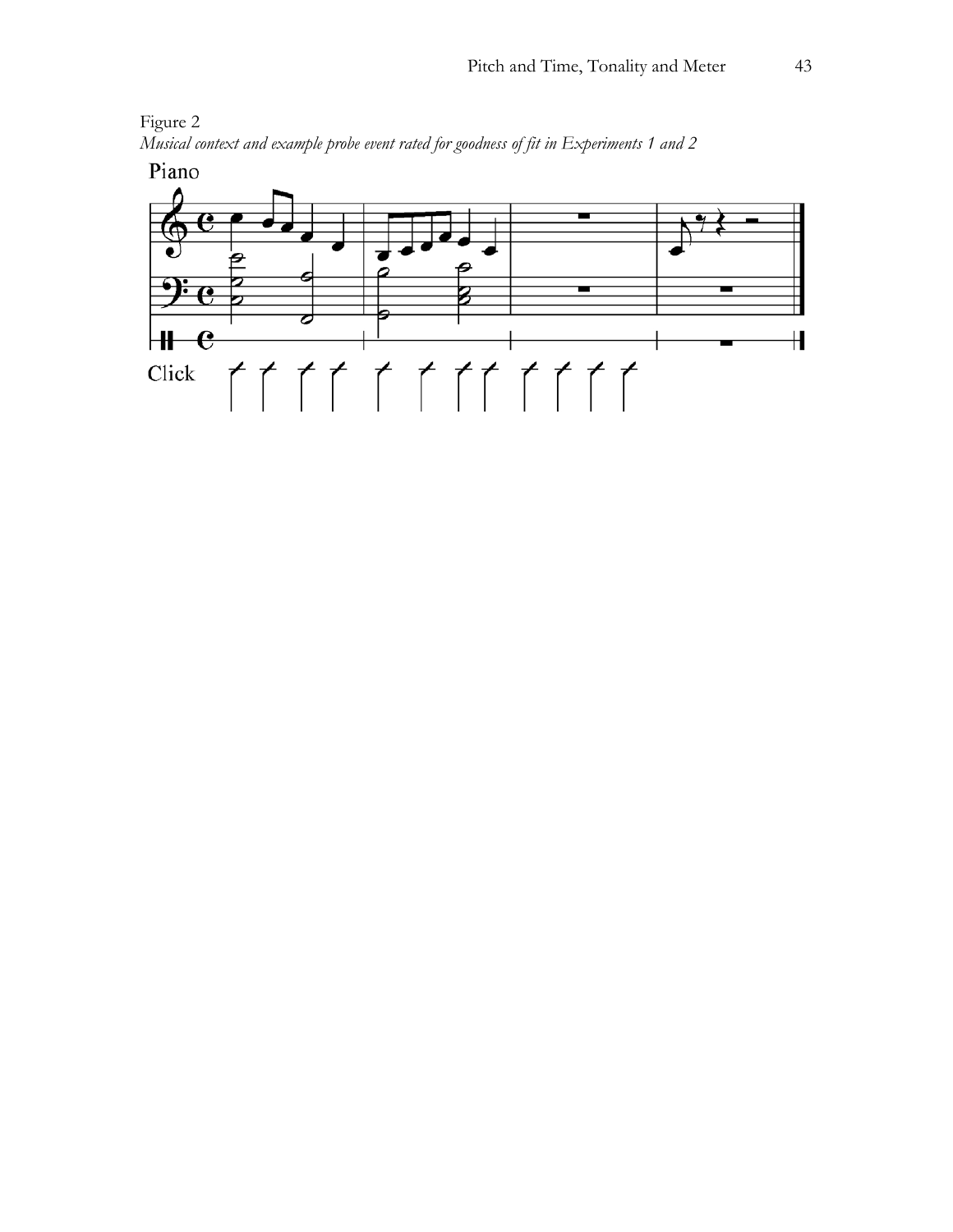Figure 2

*Musical context and example probe event rated for goodness of fit in Experiments 1 and 2*

Piano

Click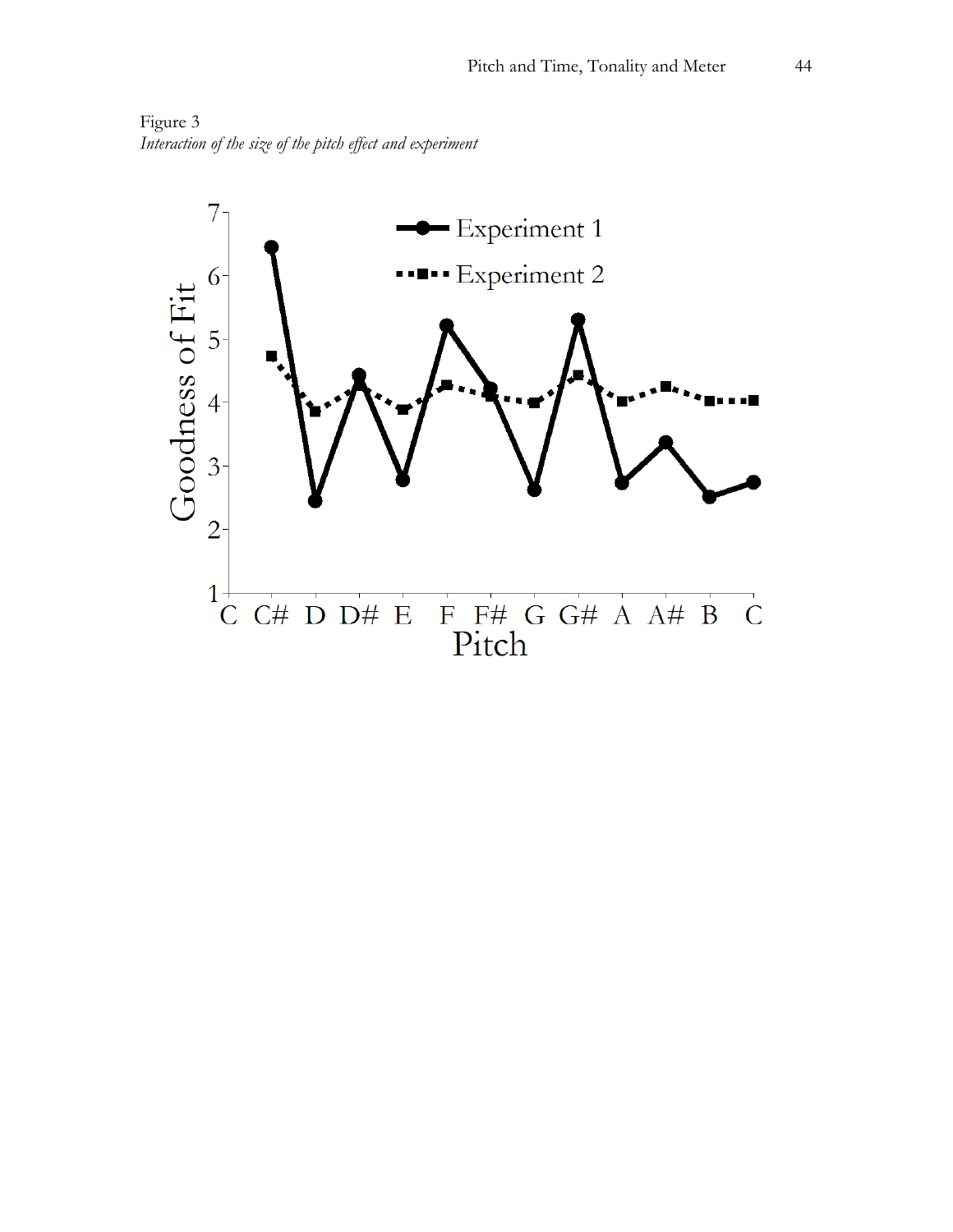Figure 3

*Interaction of the size of the pitch effect and experiment*

Experiment 1

Experiment 2

Goodness of Fit

7

6

5

4

3

2

1

C C# D D# E F F# G G# A A# B C

Pitch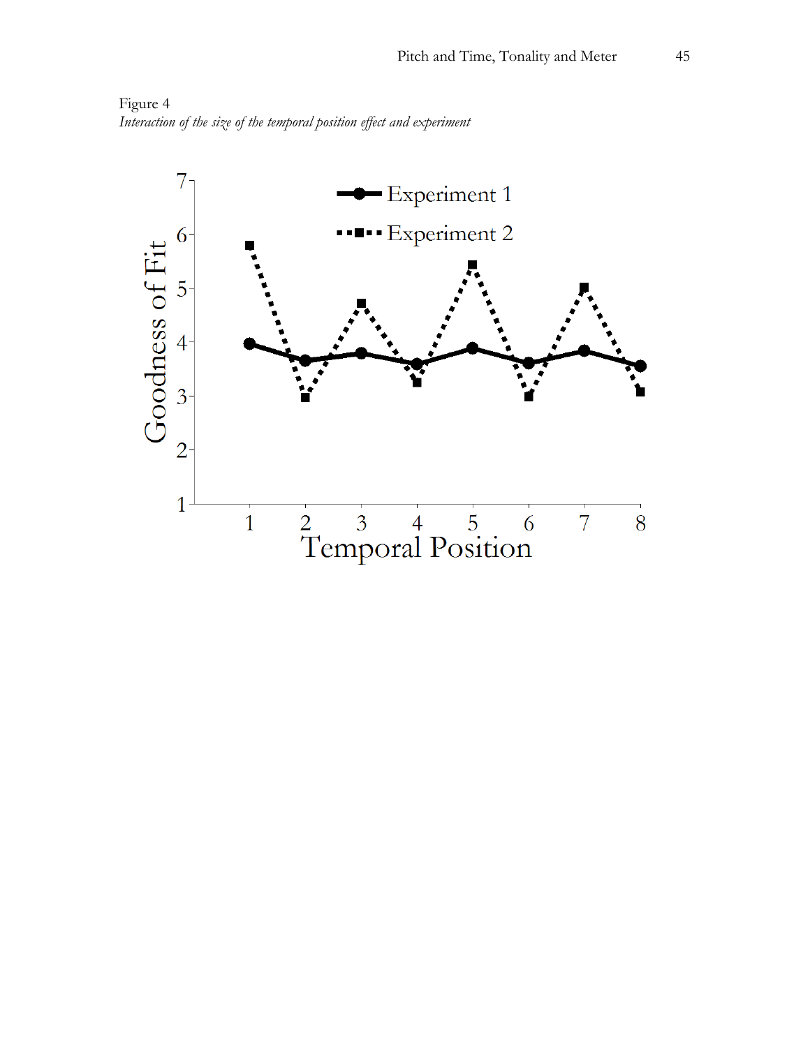Figure 4

*Interaction of the size of the temporal position effect and experiment*

Experiment 1

Experiment 2

Goodness of Fit

7

6

5

4

3

2

1

1 2 3 4 5 6 7 8

Temporal Position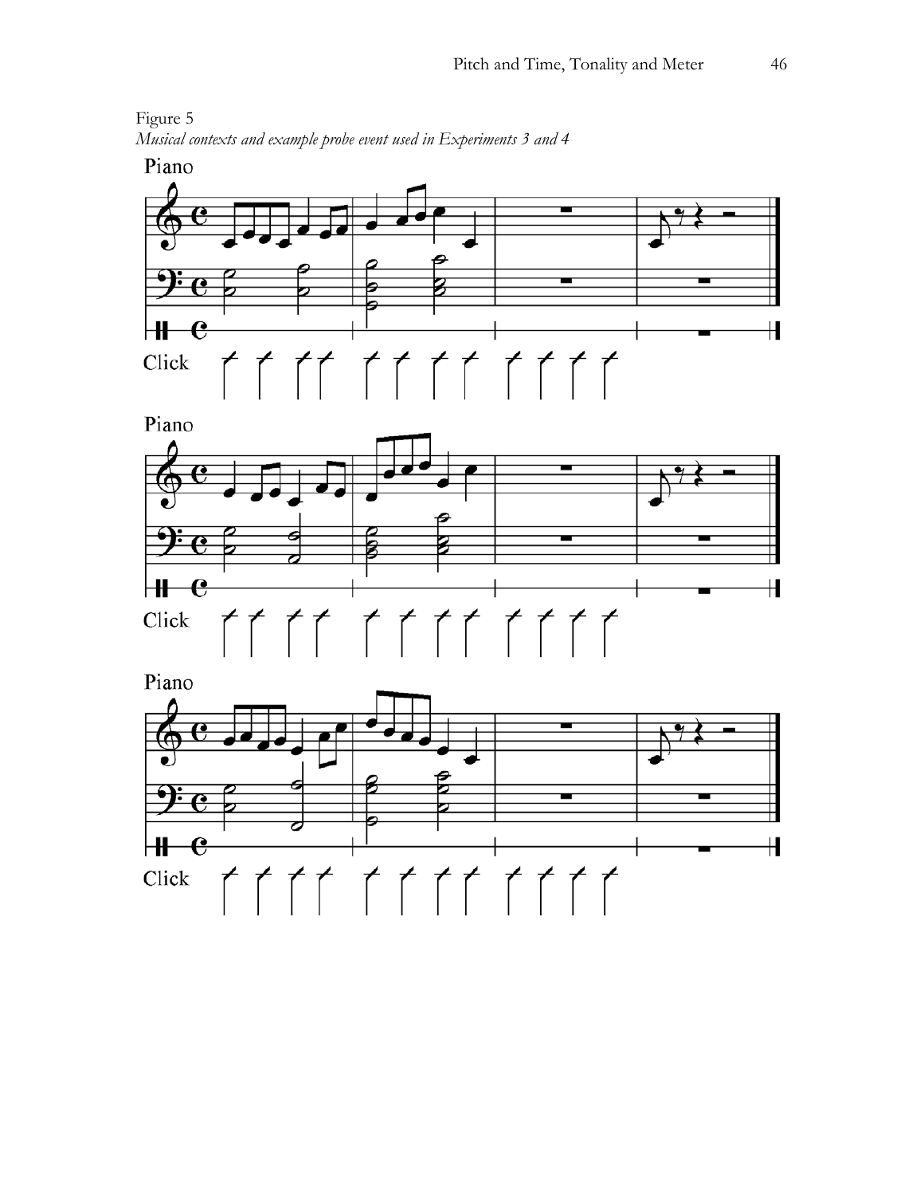Figure 5

*Musical contexts and example probe event used in Experiments 3 and 4*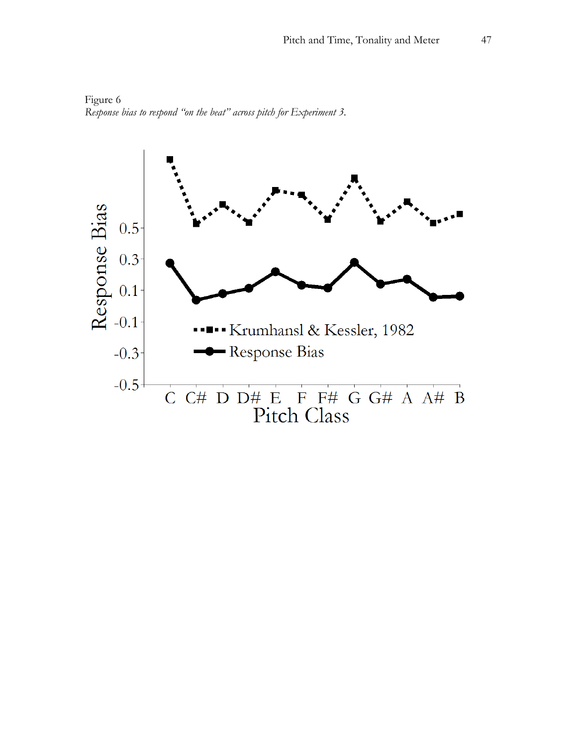Figure 6

*Response bias to respond "on the beat" across pitch for Experiment 3.*

Response Bias

0.5
0.3
0.1
-0.1
-0.3
-0.5

Krumhansl & Kessler, 1982

Response Bias

C C# D D# E F F# G G# A A# B

Pitch Class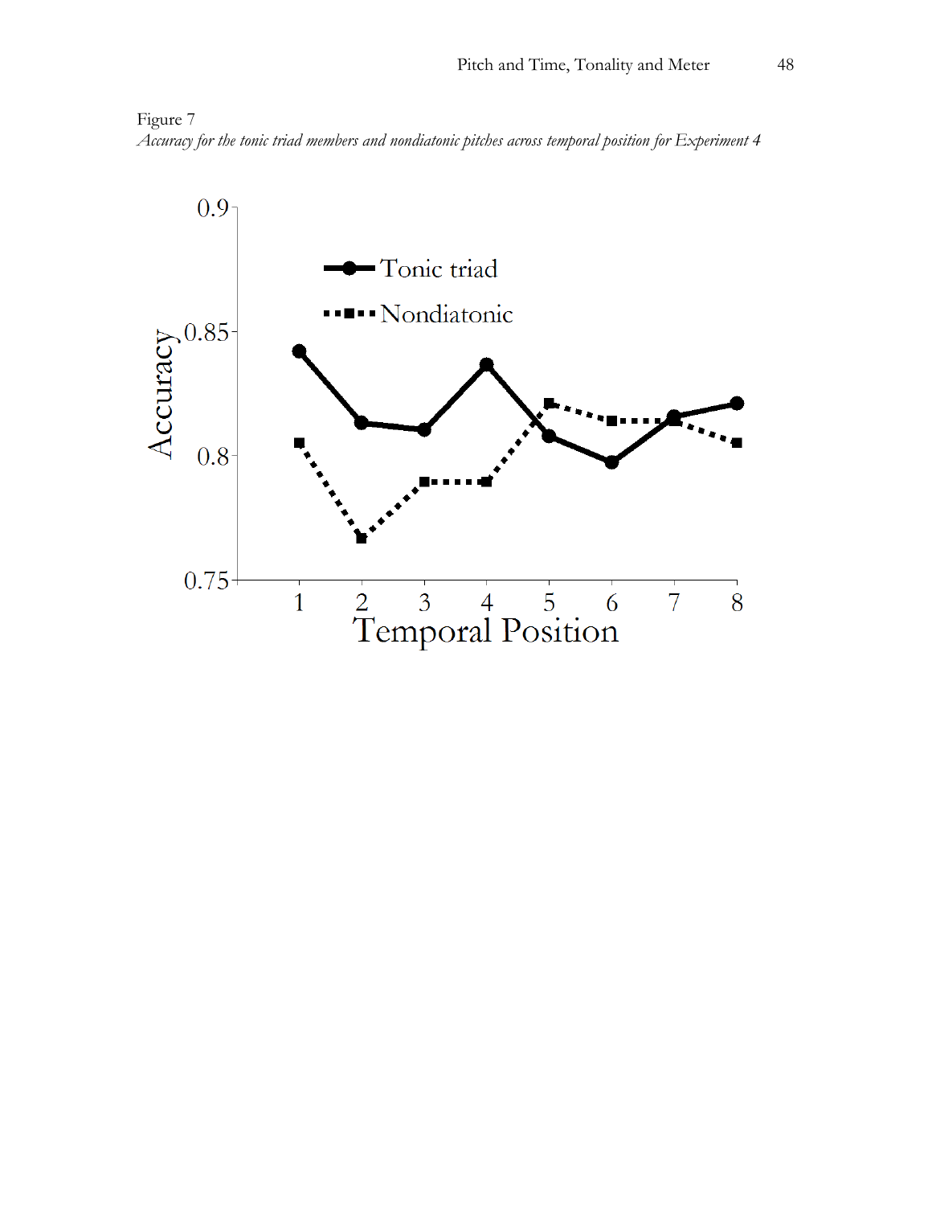Figure 7

*Accuracy for the tonic triad members and nondiatonic pitches across temporal position for Experiment 4*

0.9

0.85

0.8

0.75

Accuracy

Tonic triad

Nondiatonic

1 2 3 4 5 6 7 8

Temporal Position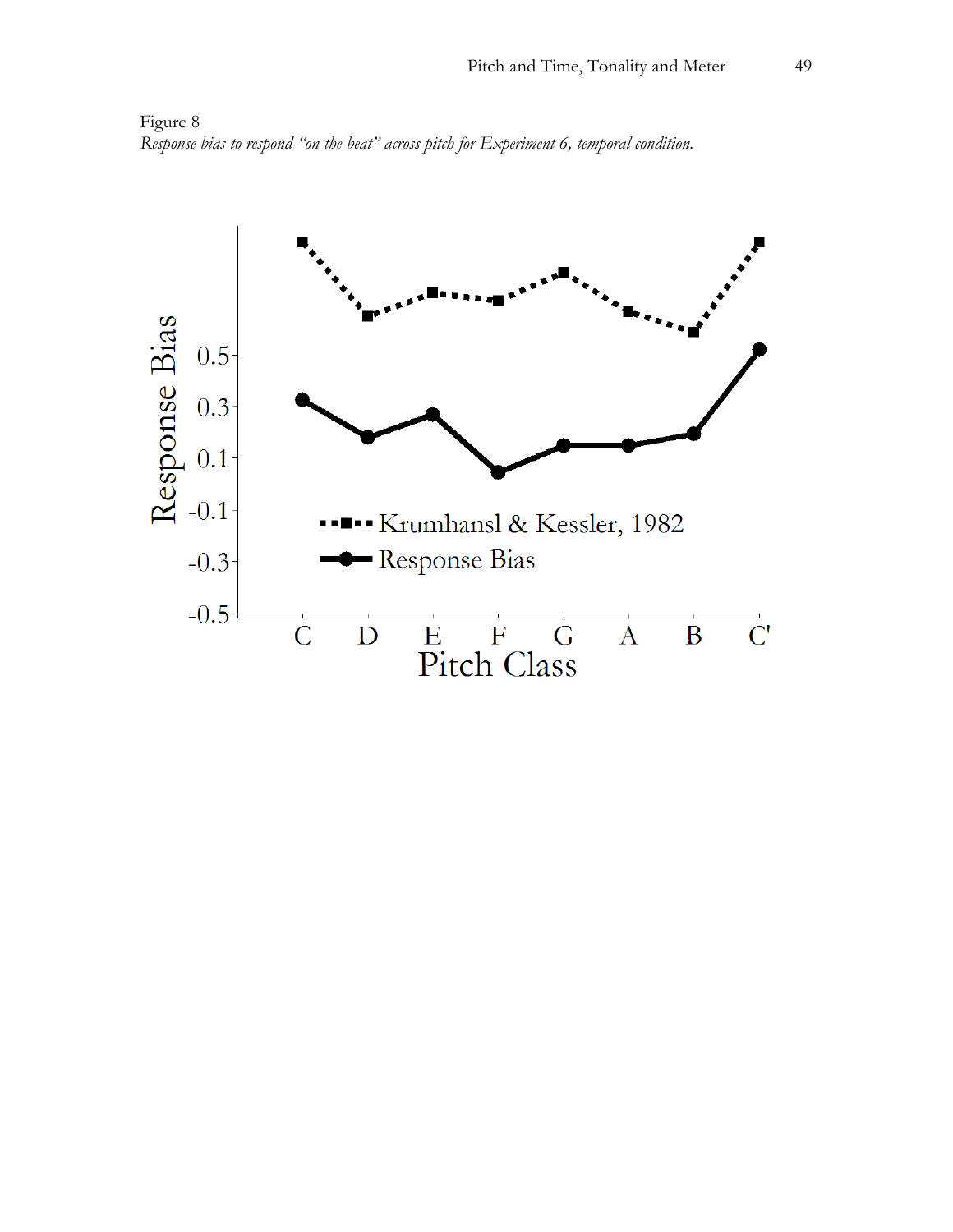Figure 8

*Response bias to respond "on the beat" across pitch for Experiment 6, temporal condition.*

Response Bias

0.5
0.3
0.1
-0.1
-0.3
-0.5

Krumhansl & Kessler, 1982
Response Bias

C D E F G A B C'

Pitch Class